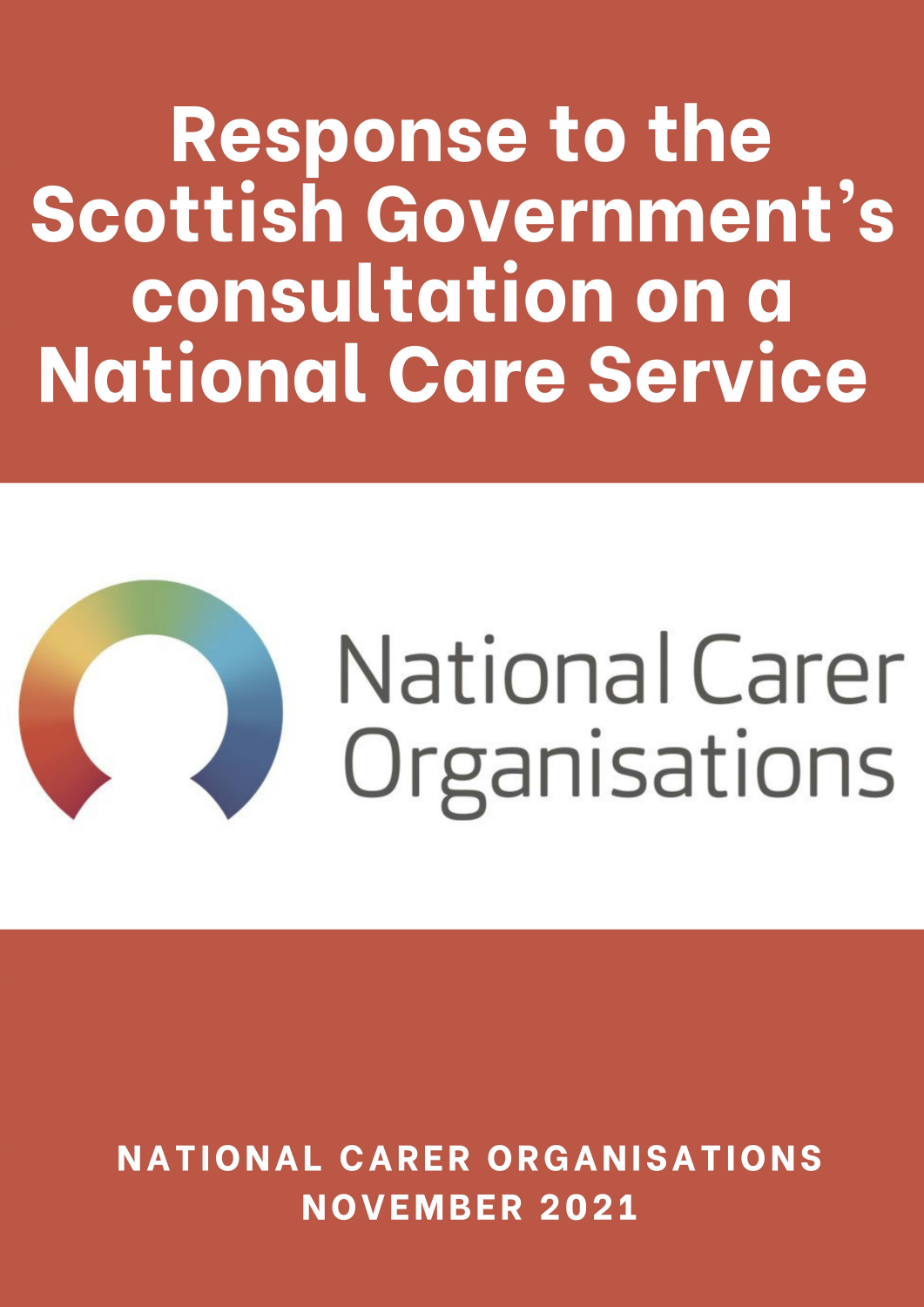# Response to the Scottish Government's consultation on a National Care Service

National Carer Organisations

NATIONAL CARER ORGANISATIONS
NOVEMBER 2021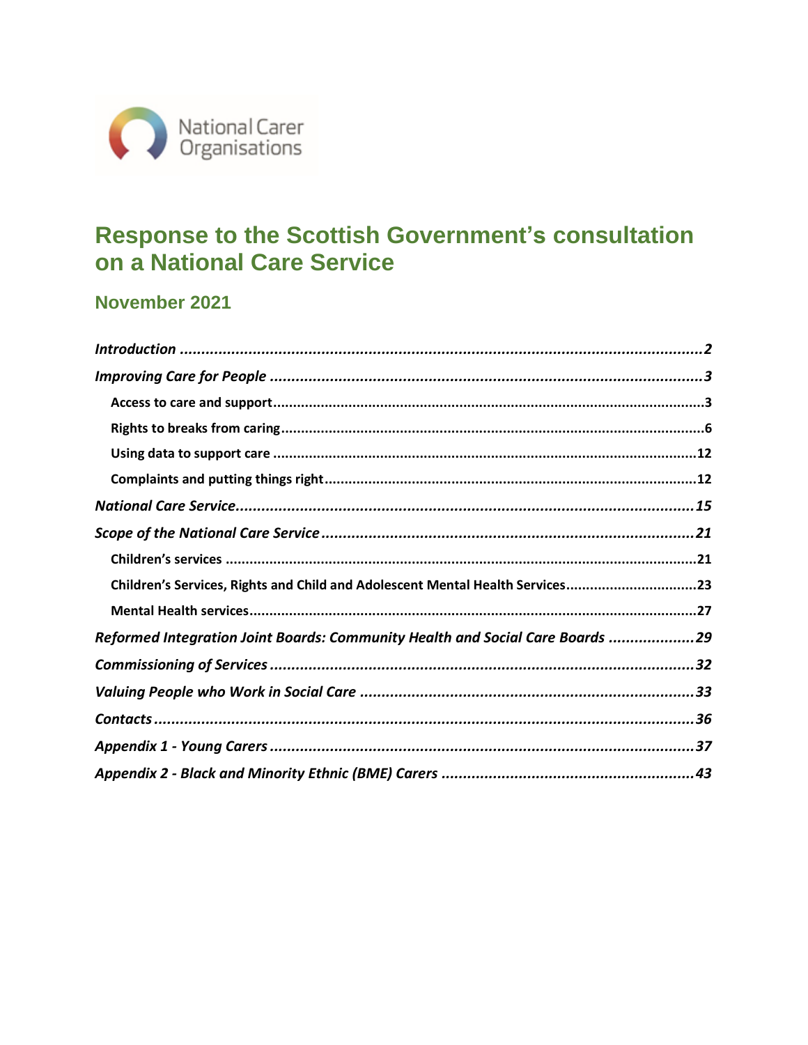National Carer Organisations

# Response to the Scottish Government's consultation on a National Care Service

## November 2021

*Introduction* ..........2

*Improving Care for People* ..........3

- Access to care and support ..........3
- Rights to breaks from caring ..........6
- Using data to support care ..........12
- Complaints and putting things right ..........12

*National Care Service* ..........15

*Scope of the National Care Service* ..........21

- Children's services ..........21
- Children's Services, Rights and Child and Adolescent Mental Health Services ..........23
- Mental Health services ..........27

*Reformed Integration Joint Boards: Community Health and Social Care Boards* ..........29

*Commissioning of Services* ..........32

*Valuing People who Work in Social Care* ..........33

*Contacts* ..........36

*Appendix 1 - Young Carers* ..........37

*Appendix 2 - Black and Minority Ethnic (BME) Carers* ..........43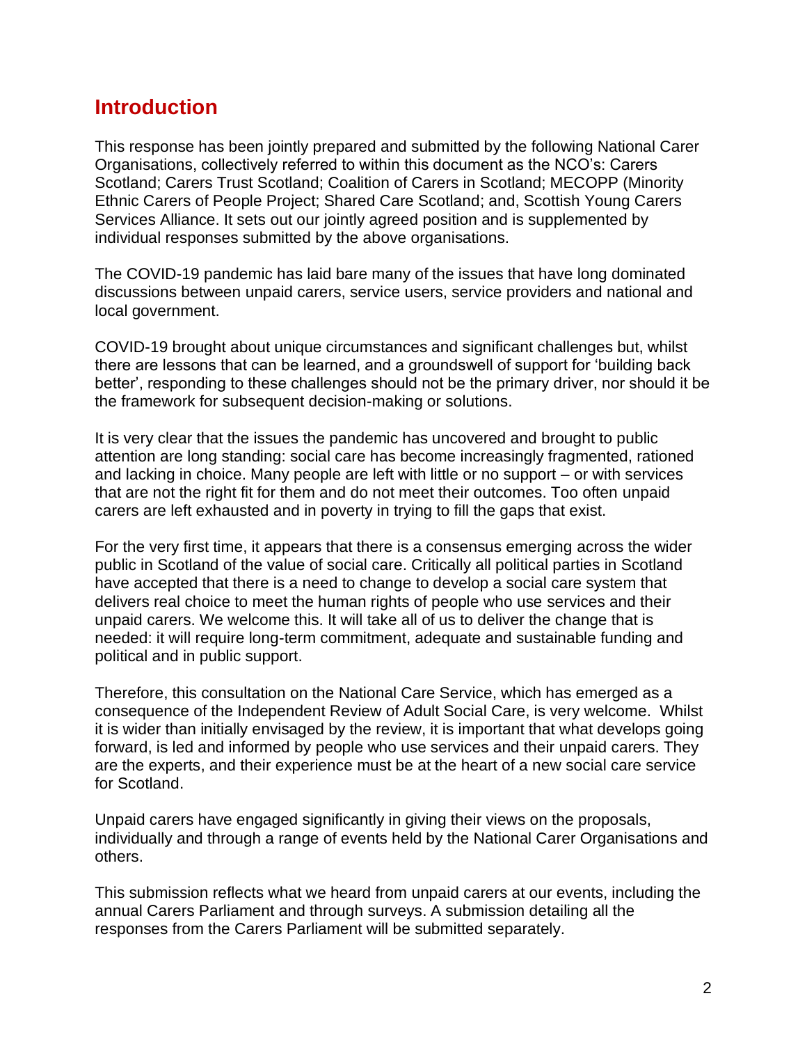## Introduction

This response has been jointly prepared and submitted by the following National Carer Organisations, collectively referred to within this document as the NCO's: Carers Scotland; Carers Trust Scotland; Coalition of Carers in Scotland; MECOPP (Minority Ethnic Carers of People Project; Shared Care Scotland; and, Scottish Young Carers Services Alliance. It sets out our jointly agreed position and is supplemented by individual responses submitted by the above organisations.

The COVID-19 pandemic has laid bare many of the issues that have long dominated discussions between unpaid carers, service users, service providers and national and local government.

COVID-19 brought about unique circumstances and significant challenges but, whilst there are lessons that can be learned, and a groundswell of support for 'building back better', responding to these challenges should not be the primary driver, nor should it be the framework for subsequent decision-making or solutions.

It is very clear that the issues the pandemic has uncovered and brought to public attention are long standing: social care has become increasingly fragmented, rationed and lacking in choice. Many people are left with little or no support – or with services that are not the right fit for them and do not meet their outcomes. Too often unpaid carers are left exhausted and in poverty in trying to fill the gaps that exist.

For the very first time, it appears that there is a consensus emerging across the wider public in Scotland of the value of social care. Critically all political parties in Scotland have accepted that there is a need to change to develop a social care system that delivers real choice to meet the human rights of people who use services and their unpaid carers. We welcome this. It will take all of us to deliver the change that is needed: it will require long-term commitment, adequate and sustainable funding and political and in public support.

Therefore, this consultation on the National Care Service, which has emerged as a consequence of the Independent Review of Adult Social Care, is very welcome. Whilst it is wider than initially envisaged by the review, it is important that what develops going forward, is led and informed by people who use services and their unpaid carers. They are the experts, and their experience must be at the heart of a new social care service for Scotland.

Unpaid carers have engaged significantly in giving their views on the proposals, individually and through a range of events held by the National Carer Organisations and others.

This submission reflects what we heard from unpaid carers at our events, including the annual Carers Parliament and through surveys. A submission detailing all the responses from the Carers Parliament will be submitted separately.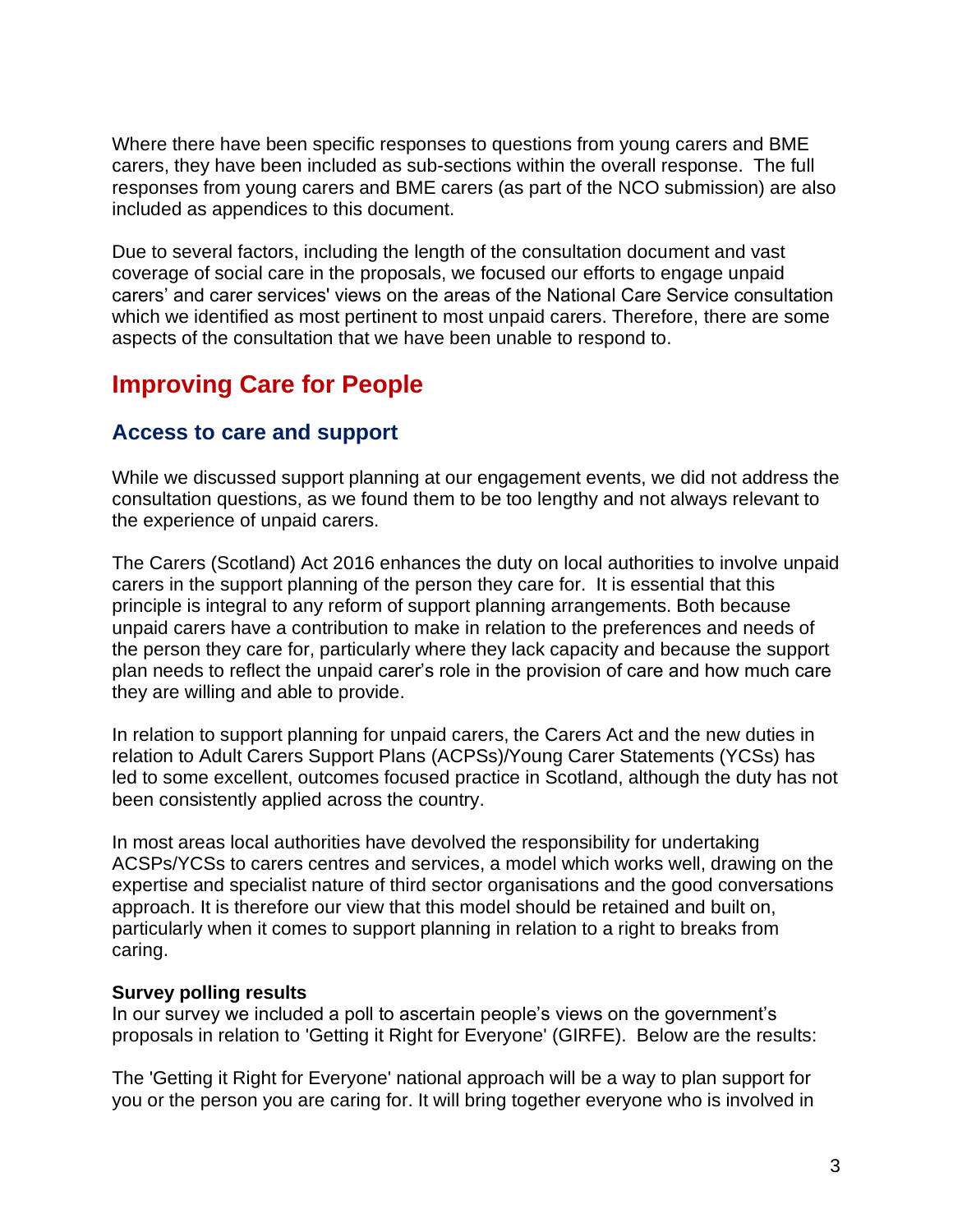Where there have been specific responses to questions from young carers and BME carers, they have been included as sub-sections within the overall response. The full responses from young carers and BME carers (as part of the NCO submission) are also included as appendices to this document.

Due to several factors, including the length of the consultation document and vast coverage of social care in the proposals, we focused our efforts to engage unpaid carers' and carer services' views on the areas of the National Care Service consultation which we identified as most pertinent to most unpaid carers. Therefore, there are some aspects of the consultation that we have been unable to respond to.

# Improving Care for People

## Access to care and support

While we discussed support planning at our engagement events, we did not address the consultation questions, as we found them to be too lengthy and not always relevant to the experience of unpaid carers.

The Carers (Scotland) Act 2016 enhances the duty on local authorities to involve unpaid carers in the support planning of the person they care for. It is essential that this principle is integral to any reform of support planning arrangements. Both because unpaid carers have a contribution to make in relation to the preferences and needs of the person they care for, particularly where they lack capacity and because the support plan needs to reflect the unpaid carer's role in the provision of care and how much care they are willing and able to provide.

In relation to support planning for unpaid carers, the Carers Act and the new duties in relation to Adult Carers Support Plans (ACPSs)/Young Carer Statements (YCSs) has led to some excellent, outcomes focused practice in Scotland, although the duty has not been consistently applied across the country.

In most areas local authorities have devolved the responsibility for undertaking ACSPs/YCSs to carers centres and services, a model which works well, drawing on the expertise and specialist nature of third sector organisations and the good conversations approach. It is therefore our view that this model should be retained and built on, particularly when it comes to support planning in relation to a right to breaks from caring.

**Survey polling results**
In our survey we included a poll to ascertain people's views on the government's proposals in relation to 'Getting it Right for Everyone' (GIRFE). Below are the results:

The 'Getting it Right for Everyone' national approach will be a way to plan support for you or the person you are caring for. It will bring together everyone who is involved in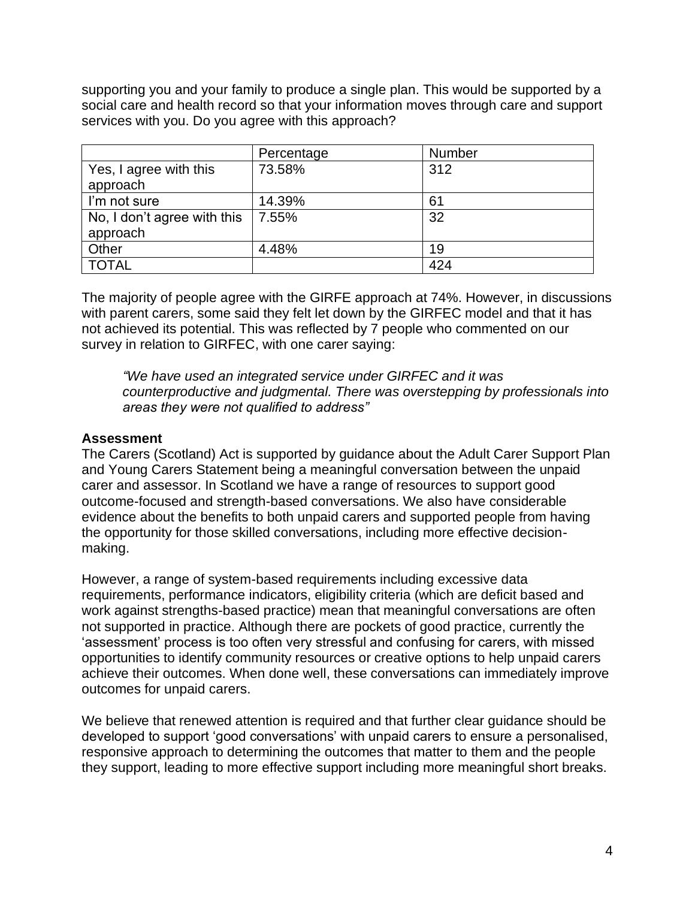supporting you and your family to produce a single plan. This would be supported by a social care and health record so that your information moves through care and support services with you. Do you agree with this approach?

| | Percentage | Number |
|---|---|---|
| Yes, I agree with this approach | 73.58% | 312 |
| I'm not sure | 14.39% | 61 |
| No, I don't agree with this approach | 7.55% | 32 |
| Other | 4.48% | 19 |
| TOTAL | | 424 |

The majority of people agree with the GIRFE approach at 74%. However, in discussions with parent carers, some said they felt let down by the GIRFEC model and that it has not achieved its potential. This was reflected by 7 people who commented on our survey in relation to GIRFEC, with one carer saying:

> *"We have used an integrated service under GIRFEC and it was counterproductive and judgmental. There was overstepping by professionals into areas they were not qualified to address"*

**Assessment**

The Carers (Scotland) Act is supported by guidance about the Adult Carer Support Plan and Young Carers Statement being a meaningful conversation between the unpaid carer and assessor. In Scotland we have a range of resources to support good outcome-focused and strength-based conversations. We also have considerable evidence about the benefits to both unpaid carers and supported people from having the opportunity for those skilled conversations, including more effective decision-making.

However, a range of system-based requirements including excessive data requirements, performance indicators, eligibility criteria (which are deficit based and work against strengths-based practice) mean that meaningful conversations are often not supported in practice. Although there are pockets of good practice, currently the 'assessment' process is too often very stressful and confusing for carers, with missed opportunities to identify community resources or creative options to help unpaid carers achieve their outcomes. When done well, these conversations can immediately improve outcomes for unpaid carers.

We believe that renewed attention is required and that further clear guidance should be developed to support 'good conversations' with unpaid carers to ensure a personalised, responsive approach to determining the outcomes that matter to them and the people they support, leading to more effective support including more meaningful short breaks.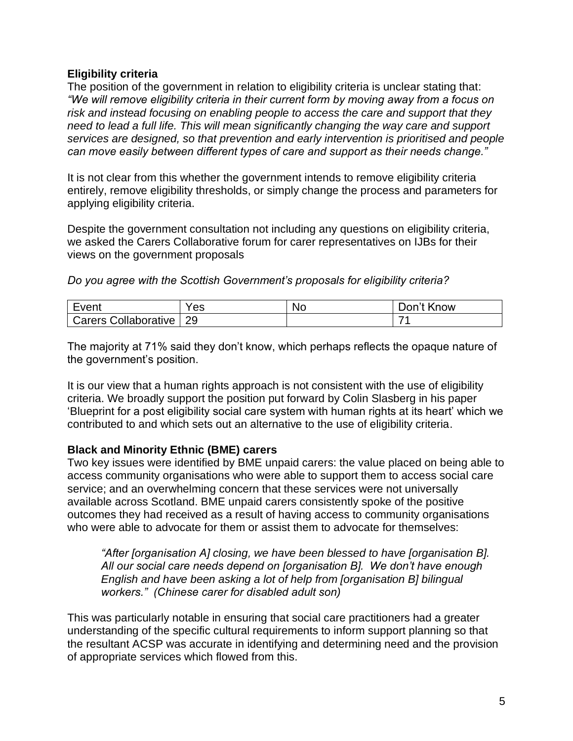**Eligibility criteria**

The position of the government in relation to eligibility criteria is unclear stating that: *"We will remove eligibility criteria in their current form by moving away from a focus on risk and instead focusing on enabling people to access the care and support that they need to lead a full life. This will mean significantly changing the way care and support services are designed, so that prevention and early intervention is prioritised and people can move easily between different types of care and support as their needs change."*

It is not clear from this whether the government intends to remove eligibility criteria entirely, remove eligibility thresholds, or simply change the process and parameters for applying eligibility criteria.

Despite the government consultation not including any questions on eligibility criteria, we asked the Carers Collaborative forum for carer representatives on IJBs for their views on the government proposals

*Do you agree with the Scottish Government's proposals for eligibility criteria?*

| Event | Yes | No | Don't Know |
| --- | --- | --- | --- |
| Carers Collaborative | 29 | | 71 |

The majority at 71% said they don't know, which perhaps reflects the opaque nature of the government's position.

It is our view that a human rights approach is not consistent with the use of eligibility criteria. We broadly support the position put forward by Colin Slasberg in his paper 'Blueprint for a post eligibility social care system with human rights at its heart' which we contributed to and which sets out an alternative to the use of eligibility criteria.

**Black and Minority Ethnic (BME) carers**

Two key issues were identified by BME unpaid carers: the value placed on being able to access community organisations who were able to support them to access social care service; and an overwhelming concern that these services were not universally available across Scotland. BME unpaid carers consistently spoke of the positive outcomes they had received as a result of having access to community organisations who were able to advocate for them or assist them to advocate for themselves:

> *"After [organisation A] closing, we have been blessed to have [organisation B]. All our social care needs depend on [organisation B]. We don't have enough English and have been asking a lot of help from [organisation B] bilingual workers." (Chinese carer for disabled adult son)*

This was particularly notable in ensuring that social care practitioners had a greater understanding of the specific cultural requirements to inform support planning so that the resultant ACSP was accurate in identifying and determining need and the provision of appropriate services which flowed from this.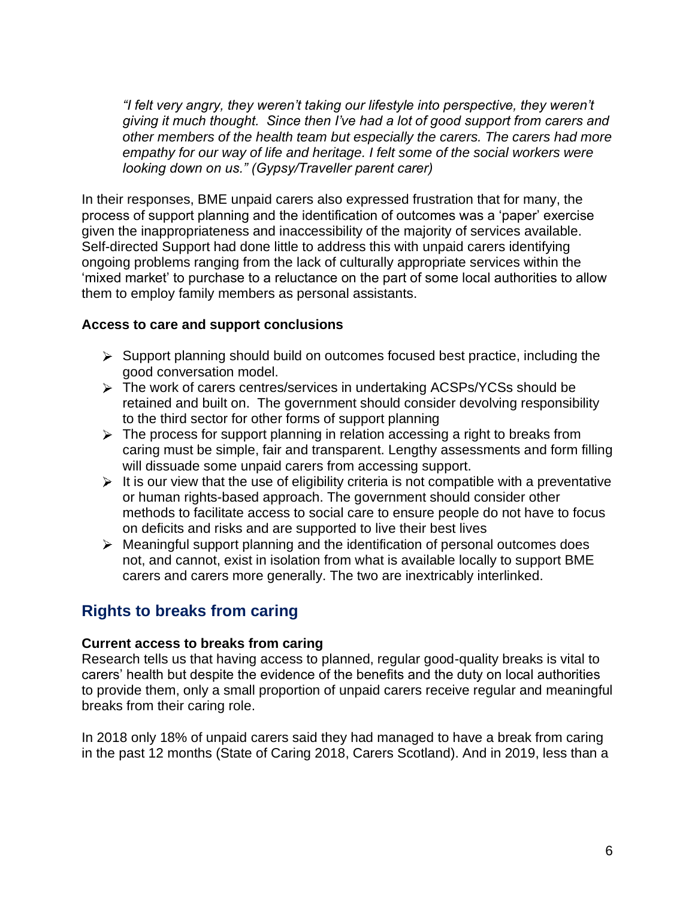*“I felt very angry, they weren’t taking our lifestyle into perspective, they weren’t giving it much thought. Since then I’ve had a lot of good support from carers and other members of the health team but especially the carers. The carers had more empathy for our way of life and heritage. I felt some of the social workers were looking down on us.” (Gypsy/Traveller parent carer)*

In their responses, BME unpaid carers also expressed frustration that for many, the process of support planning and the identification of outcomes was a ‘paper’ exercise given the inappropriateness and inaccessibility of the majority of services available. Self-directed Support had done little to address this with unpaid carers identifying ongoing problems ranging from the lack of culturally appropriate services within the ‘mixed market’ to purchase to a reluctance on the part of some local authorities to allow them to employ family members as personal assistants.

**Access to care and support conclusions**

- Support planning should build on outcomes focused best practice, including the good conversation model.
- The work of carers centres/services in undertaking ACSPs/YCSs should be retained and built on. The government should consider devolving responsibility to the third sector for other forms of support planning
- The process for support planning in relation accessing a right to breaks from caring must be simple, fair and transparent. Lengthy assessments and form filling will dissuade some unpaid carers from accessing support.
- It is our view that the use of eligibility criteria is not compatible with a preventative or human rights-based approach. The government should consider other methods to facilitate access to social care to ensure people do not have to focus on deficits and risks and are supported to live their best lives
- Meaningful support planning and the identification of personal outcomes does not, and cannot, exist in isolation from what is available locally to support BME carers and carers more generally. The two are inextricably interlinked.

## Rights to breaks from caring

**Current access to breaks from caring**

Research tells us that having access to planned, regular good-quality breaks is vital to carers’ health but despite the evidence of the benefits and the duty on local authorities to provide them, only a small proportion of unpaid carers receive regular and meaningful breaks from their caring role.

In 2018 only 18% of unpaid carers said they had managed to have a break from caring in the past 12 months (State of Caring 2018, Carers Scotland). And in 2019, less than a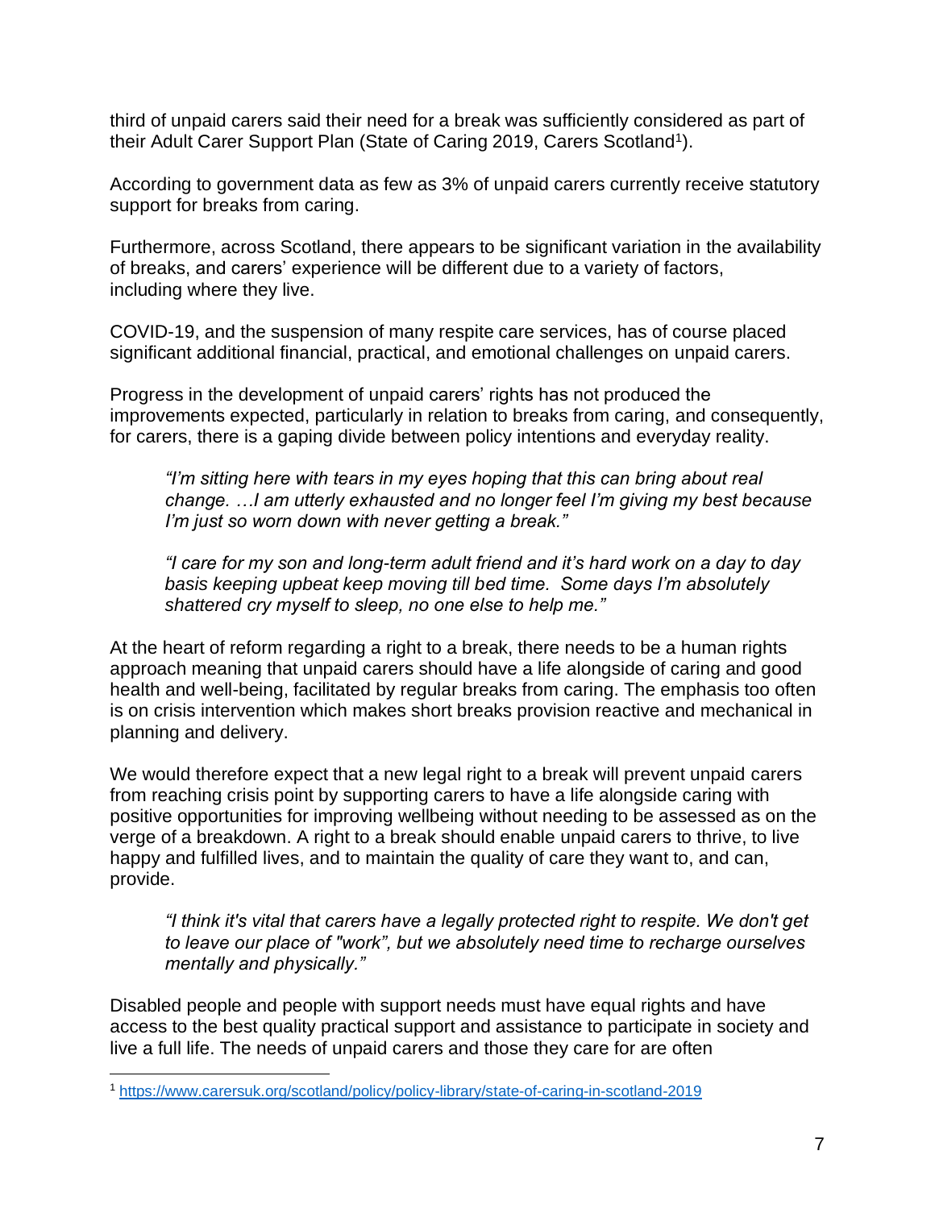third of unpaid carers said their need for a break was sufficiently considered as part of their Adult Carer Support Plan (State of Caring 2019, Carers Scotland[1]).

According to government data as few as 3% of unpaid carers currently receive statutory support for breaks from caring.

Furthermore, across Scotland, there appears to be significant variation in the availability of breaks, and carers' experience will be different due to a variety of factors, including where they live.

COVID-19, and the suspension of many respite care services, has of course placed significant additional financial, practical, and emotional challenges on unpaid carers.

Progress in the development of unpaid carers' rights has not produced the improvements expected, particularly in relation to breaks from caring, and consequently, for carers, there is a gaping divide between policy intentions and everyday reality.

> *"I'm sitting here with tears in my eyes hoping that this can bring about real change. …I am utterly exhausted and no longer feel I'm giving my best because I'm just so worn down with never getting a break."*

> *"I care for my son and long-term adult friend and it's hard work on a day to day basis keeping upbeat keep moving till bed time. Some days I'm absolutely shattered cry myself to sleep, no one else to help me."*

At the heart of reform regarding a right to a break, there needs to be a human rights approach meaning that unpaid carers should have a life alongside of caring and good health and well-being, facilitated by regular breaks from caring. The emphasis too often is on crisis intervention which makes short breaks provision reactive and mechanical in planning and delivery.

We would therefore expect that a new legal right to a break will prevent unpaid carers from reaching crisis point by supporting carers to have a life alongside caring with positive opportunities for improving wellbeing without needing to be assessed as on the verge of a breakdown. A right to a break should enable unpaid carers to thrive, to live happy and fulfilled lives, and to maintain the quality of care they want to, and can, provide.

> *"I think it's vital that carers have a legally protected right to respite. We don't get to leave our place of "work", but we absolutely need time to recharge ourselves mentally and physically."*

Disabled people and people with support needs must have equal rights and have access to the best quality practical support and assistance to participate in society and live a full life. The needs of unpaid carers and those they care for are often

---

[1] https://www.carersuk.org/scotland/policy/policy-library/state-of-caring-in-scotland-2019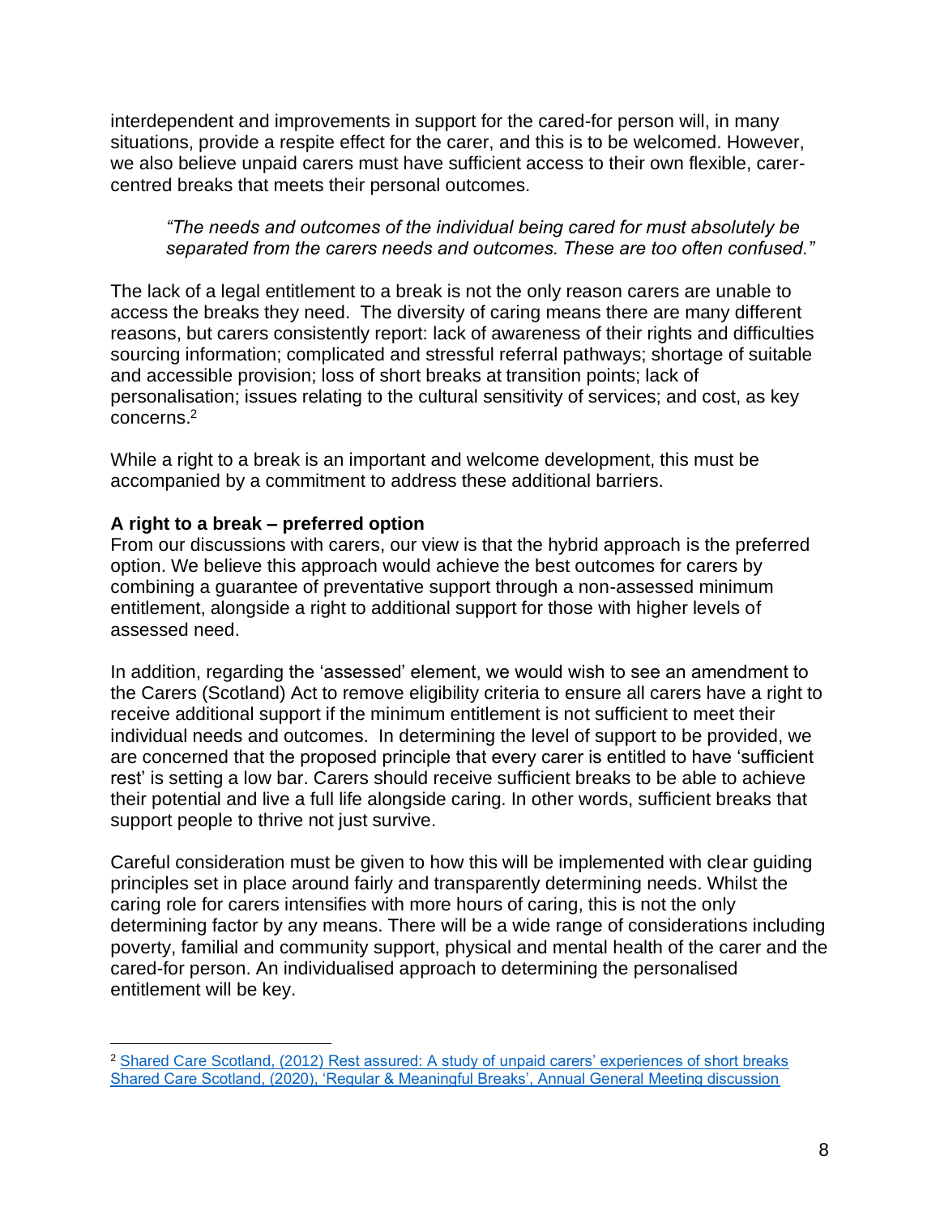interdependent and improvements in support for the cared-for person will, in many situations, provide a respite effect for the carer, and this is to be welcomed. However, we also believe unpaid carers must have sufficient access to their own flexible, carer-centred breaks that meets their personal outcomes.

> *"The needs and outcomes of the individual being cared for must absolutely be separated from the carers needs and outcomes. These are too often confused."*

The lack of a legal entitlement to a break is not the only reason carers are unable to access the breaks they need. The diversity of caring means there are many different reasons, but carers consistently report: lack of awareness of their rights and difficulties sourcing information; complicated and stressful referral pathways; shortage of suitable and accessible provision; loss of short breaks at transition points; lack of personalisation; issues relating to the cultural sensitivity of services; and cost, as key concerns.[2]

While a right to a break is an important and welcome development, this must be accompanied by a commitment to address these additional barriers.

**A right to a break – preferred option**

From our discussions with carers, our view is that the hybrid approach is the preferred option. We believe this approach would achieve the best outcomes for carers by combining a guarantee of preventative support through a non-assessed minimum entitlement, alongside a right to additional support for those with higher levels of assessed need.

In addition, regarding the 'assessed' element, we would wish to see an amendment to the Carers (Scotland) Act to remove eligibility criteria to ensure all carers have a right to receive additional support if the minimum entitlement is not sufficient to meet their individual needs and outcomes. In determining the level of support to be provided, we are concerned that the proposed principle that every carer is entitled to have 'sufficient rest' is setting a low bar. Carers should receive sufficient breaks to be able to achieve their potential and live a full life alongside caring. In other words, sufficient breaks that support people to thrive not just survive.

Careful consideration must be given to how this will be implemented with clear guiding principles set in place around fairly and transparently determining needs. Whilst the caring role for carers intensifies with more hours of caring, this is not the only determining factor by any means. There will be a wide range of considerations including poverty, familial and community support, physical and mental health of the carer and the cared-for person. An individualised approach to determining the personalised entitlement will be key.

---

[2] Shared Care Scotland, (2012) Rest assured: A study of unpaid carers' experiences of short breaks
Shared Care Scotland, (2020), 'Regular & Meaningful Breaks', Annual General Meeting discussion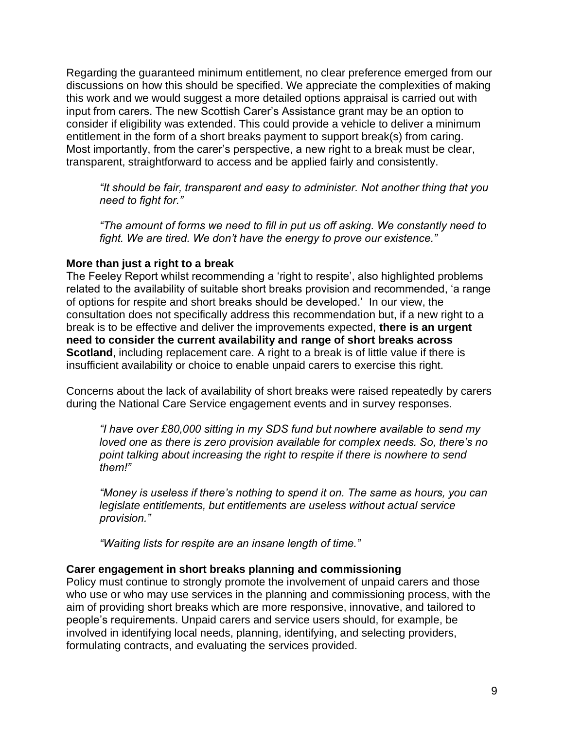Regarding the guaranteed minimum entitlement, no clear preference emerged from our discussions on how this should be specified. We appreciate the complexities of making this work and we would suggest a more detailed options appraisal is carried out with input from carers. The new Scottish Carer's Assistance grant may be an option to consider if eligibility was extended. This could provide a vehicle to deliver a minimum entitlement in the form of a short breaks payment to support break(s) from caring. Most importantly, from the carer's perspective, a new right to a break must be clear, transparent, straightforward to access and be applied fairly and consistently.

> *"It should be fair, transparent and easy to administer. Not another thing that you need to fight for."*
>
> *"The amount of forms we need to fill in put us off asking. We constantly need to fight. We are tired. We don't have the energy to prove our existence."*

**More than just a right to a break**

The Feeley Report whilst recommending a 'right to respite', also highlighted problems related to the availability of suitable short breaks provision and recommended, 'a range of options for respite and short breaks should be developed.' In our view, the consultation does not specifically address this recommendation but, if a new right to a break is to be effective and deliver the improvements expected, **there is an urgent need to consider the current availability and range of short breaks across Scotland**, including replacement care. A right to a break is of little value if there is insufficient availability or choice to enable unpaid carers to exercise this right.

Concerns about the lack of availability of short breaks were raised repeatedly by carers during the National Care Service engagement events and in survey responses.

> *"I have over £80,000 sitting in my SDS fund but nowhere available to send my loved one as there is zero provision available for complex needs. So, there's no point talking about increasing the right to respite if there is nowhere to send them!"*
>
> *"Money is useless if there's nothing to spend it on. The same as hours, you can legislate entitlements, but entitlements are useless without actual service provision."*
>
> *"Waiting lists for respite are an insane length of time."*

**Carer engagement in short breaks planning and commissioning**

Policy must continue to strongly promote the involvement of unpaid carers and those who use or who may use services in the planning and commissioning process, with the aim of providing short breaks which are more responsive, innovative, and tailored to people's requirements. Unpaid carers and service users should, for example, be involved in identifying local needs, planning, identifying, and selecting providers, formulating contracts, and evaluating the services provided.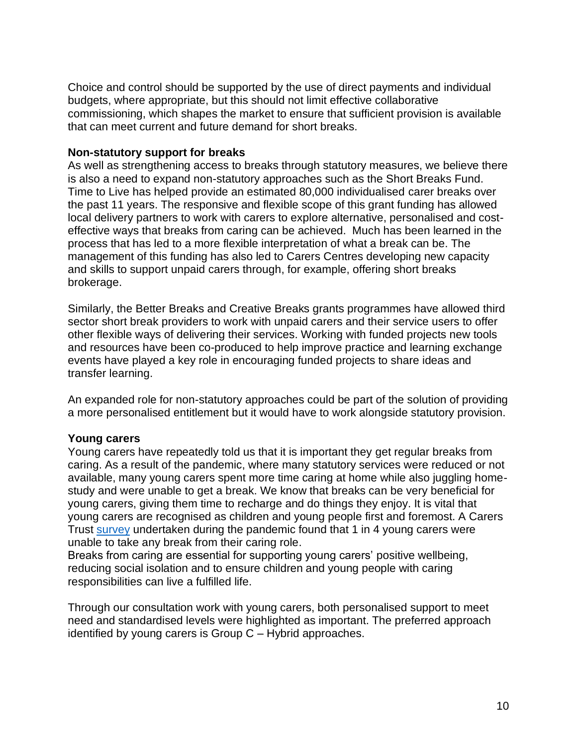Choice and control should be supported by the use of direct payments and individual budgets, where appropriate, but this should not limit effective collaborative commissioning, which shapes the market to ensure that sufficient provision is available that can meet current and future demand for short breaks.

**Non-statutory support for breaks**

As well as strengthening access to breaks through statutory measures, we believe there is also a need to expand non-statutory approaches such as the Short Breaks Fund. Time to Live has helped provide an estimated 80,000 individualised carer breaks over the past 11 years. The responsive and flexible scope of this grant funding has allowed local delivery partners to work with carers to explore alternative, personalised and cost-effective ways that breaks from caring can be achieved. Much has been learned in the process that has led to a more flexible interpretation of what a break can be. The management of this funding has also led to Carers Centres developing new capacity and skills to support unpaid carers through, for example, offering short breaks brokerage.

Similarly, the Better Breaks and Creative Breaks grants programmes have allowed third sector short break providers to work with unpaid carers and their service users to offer other flexible ways of delivering their services. Working with funded projects new tools and resources have been co-produced to help improve practice and learning exchange events have played a key role in encouraging funded projects to share ideas and transfer learning.

An expanded role for non-statutory approaches could be part of the solution of providing a more personalised entitlement but it would have to work alongside statutory provision.

**Young carers**

Young carers have repeatedly told us that it is important they get regular breaks from caring. As a result of the pandemic, where many statutory services were reduced or not available, many young carers spent more time caring at home while also juggling home-study and were unable to get a break. We know that breaks can be very beneficial for young carers, giving them time to recharge and do things they enjoy. It is vital that young carers are recognised as children and young people first and foremost. A Carers Trust survey undertaken during the pandemic found that 1 in 4 young carers were unable to take any break from their caring role.
Breaks from caring are essential for supporting young carers' positive wellbeing, reducing social isolation and to ensure children and young people with caring responsibilities can live a fulfilled life.

Through our consultation work with young carers, both personalised support to meet need and standardised levels were highlighted as important. The preferred approach identified by young carers is Group C – Hybrid approaches.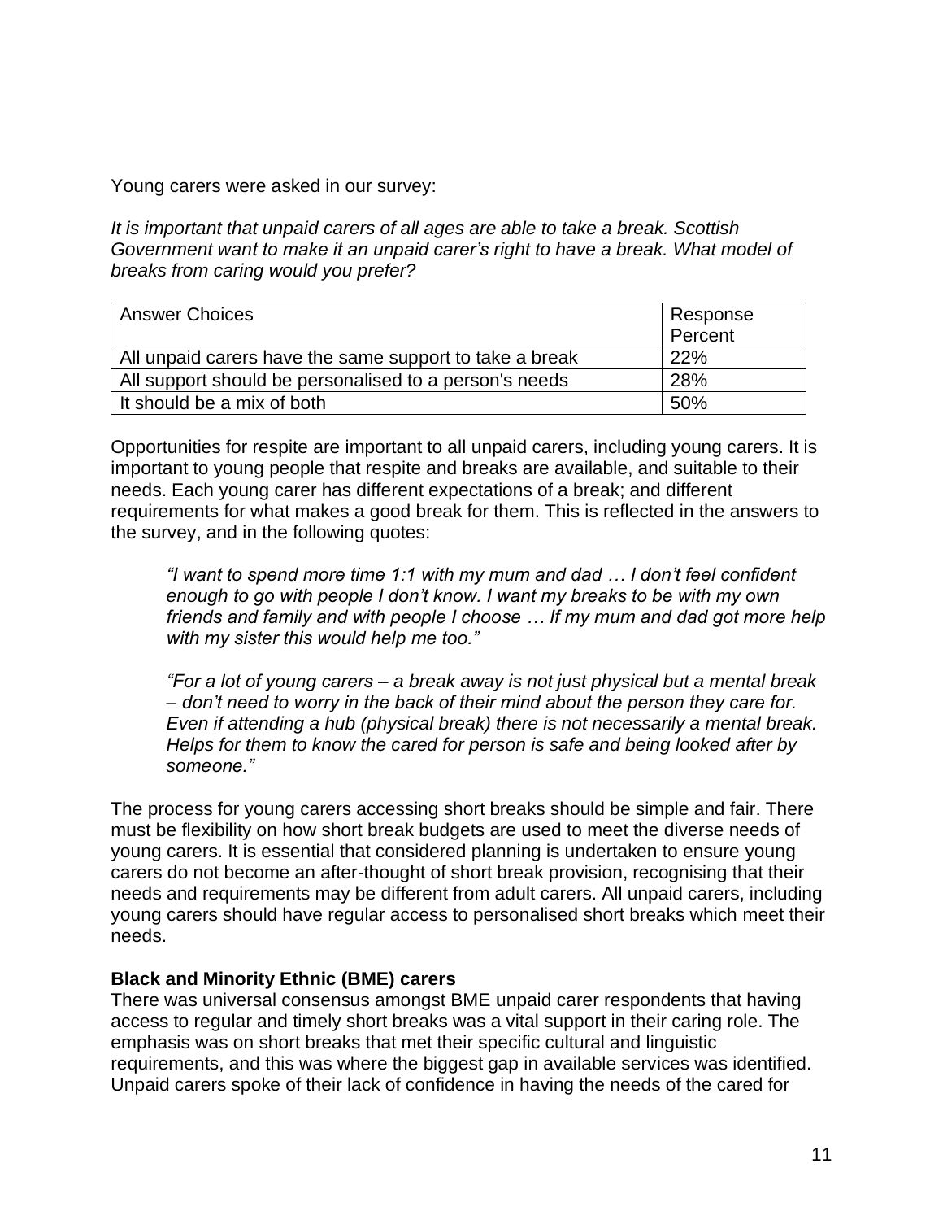Young carers were asked in our survey:

*It is important that unpaid carers of all ages are able to take a break. Scottish Government want to make it an unpaid carer's right to have a break. What model of breaks from caring would you prefer?*

| Answer Choices | Response Percent |
|---|---|
| All unpaid carers have the same support to take a break | 22% |
| All support should be personalised to a person's needs | 28% |
| It should be a mix of both | 50% |

Opportunities for respite are important to all unpaid carers, including young carers. It is important to young people that respite and breaks are available, and suitable to their needs. Each young carer has different expectations of a break; and different requirements for what makes a good break for them. This is reflected in the answers to the survey, and in the following quotes:

> *"I want to spend more time 1:1 with my mum and dad … I don't feel confident enough to go with people I don't know. I want my breaks to be with my own friends and family and with people I choose … If my mum and dad got more help with my sister this would help me too."*

> *"For a lot of young carers – a break away is not just physical but a mental break – don't need to worry in the back of their mind about the person they care for. Even if attending a hub (physical break) there is not necessarily a mental break. Helps for them to know the cared for person is safe and being looked after by someone."*

The process for young carers accessing short breaks should be simple and fair. There must be flexibility on how short break budgets are used to meet the diverse needs of young carers. It is essential that considered planning is undertaken to ensure young carers do not become an after-thought of short break provision, recognising that their needs and requirements may be different from adult carers. All unpaid carers, including young carers should have regular access to personalised short breaks which meet their needs.

**Black and Minority Ethnic (BME) carers**

There was universal consensus amongst BME unpaid carer respondents that having access to regular and timely short breaks was a vital support in their caring role. The emphasis was on short breaks that met their specific cultural and linguistic requirements, and this was where the biggest gap in available services was identified. Unpaid carers spoke of their lack of confidence in having the needs of the cared for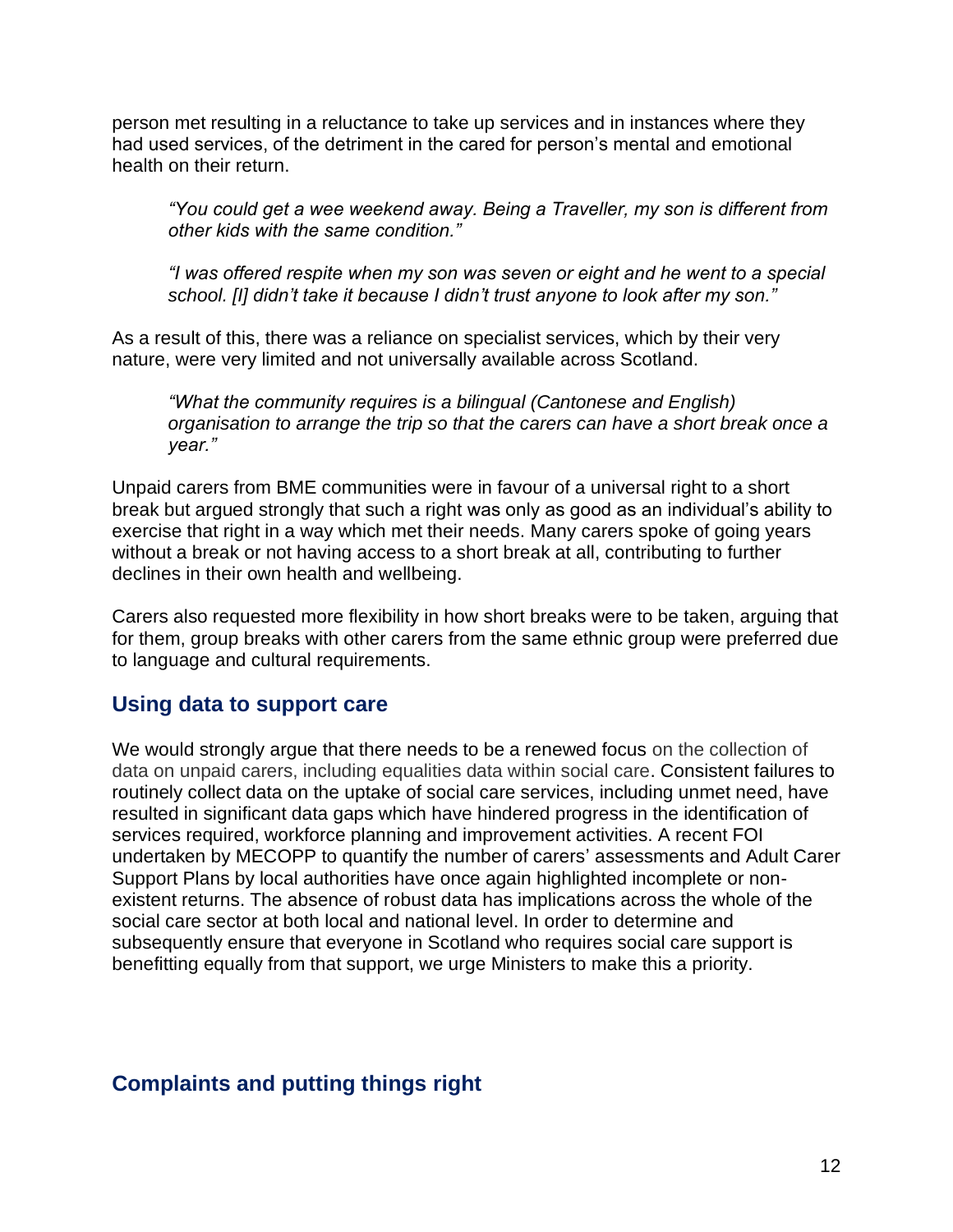person met resulting in a reluctance to take up services and in instances where they had used services, of the detriment in the cared for person's mental and emotional health on their return.

> *"You could get a wee weekend away. Being a Traveller, my son is different from other kids with the same condition."*

> *"I was offered respite when my son was seven or eight and he went to a special school. [I] didn't take it because I didn't trust anyone to look after my son."*

As a result of this, there was a reliance on specialist services, which by their very nature, were very limited and not universally available across Scotland.

> *"What the community requires is a bilingual (Cantonese and English) organisation to arrange the trip so that the carers can have a short break once a year."*

Unpaid carers from BME communities were in favour of a universal right to a short break but argued strongly that such a right was only as good as an individual's ability to exercise that right in a way which met their needs. Many carers spoke of going years without a break or not having access to a short break at all, contributing to further declines in their own health and wellbeing.

Carers also requested more flexibility in how short breaks were to be taken, arguing that for them, group breaks with other carers from the same ethnic group were preferred due to language and cultural requirements.

## Using data to support care

We would strongly argue that there needs to be a renewed focus on the collection of data on unpaid carers, including equalities data within social care. Consistent failures to routinely collect data on the uptake of social care services, including unmet need, have resulted in significant data gaps which have hindered progress in the identification of services required, workforce planning and improvement activities. A recent FOI undertaken by MECOPP to quantify the number of carers' assessments and Adult Carer Support Plans by local authorities have once again highlighted incomplete or non-existent returns. The absence of robust data has implications across the whole of the social care sector at both local and national level. In order to determine and subsequently ensure that everyone in Scotland who requires social care support is benefitting equally from that support, we urge Ministers to make this a priority.

## Complaints and putting things right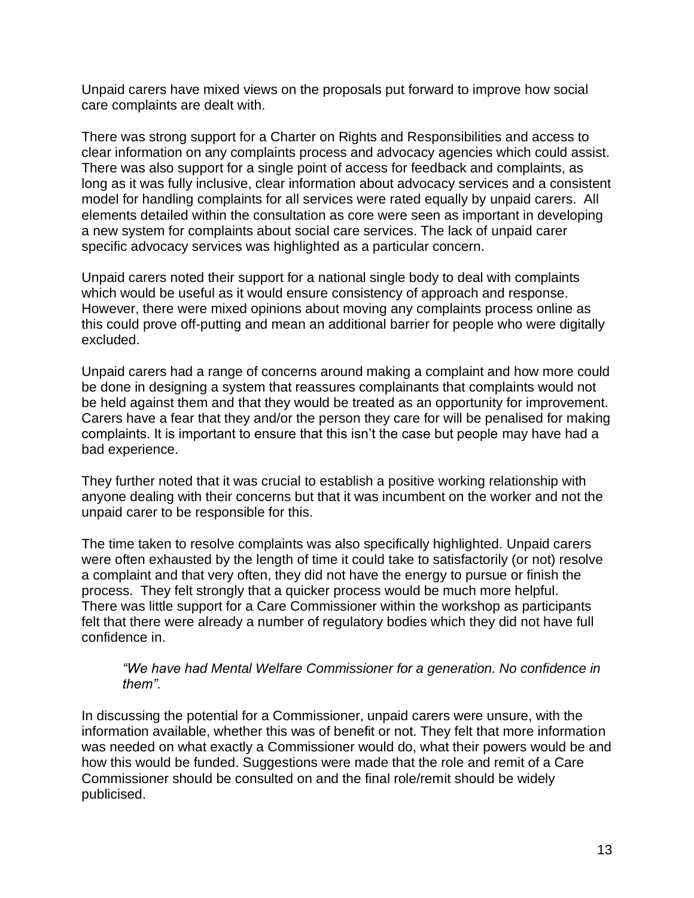Unpaid carers have mixed views on the proposals put forward to improve how social care complaints are dealt with.

There was strong support for a Charter on Rights and Responsibilities and access to clear information on any complaints process and advocacy agencies which could assist. There was also support for a single point of access for feedback and complaints, as long as it was fully inclusive, clear information about advocacy services and a consistent model for handling complaints for all services were rated equally by unpaid carers. All elements detailed within the consultation as core were seen as important in developing a new system for complaints about social care services. The lack of unpaid carer specific advocacy services was highlighted as a particular concern.

Unpaid carers noted their support for a national single body to deal with complaints which would be useful as it would ensure consistency of approach and response. However, there were mixed opinions about moving any complaints process online as this could prove off-putting and mean an additional barrier for people who were digitally excluded.

Unpaid carers had a range of concerns around making a complaint and how more could be done in designing a system that reassures complainants that complaints would not be held against them and that they would be treated as an opportunity for improvement. Carers have a fear that they and/or the person they care for will be penalised for making complaints. It is important to ensure that this isn't the case but people may have had a bad experience.

They further noted that it was crucial to establish a positive working relationship with anyone dealing with their concerns but that it was incumbent on the worker and not the unpaid carer to be responsible for this.

The time taken to resolve complaints was also specifically highlighted. Unpaid carers were often exhausted by the length of time it could take to satisfactorily (or not) resolve a complaint and that very often, they did not have the energy to pursue or finish the process. They felt strongly that a quicker process would be much more helpful. There was little support for a Care Commissioner within the workshop as participants felt that there were already a number of regulatory bodies which they did not have full confidence in.

> *"We have had Mental Welfare Commissioner for a generation. No confidence in them".*

In discussing the potential for a Commissioner, unpaid carers were unsure, with the information available, whether this was of benefit or not. They felt that more information was needed on what exactly a Commissioner would do, what their powers would be and how this would be funded. Suggestions were made that the role and remit of a Care Commissioner should be consulted on and the final role/remit should be widely publicised.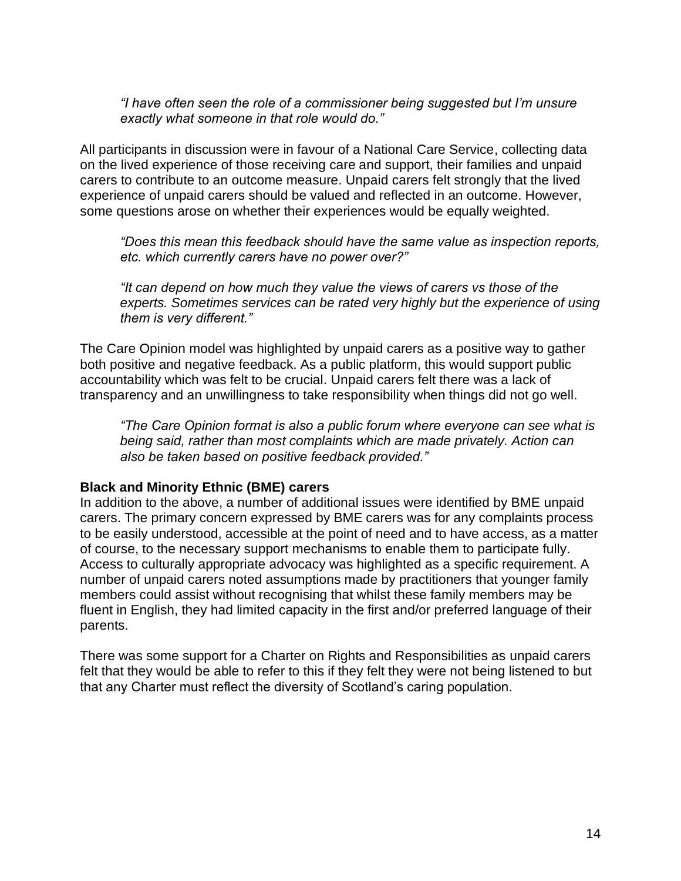*"I have often seen the role of a commissioner being suggested but I'm unsure exactly what someone in that role would do."*

All participants in discussion were in favour of a National Care Service, collecting data on the lived experience of those receiving care and support, their families and unpaid carers to contribute to an outcome measure. Unpaid carers felt strongly that the lived experience of unpaid carers should be valued and reflected in an outcome. However, some questions arose on whether their experiences would be equally weighted.

*"Does this mean this feedback should have the same value as inspection reports, etc. which currently carers have no power over?"*

*"It can depend on how much they value the views of carers vs those of the experts. Sometimes services can be rated very highly but the experience of using them is very different."*

The Care Opinion model was highlighted by unpaid carers as a positive way to gather both positive and negative feedback. As a public platform, this would support public accountability which was felt to be crucial. Unpaid carers felt there was a lack of transparency and an unwillingness to take responsibility when things did not go well.

*"The Care Opinion format is also a public forum where everyone can see what is being said, rather than most complaints which are made privately. Action can also be taken based on positive feedback provided."*

**Black and Minority Ethnic (BME) carers**

In addition to the above, a number of additional issues were identified by BME unpaid carers. The primary concern expressed by BME carers was for any complaints process to be easily understood, accessible at the point of need and to have access, as a matter of course, to the necessary support mechanisms to enable them to participate fully. Access to culturally appropriate advocacy was highlighted as a specific requirement. A number of unpaid carers noted assumptions made by practitioners that younger family members could assist without recognising that whilst these family members may be fluent in English, they had limited capacity in the first and/or preferred language of their parents.

There was some support for a Charter on Rights and Responsibilities as unpaid carers felt that they would be able to refer to this if they felt they were not being listened to but that any Charter must reflect the diversity of Scotland's caring population.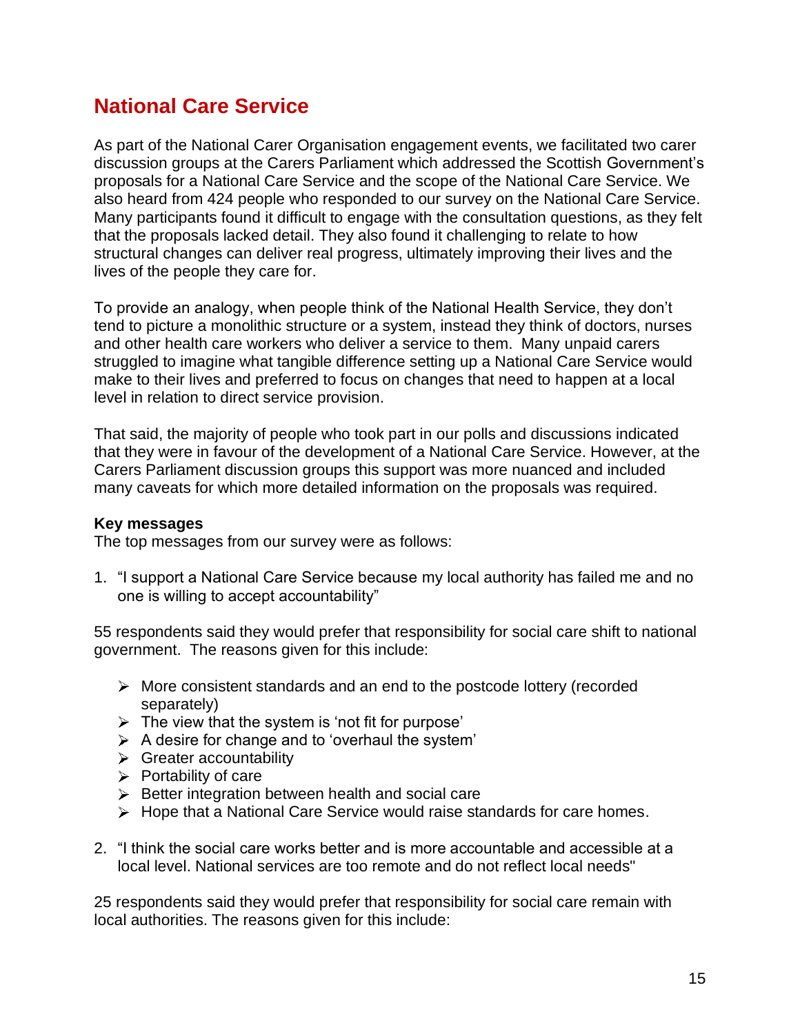## National Care Service

As part of the National Carer Organisation engagement events, we facilitated two carer discussion groups at the Carers Parliament which addressed the Scottish Government's proposals for a National Care Service and the scope of the National Care Service. We also heard from 424 people who responded to our survey on the National Care Service. Many participants found it difficult to engage with the consultation questions, as they felt that the proposals lacked detail. They also found it challenging to relate to how structural changes can deliver real progress, ultimately improving their lives and the lives of the people they care for.

To provide an analogy, when people think of the National Health Service, they don't tend to picture a monolithic structure or a system, instead they think of doctors, nurses and other health care workers who deliver a service to them. Many unpaid carers struggled to imagine what tangible difference setting up a National Care Service would make to their lives and preferred to focus on changes that need to happen at a local level in relation to direct service provision.

That said, the majority of people who took part in our polls and discussions indicated that they were in favour of the development of a National Care Service. However, at the Carers Parliament discussion groups this support was more nuanced and included many caveats for which more detailed information on the proposals was required.

**Key messages**
The top messages from our survey were as follows:

1. "I support a National Care Service because my local authority has failed me and no one is willing to accept accountability"

55 respondents said they would prefer that responsibility for social care shift to national government. The reasons given for this include:

- More consistent standards and an end to the postcode lottery (recorded separately)
- The view that the system is 'not fit for purpose'
- A desire for change and to 'overhaul the system'
- Greater accountability
- Portability of care
- Better integration between health and social care
- Hope that a National Care Service would raise standards for care homes.

2. "I think the social care works better and is more accountable and accessible at a local level. National services are too remote and do not reflect local needs"

25 respondents said they would prefer that responsibility for social care remain with local authorities. The reasons given for this include: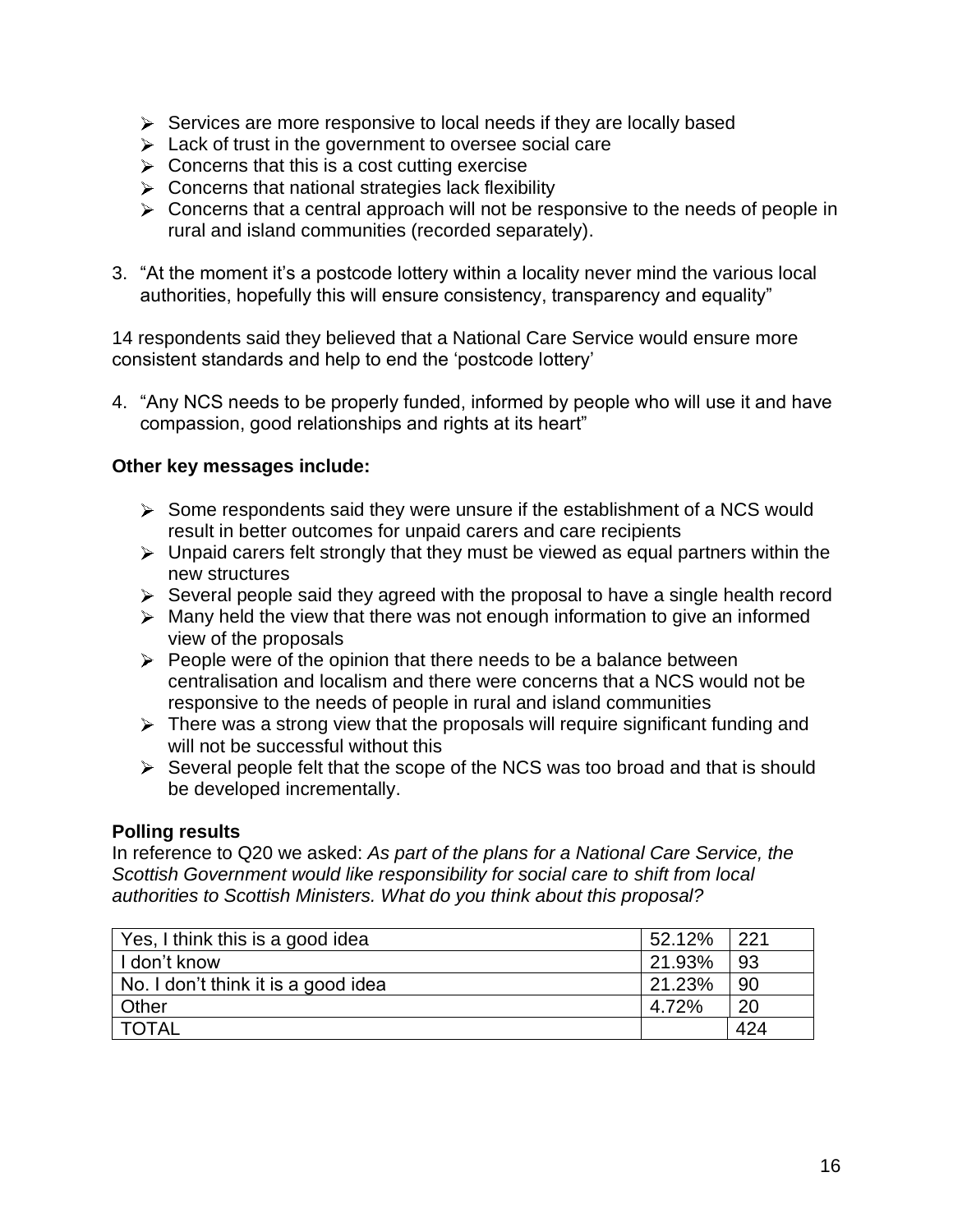- Services are more responsive to local needs if they are locally based
- Lack of trust in the government to oversee social care
- Concerns that this is a cost cutting exercise
- Concerns that national strategies lack flexibility
- Concerns that a central approach will not be responsive to the needs of people in rural and island communities (recorded separately).

3. "At the moment it's a postcode lottery within a locality never mind the various local authorities, hopefully this will ensure consistency, transparency and equality"

14 respondents said they believed that a National Care Service would ensure more consistent standards and help to end the 'postcode lottery'

4. "Any NCS needs to be properly funded, informed by people who will use it and have compassion, good relationships and rights at its heart"

**Other key messages include:**

- Some respondents said they were unsure if the establishment of a NCS would result in better outcomes for unpaid carers and care recipients
- Unpaid carers felt strongly that they must be viewed as equal partners within the new structures
- Several people said they agreed with the proposal to have a single health record
- Many held the view that there was not enough information to give an informed view of the proposals
- People were of the opinion that there needs to be a balance between centralisation and localism and there were concerns that a NCS would not be responsive to the needs of people in rural and island communities
- There was a strong view that the proposals will require significant funding and will not be successful without this
- Several people felt that the scope of the NCS was too broad and that is should be developed incrementally.

**Polling results**

In reference to Q20 we asked: *As part of the plans for a National Care Service, the Scottish Government would like responsibility for social care to shift from local authorities to Scottish Ministers. What do you think about this proposal?*

| | | |
|---|---|---|
| Yes, I think this is a good idea | 52.12% | 221 |
| I don't know | 21.93% | 93 |
| No. I don't think it is a good idea | 21.23% | 90 |
| Other | 4.72% | 20 |
| TOTAL | | 424 |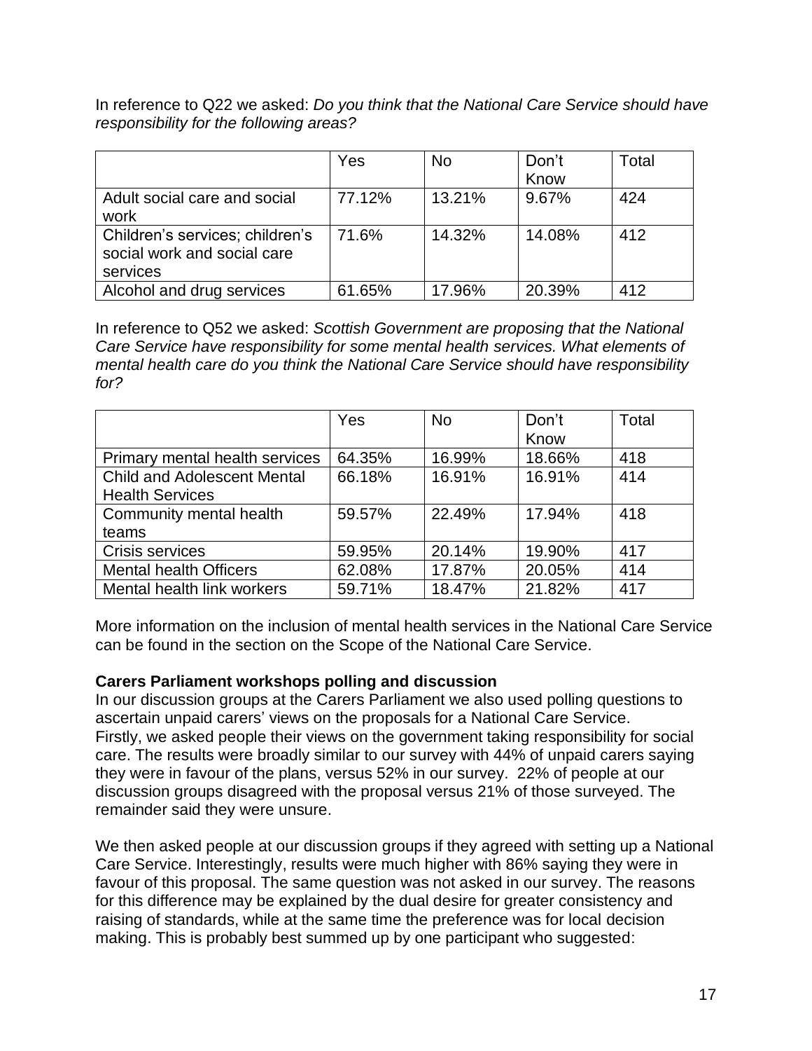In reference to Q22 we asked: *Do you think that the National Care Service should have responsibility for the following areas?*

| | Yes | No | Don't Know | Total |
|---|---|---|---|---|
| Adult social care and social work | 77.12% | 13.21% | 9.67% | 424 |
| Children's services; children's social work and social care services | 71.6% | 14.32% | 14.08% | 412 |
| Alcohol and drug services | 61.65% | 17.96% | 20.39% | 412 |

In reference to Q52 we asked: *Scottish Government are proposing that the National Care Service have responsibility for some mental health services. What elements of mental health care do you think the National Care Service should have responsibility for?*

| | Yes | No | Don't Know | Total |
|---|---|---|---|---|
| Primary mental health services | 64.35% | 16.99% | 18.66% | 418 |
| Child and Adolescent Mental Health Services | 66.18% | 16.91% | 16.91% | 414 |
| Community mental health teams | 59.57% | 22.49% | 17.94% | 418 |
| Crisis services | 59.95% | 20.14% | 19.90% | 417 |
| Mental health Officers | 62.08% | 17.87% | 20.05% | 414 |
| Mental health link workers | 59.71% | 18.47% | 21.82% | 417 |

More information on the inclusion of mental health services in the National Care Service can be found in the section on the Scope of the National Care Service.

**Carers Parliament workshops polling and discussion**

In our discussion groups at the Carers Parliament we also used polling questions to ascertain unpaid carers' views on the proposals for a National Care Service. Firstly, we asked people their views on the government taking responsibility for social care. The results were broadly similar to our survey with 44% of unpaid carers saying they were in favour of the plans, versus 52% in our survey. 22% of people at our discussion groups disagreed with the proposal versus 21% of those surveyed. The remainder said they were unsure.

We then asked people at our discussion groups if they agreed with setting up a National Care Service. Interestingly, results were much higher with 86% saying they were in favour of this proposal. The same question was not asked in our survey. The reasons for this difference may be explained by the dual desire for greater consistency and raising of standards, while at the same time the preference was for local decision making. This is probably best summed up by one participant who suggested: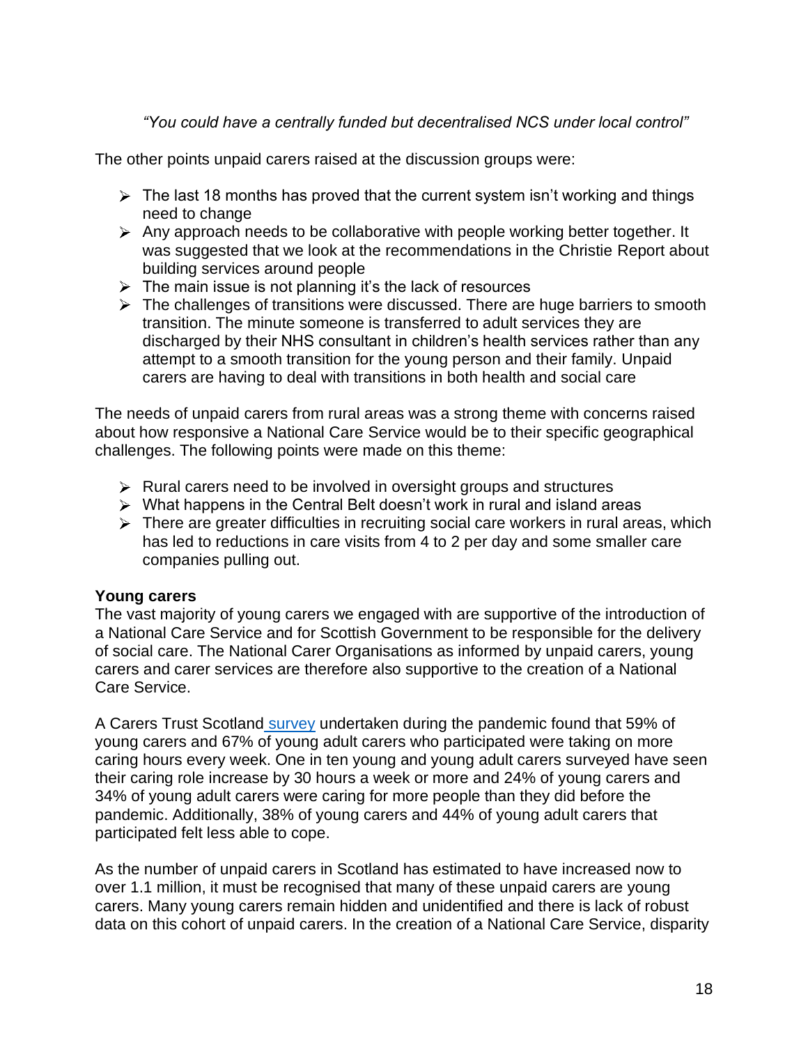*"You could have a centrally funded but decentralised NCS under local control"*

The other points unpaid carers raised at the discussion groups were:

- The last 18 months has proved that the current system isn't working and things need to change
- Any approach needs to be collaborative with people working better together. It was suggested that we look at the recommendations in the Christie Report about building services around people
- The main issue is not planning it's the lack of resources
- The challenges of transitions were discussed. There are huge barriers to smooth transition. The minute someone is transferred to adult services they are discharged by their NHS consultant in children's health services rather than any attempt to a smooth transition for the young person and their family. Unpaid carers are having to deal with transitions in both health and social care

The needs of unpaid carers from rural areas was a strong theme with concerns raised about how responsive a National Care Service would be to their specific geographical challenges. The following points were made on this theme:

- Rural carers need to be involved in oversight groups and structures
- What happens in the Central Belt doesn't work in rural and island areas
- There are greater difficulties in recruiting social care workers in rural areas, which has led to reductions in care visits from 4 to 2 per day and some smaller care companies pulling out.

**Young carers**

The vast majority of young carers we engaged with are supportive of the introduction of a National Care Service and for Scottish Government to be responsible for the delivery of social care. The National Carer Organisations as informed by unpaid carers, young carers and carer services are therefore also supportive to the creation of a National Care Service.

A Carers Trust Scotland survey undertaken during the pandemic found that 59% of young carers and 67% of young adult carers who participated were taking on more caring hours every week. One in ten young and young adult carers surveyed have seen their caring role increase by 30 hours a week or more and 24% of young carers and 34% of young adult carers were caring for more people than they did before the pandemic. Additionally, 38% of young carers and 44% of young adult carers that participated felt less able to cope.

As the number of unpaid carers in Scotland has estimated to have increased now to over 1.1 million, it must be recognised that many of these unpaid carers are young carers. Many young carers remain hidden and unidentified and there is lack of robust data on this cohort of unpaid carers. In the creation of a National Care Service, disparity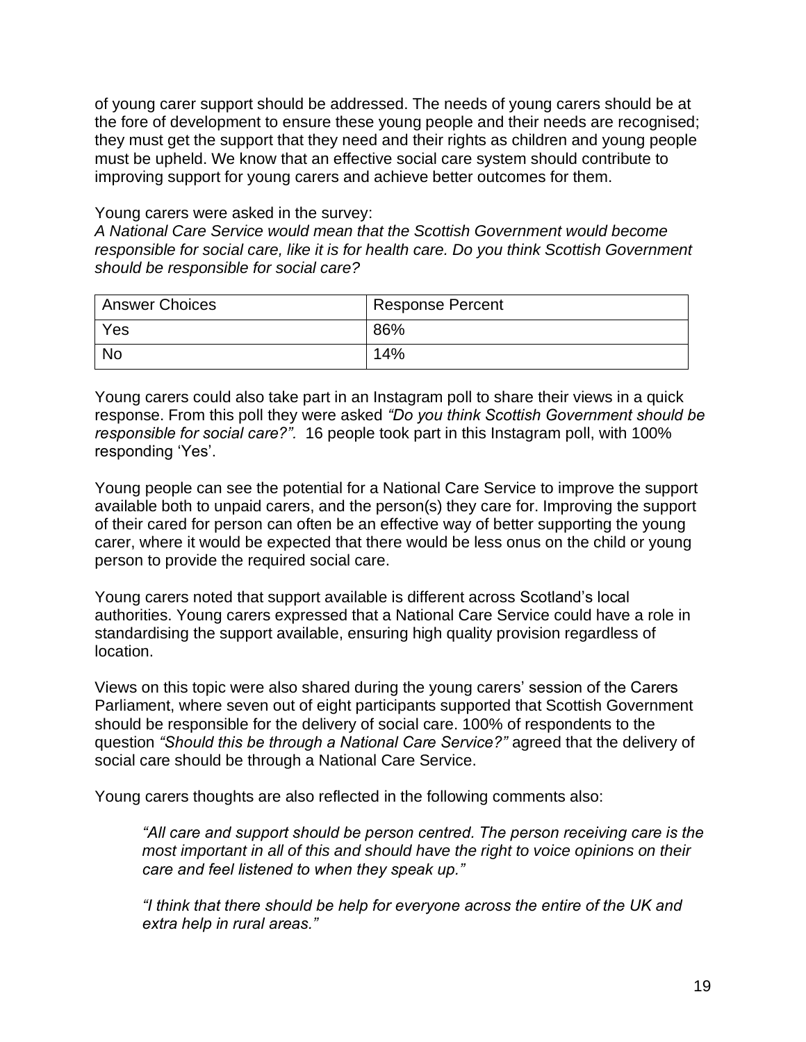of young carer support should be addressed. The needs of young carers should be at the fore of development to ensure these young people and their needs are recognised; they must get the support that they need and their rights as children and young people must be upheld. We know that an effective social care system should contribute to improving support for young carers and achieve better outcomes for them.

Young carers were asked in the survey:
*A National Care Service would mean that the Scottish Government would become responsible for social care, like it is for health care. Do you think Scottish Government should be responsible for social care?*

| Answer Choices | Response Percent |
| --- | --- |
| Yes | 86% |
| No | 14% |

Young carers could also take part in an Instagram poll to share their views in a quick response. From this poll they were asked *"Do you think Scottish Government should be responsible for social care?".* 16 people took part in this Instagram poll, with 100% responding 'Yes'.

Young people can see the potential for a National Care Service to improve the support available both to unpaid carers, and the person(s) they care for. Improving the support of their cared for person can often be an effective way of better supporting the young carer, where it would be expected that there would be less onus on the child or young person to provide the required social care.

Young carers noted that support available is different across Scotland's local authorities. Young carers expressed that a National Care Service could have a role in standardising the support available, ensuring high quality provision regardless of location.

Views on this topic were also shared during the young carers' session of the Carers Parliament, where seven out of eight participants supported that Scottish Government should be responsible for the delivery of social care. 100% of respondents to the question *"Should this be through a National Care Service?"* agreed that the delivery of social care should be through a National Care Service.

Young carers thoughts are also reflected in the following comments also:

> *"All care and support should be person centred. The person receiving care is the most important in all of this and should have the right to voice opinions on their care and feel listened to when they speak up."*
>
> *"I think that there should be help for everyone across the entire of the UK and extra help in rural areas."*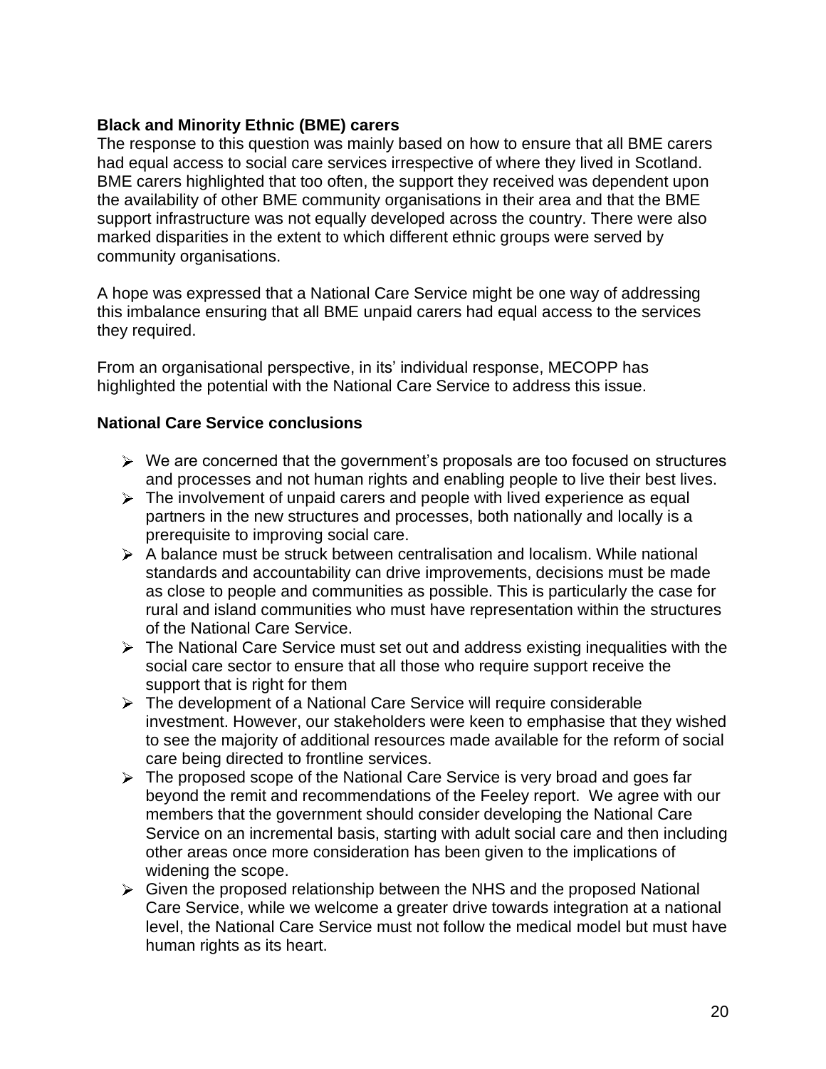**Black and Minority Ethnic (BME) carers**

The response to this question was mainly based on how to ensure that all BME carers had equal access to social care services irrespective of where they lived in Scotland. BME carers highlighted that too often, the support they received was dependent upon the availability of other BME community organisations in their area and that the BME support infrastructure was not equally developed across the country. There were also marked disparities in the extent to which different ethnic groups were served by community organisations.

A hope was expressed that a National Care Service might be one way of addressing this imbalance ensuring that all BME unpaid carers had equal access to the services they required.

From an organisational perspective, in its' individual response, MECOPP has highlighted the potential with the National Care Service to address this issue.

**National Care Service conclusions**

- We are concerned that the government's proposals are too focused on structures and processes and not human rights and enabling people to live their best lives.
- The involvement of unpaid carers and people with lived experience as equal partners in the new structures and processes, both nationally and locally is a prerequisite to improving social care.
- A balance must be struck between centralisation and localism. While national standards and accountability can drive improvements, decisions must be made as close to people and communities as possible. This is particularly the case for rural and island communities who must have representation within the structures of the National Care Service.
- The National Care Service must set out and address existing inequalities with the social care sector to ensure that all those who require support receive the support that is right for them
- The development of a National Care Service will require considerable investment. However, our stakeholders were keen to emphasise that they wished to see the majority of additional resources made available for the reform of social care being directed to frontline services.
- The proposed scope of the National Care Service is very broad and goes far beyond the remit and recommendations of the Feeley report. We agree with our members that the government should consider developing the National Care Service on an incremental basis, starting with adult social care and then including other areas once more consideration has been given to the implications of widening the scope.
- Given the proposed relationship between the NHS and the proposed National Care Service, while we welcome a greater drive towards integration at a national level, the National Care Service must not follow the medical model but must have human rights as its heart.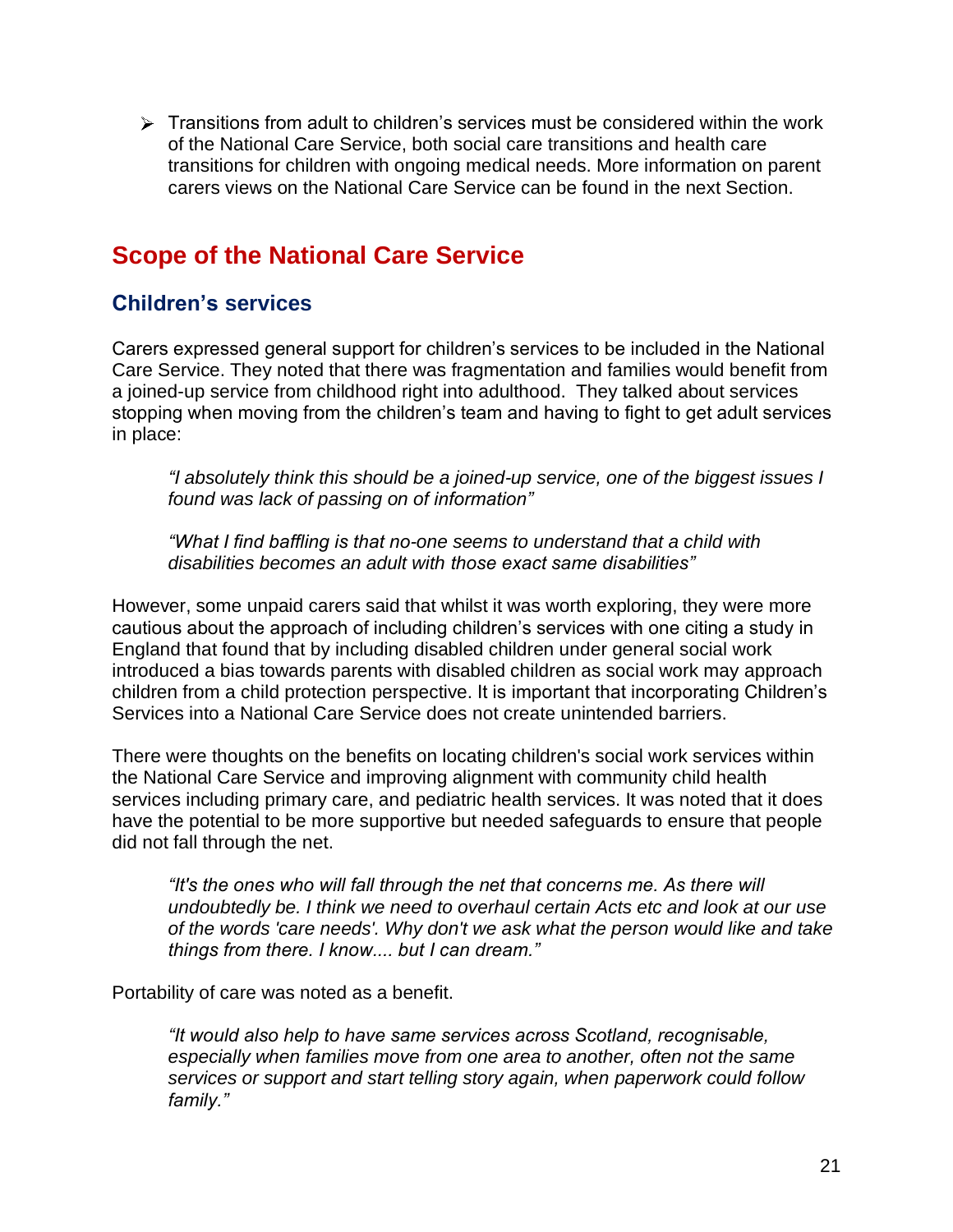- Transitions from adult to children's services must be considered within the work of the National Care Service, both social care transitions and health care transitions for children with ongoing medical needs. More information on parent carers views on the National Care Service can be found in the next Section.

## Scope of the National Care Service

### Children's services

Carers expressed general support for children's services to be included in the National Care Service. They noted that there was fragmentation and families would benefit from a joined-up service from childhood right into adulthood. They talked about services stopping when moving from the children's team and having to fight to get adult services in place:

> *"I absolutely think this should be a joined-up service, one of the biggest issues I found was lack of passing on of information"*
>
> *"What I find baffling is that no-one seems to understand that a child with disabilities becomes an adult with those exact same disabilities"*

However, some unpaid carers said that whilst it was worth exploring, they were more cautious about the approach of including children's services with one citing a study in England that found that by including disabled children under general social work introduced a bias towards parents with disabled children as social work may approach children from a child protection perspective. It is important that incorporating Children's Services into a National Care Service does not create unintended barriers.

There were thoughts on the benefits on locating children's social work services within the National Care Service and improving alignment with community child health services including primary care, and pediatric health services. It was noted that it does have the potential to be more supportive but needed safeguards to ensure that people did not fall through the net.

> *"It's the ones who will fall through the net that concerns me. As there will undoubtedly be. I think we need to overhaul certain Acts etc and look at our use of the words 'care needs'. Why don't we ask what the person would like and take things from there. I know.... but I can dream."*

Portability of care was noted as a benefit.

> *"It would also help to have same services across Scotland, recognisable, especially when families move from one area to another, often not the same services or support and start telling story again, when paperwork could follow family."*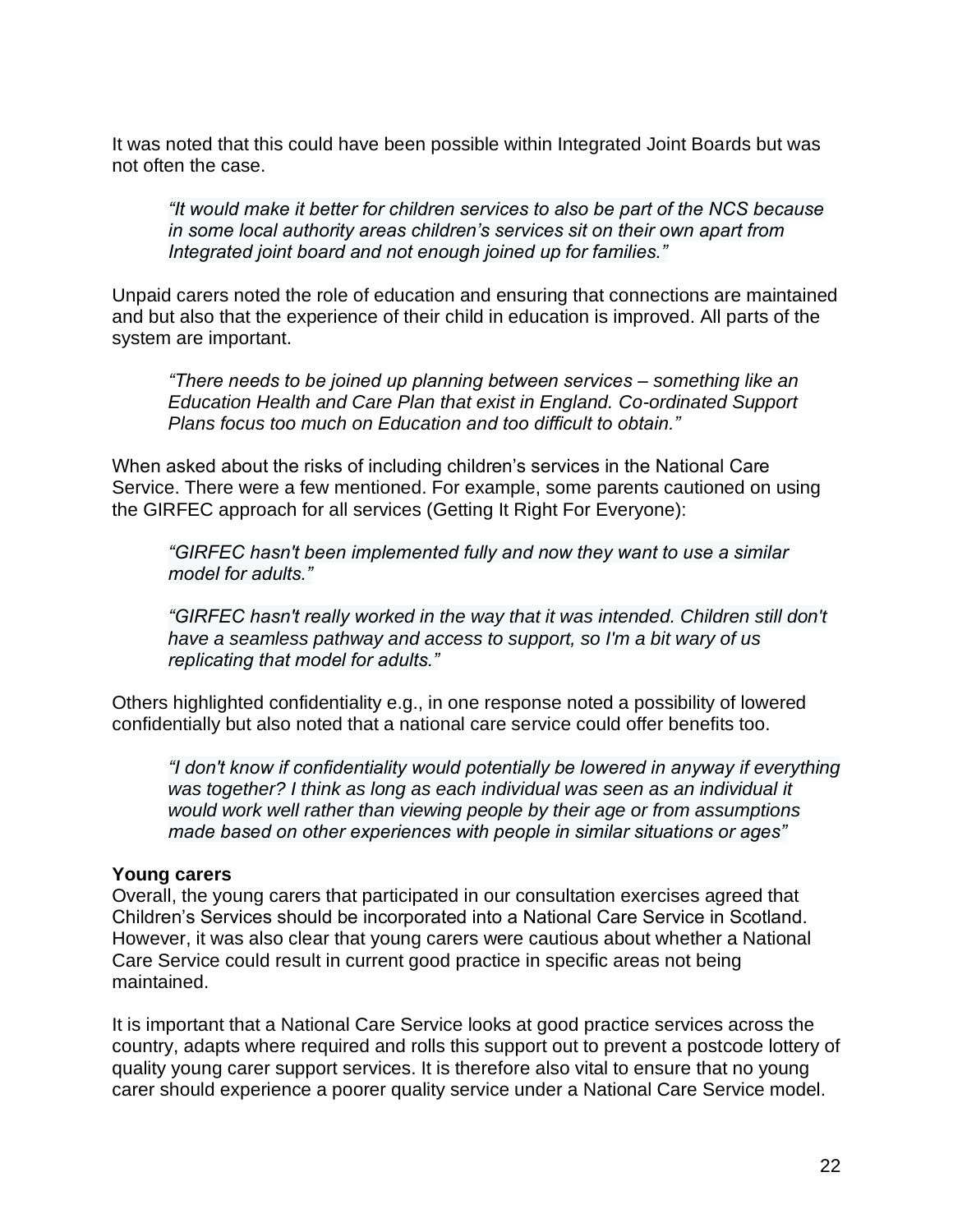It was noted that this could have been possible within Integrated Joint Boards but was not often the case.

> *"It would make it better for children services to also be part of the NCS because in some local authority areas children's services sit on their own apart from Integrated joint board and not enough joined up for families."*

Unpaid carers noted the role of education and ensuring that connections are maintained and but also that the experience of their child in education is improved. All parts of the system are important.

> *"There needs to be joined up planning between services – something like an Education Health and Care Plan that exist in England. Co-ordinated Support Plans focus too much on Education and too difficult to obtain."*

When asked about the risks of including children's services in the National Care Service. There were a few mentioned. For example, some parents cautioned on using the GIRFEC approach for all services (Getting It Right For Everyone):

> *"GIRFEC hasn't been implemented fully and now they want to use a similar model for adults."*
>
> *"GIRFEC hasn't really worked in the way that it was intended. Children still don't have a seamless pathway and access to support, so I'm a bit wary of us replicating that model for adults."*

Others highlighted confidentiality e.g., in one response noted a possibility of lowered confidentially but also noted that a national care service could offer benefits too.

> *"I don't know if confidentiality would potentially be lowered in anyway if everything was together? I think as long as each individual was seen as an individual it would work well rather than viewing people by their age or from assumptions made based on other experiences with people in similar situations or ages"*

**Young carers**

Overall, the young carers that participated in our consultation exercises agreed that Children's Services should be incorporated into a National Care Service in Scotland. However, it was also clear that young carers were cautious about whether a National Care Service could result in current good practice in specific areas not being maintained.

It is important that a National Care Service looks at good practice services across the country, adapts where required and rolls this support out to prevent a postcode lottery of quality young carer support services. It is therefore also vital to ensure that no young carer should experience a poorer quality service under a National Care Service model.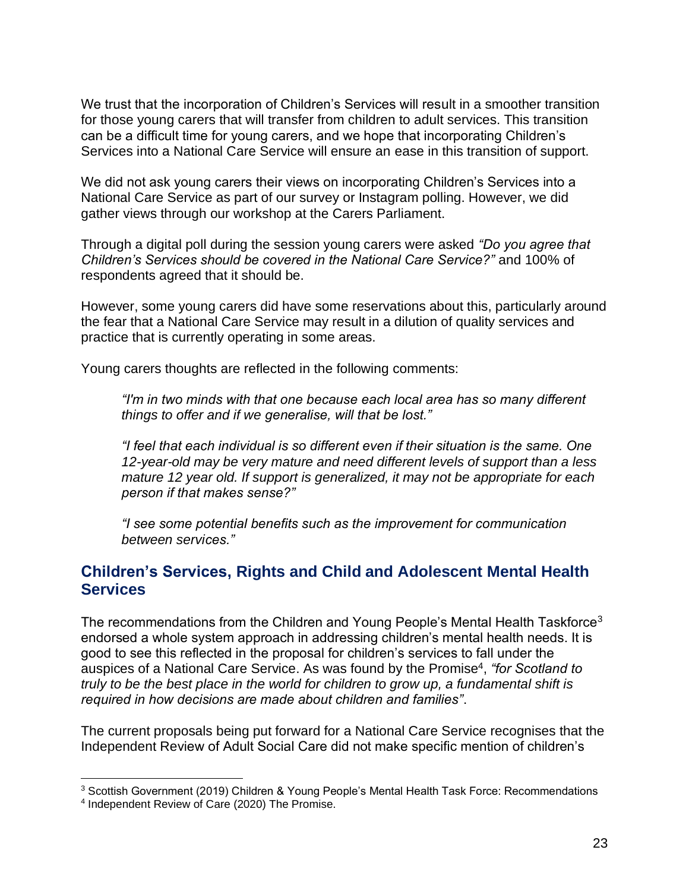We trust that the incorporation of Children's Services will result in a smoother transition for those young carers that will transfer from children to adult services. This transition can be a difficult time for young carers, and we hope that incorporating Children's Services into a National Care Service will ensure an ease in this transition of support.

We did not ask young carers their views on incorporating Children's Services into a National Care Service as part of our survey or Instagram polling. However, we did gather views through our workshop at the Carers Parliament.

Through a digital poll during the session young carers were asked *"Do you agree that Children's Services should be covered in the National Care Service?"* and 100% of respondents agreed that it should be.

However, some young carers did have some reservations about this, particularly around the fear that a National Care Service may result in a dilution of quality services and practice that is currently operating in some areas.

Young carers thoughts are reflected in the following comments:

> *"I'm in two minds with that one because each local area has so many different things to offer and if we generalise, will that be lost."*
>
> *"I feel that each individual is so different even if their situation is the same. One 12-year-old may be very mature and need different levels of support than a less mature 12 year old. If support is generalized, it may not be appropriate for each person if that makes sense?"*
>
> *"I see some potential benefits such as the improvement for communication between services."*

## Children's Services, Rights and Child and Adolescent Mental Health Services

The recommendations from the Children and Young People's Mental Health Taskforce[3] endorsed a whole system approach in addressing children's mental health needs. It is good to see this reflected in the proposal for children's services to fall under the auspices of a National Care Service. As was found by the Promise[4], *"for Scotland to truly to be the best place in the world for children to grow up, a fundamental shift is required in how decisions are made about children and families"*.

The current proposals being put forward for a National Care Service recognises that the Independent Review of Adult Social Care did not make specific mention of children's

[3] Scottish Government (2019) Children & Young People's Mental Health Task Force: Recommendations

[4] Independent Review of Care (2020) The Promise.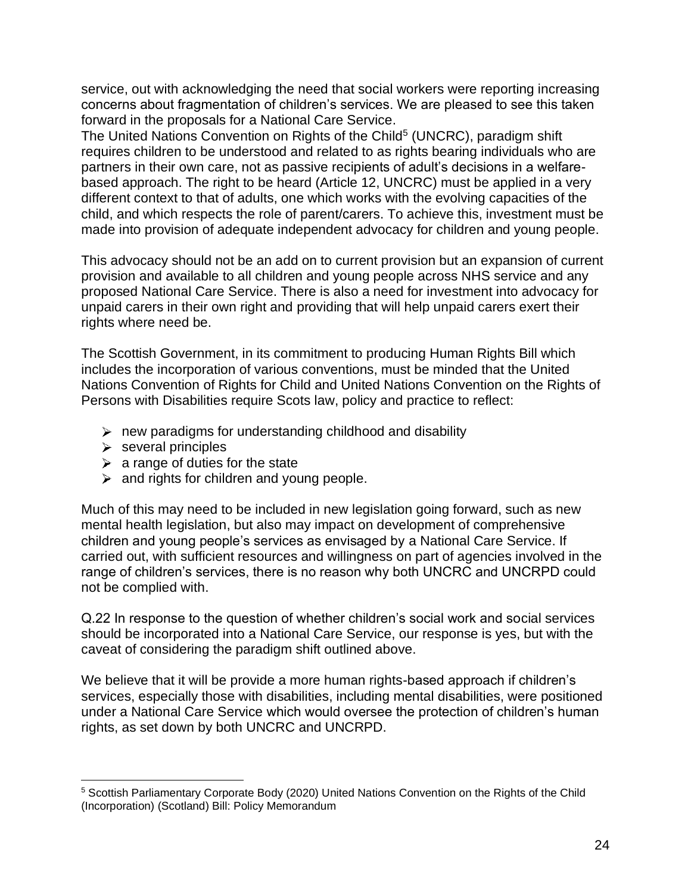service, out with acknowledging the need that social workers were reporting increasing concerns about fragmentation of children's services. We are pleased to see this taken forward in the proposals for a National Care Service.

The United Nations Convention on Rights of the Child[5] (UNCRC), paradigm shift requires children to be understood and related to as rights bearing individuals who are partners in their own care, not as passive recipients of adult's decisions in a welfare-based approach. The right to be heard (Article 12, UNCRC) must be applied in a very different context to that of adults, one which works with the evolving capacities of the child, and which respects the role of parent/carers. To achieve this, investment must be made into provision of adequate independent advocacy for children and young people.

This advocacy should not be an add on to current provision but an expansion of current provision and available to all children and young people across NHS service and any proposed National Care Service. There is also a need for investment into advocacy for unpaid carers in their own right and providing that will help unpaid carers exert their rights where need be.

The Scottish Government, in its commitment to producing Human Rights Bill which includes the incorporation of various conventions, must be minded that the United Nations Convention of Rights for Child and United Nations Convention on the Rights of Persons with Disabilities require Scots law, policy and practice to reflect:

- new paradigms for understanding childhood and disability
- several principles
- a range of duties for the state
- and rights for children and young people.

Much of this may need to be included in new legislation going forward, such as new mental health legislation, but also may impact on development of comprehensive children and young people's services as envisaged by a National Care Service. If carried out, with sufficient resources and willingness on part of agencies involved in the range of children's services, there is no reason why both UNCRC and UNCRPD could not be complied with.

Q.22 In response to the question of whether children's social work and social services should be incorporated into a National Care Service, our response is yes, but with the caveat of considering the paradigm shift outlined above.

We believe that it will be provide a more human rights-based approach if children's services, especially those with disabilities, including mental disabilities, were positioned under a National Care Service which would oversee the protection of children's human rights, as set down by both UNCRC and UNCRPD.

---

[5] Scottish Parliamentary Corporate Body (2020) United Nations Convention on the Rights of the Child (Incorporation) (Scotland) Bill: Policy Memorandum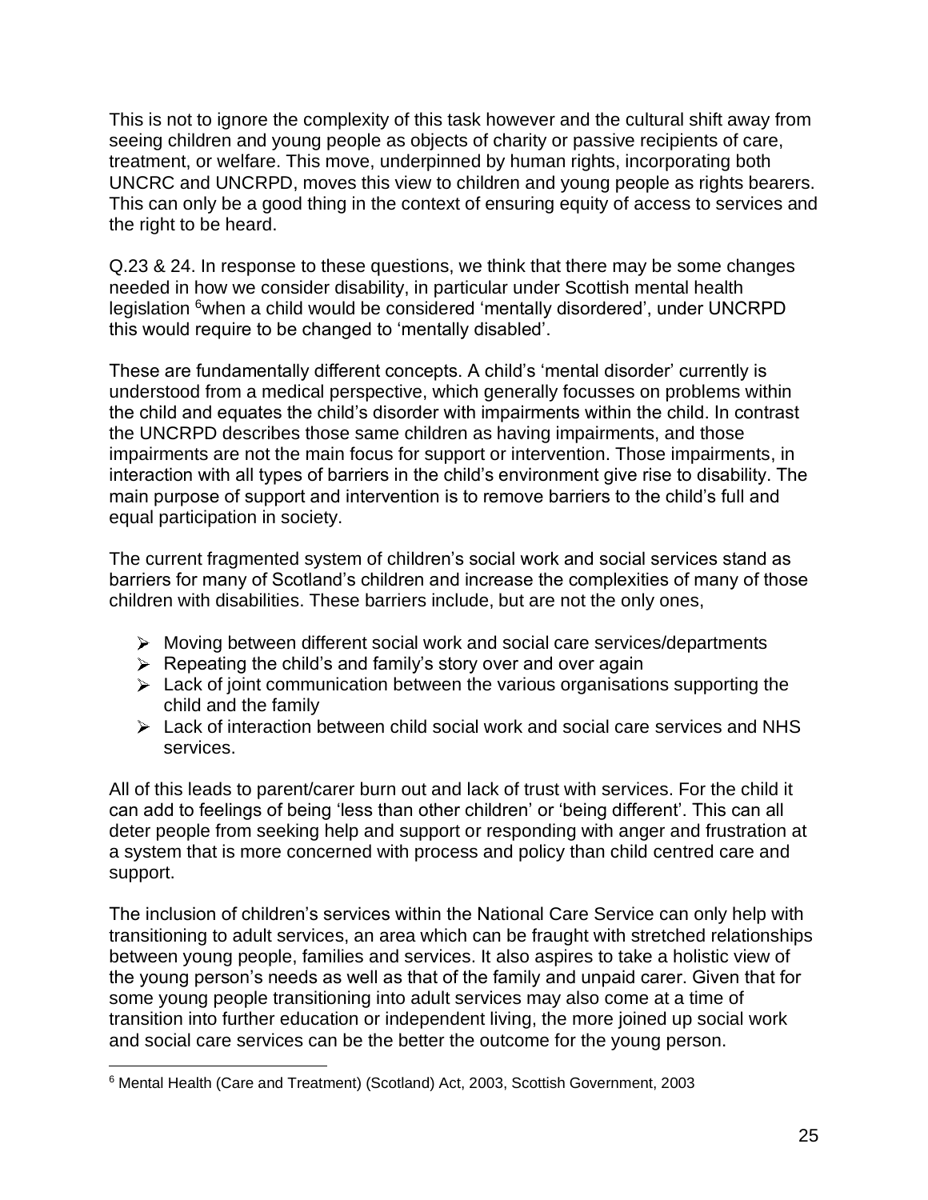This is not to ignore the complexity of this task however and the cultural shift away from seeing children and young people as objects of charity or passive recipients of care, treatment, or welfare. This move, underpinned by human rights, incorporating both UNCRC and UNCRPD, moves this view to children and young people as rights bearers. This can only be a good thing in the context of ensuring equity of access to services and the right to be heard.

Q.23 & 24. In response to these questions, we think that there may be some changes needed in how we consider disability, in particular under Scottish mental health legislation [6]when a child would be considered 'mentally disordered', under UNCRPD this would require to be changed to 'mentally disabled'.

These are fundamentally different concepts. A child's 'mental disorder' currently is understood from a medical perspective, which generally focusses on problems within the child and equates the child's disorder with impairments within the child. In contrast the UNCRPD describes those same children as having impairments, and those impairments are not the main focus for support or intervention. Those impairments, in interaction with all types of barriers in the child's environment give rise to disability. The main purpose of support and intervention is to remove barriers to the child's full and equal participation in society.

The current fragmented system of children's social work and social services stand as barriers for many of Scotland's children and increase the complexities of many of those children with disabilities. These barriers include, but are not the only ones,

- Moving between different social work and social care services/departments
- Repeating the child's and family's story over and over again
- Lack of joint communication between the various organisations supporting the child and the family
- Lack of interaction between child social work and social care services and NHS services.

All of this leads to parent/carer burn out and lack of trust with services. For the child it can add to feelings of being 'less than other children' or 'being different'. This can all deter people from seeking help and support or responding with anger and frustration at a system that is more concerned with process and policy than child centred care and support.

The inclusion of children's services within the National Care Service can only help with transitioning to adult services, an area which can be fraught with stretched relationships between young people, families and services. It also aspires to take a holistic view of the young person's needs as well as that of the family and unpaid carer. Given that for some young people transitioning into adult services may also come at a time of transition into further education or independent living, the more joined up social work and social care services can be the better the outcome for the young person.

---

[6] Mental Health (Care and Treatment) (Scotland) Act, 2003, Scottish Government, 2003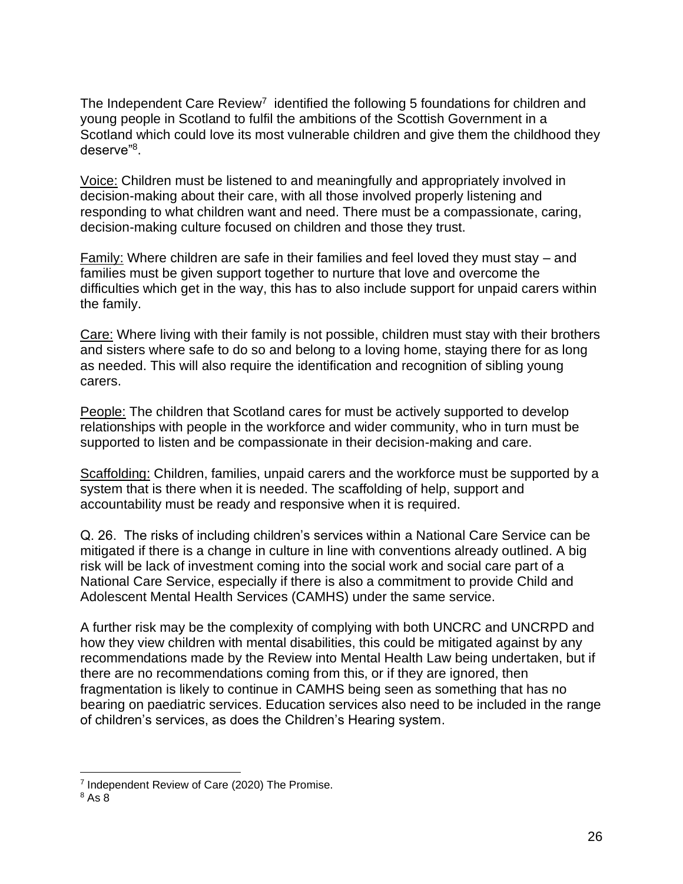The Independent Care Review[7] identified the following 5 foundations for children and young people in Scotland to fulfil the ambitions of the Scottish Government in a Scotland which could love its most vulnerable children and give them the childhood they deserve"[8].

Voice: Children must be listened to and meaningfully and appropriately involved in decision-making about their care, with all those involved properly listening and responding to what children want and need. There must be a compassionate, caring, decision-making culture focused on children and those they trust.

Family: Where children are safe in their families and feel loved they must stay – and families must be given support together to nurture that love and overcome the difficulties which get in the way, this has to also include support for unpaid carers within the family.

Care: Where living with their family is not possible, children must stay with their brothers and sisters where safe to do so and belong to a loving home, staying there for as long as needed. This will also require the identification and recognition of sibling young carers.

People: The children that Scotland cares for must be actively supported to develop relationships with people in the workforce and wider community, who in turn must be supported to listen and be compassionate in their decision-making and care.

Scaffolding: Children, families, unpaid carers and the workforce must be supported by a system that is there when it is needed. The scaffolding of help, support and accountability must be ready and responsive when it is required.

Q. 26. The risks of including children's services within a National Care Service can be mitigated if there is a change in culture in line with conventions already outlined. A big risk will be lack of investment coming into the social work and social care part of a National Care Service, especially if there is also a commitment to provide Child and Adolescent Mental Health Services (CAMHS) under the same service.

A further risk may be the complexity of complying with both UNCRC and UNCRPD and how they view children with mental disabilities, this could be mitigated against by any recommendations made by the Review into Mental Health Law being undertaken, but if there are no recommendations coming from this, or if they are ignored, then fragmentation is likely to continue in CAMHS being seen as something that has no bearing on paediatric services. Education services also need to be included in the range of children's services, as does the Children's Hearing system.

[7] Independent Review of Care (2020) The Promise.

[8] As 8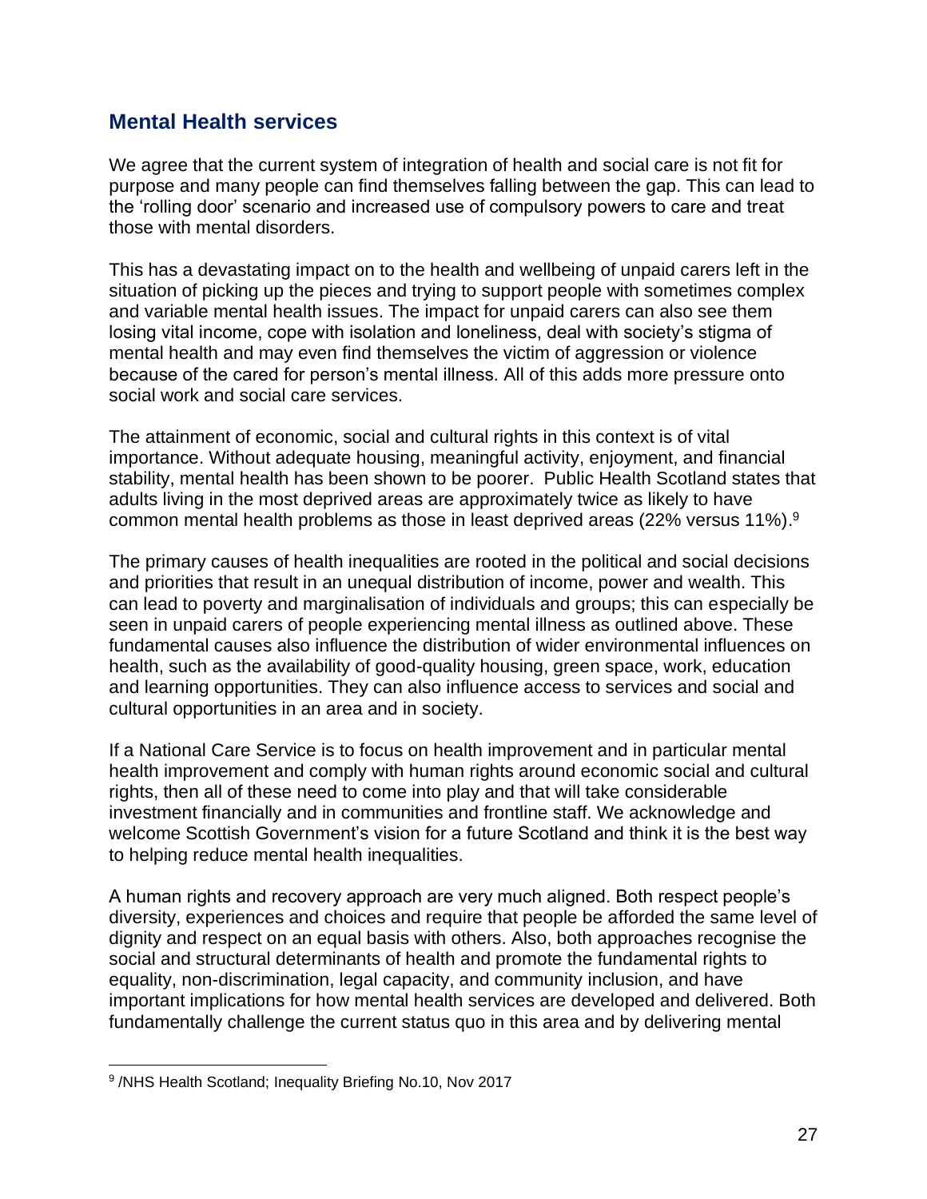## Mental Health services

We agree that the current system of integration of health and social care is not fit for purpose and many people can find themselves falling between the gap. This can lead to the 'rolling door' scenario and increased use of compulsory powers to care and treat those with mental disorders.

This has a devastating impact on to the health and wellbeing of unpaid carers left in the situation of picking up the pieces and trying to support people with sometimes complex and variable mental health issues. The impact for unpaid carers can also see them losing vital income, cope with isolation and loneliness, deal with society's stigma of mental health and may even find themselves the victim of aggression or violence because of the cared for person's mental illness. All of this adds more pressure onto social work and social care services.

The attainment of economic, social and cultural rights in this context is of vital importance. Without adequate housing, meaningful activity, enjoyment, and financial stability, mental health has been shown to be poorer. Public Health Scotland states that adults living in the most deprived areas are approximately twice as likely to have common mental health problems as those in least deprived areas (22% versus 11%).[9]

The primary causes of health inequalities are rooted in the political and social decisions and priorities that result in an unequal distribution of income, power and wealth. This can lead to poverty and marginalisation of individuals and groups; this can especially be seen in unpaid carers of people experiencing mental illness as outlined above. These fundamental causes also influence the distribution of wider environmental influences on health, such as the availability of good-quality housing, green space, work, education and learning opportunities. They can also influence access to services and social and cultural opportunities in an area and in society.

If a National Care Service is to focus on health improvement and in particular mental health improvement and comply with human rights around economic social and cultural rights, then all of these need to come into play and that will take considerable investment financially and in communities and frontline staff. We acknowledge and welcome Scottish Government's vision for a future Scotland and think it is the best way to helping reduce mental health inequalities.

A human rights and recovery approach are very much aligned. Both respect people's diversity, experiences and choices and require that people be afforded the same level of dignity and respect on an equal basis with others. Also, both approaches recognise the social and structural determinants of health and promote the fundamental rights to equality, non-discrimination, legal capacity, and community inclusion, and have important implications for how mental health services are developed and delivered. Both fundamentally challenge the current status quo in this area and by delivering mental

[9] /NHS Health Scotland; Inequality Briefing No.10, Nov 2017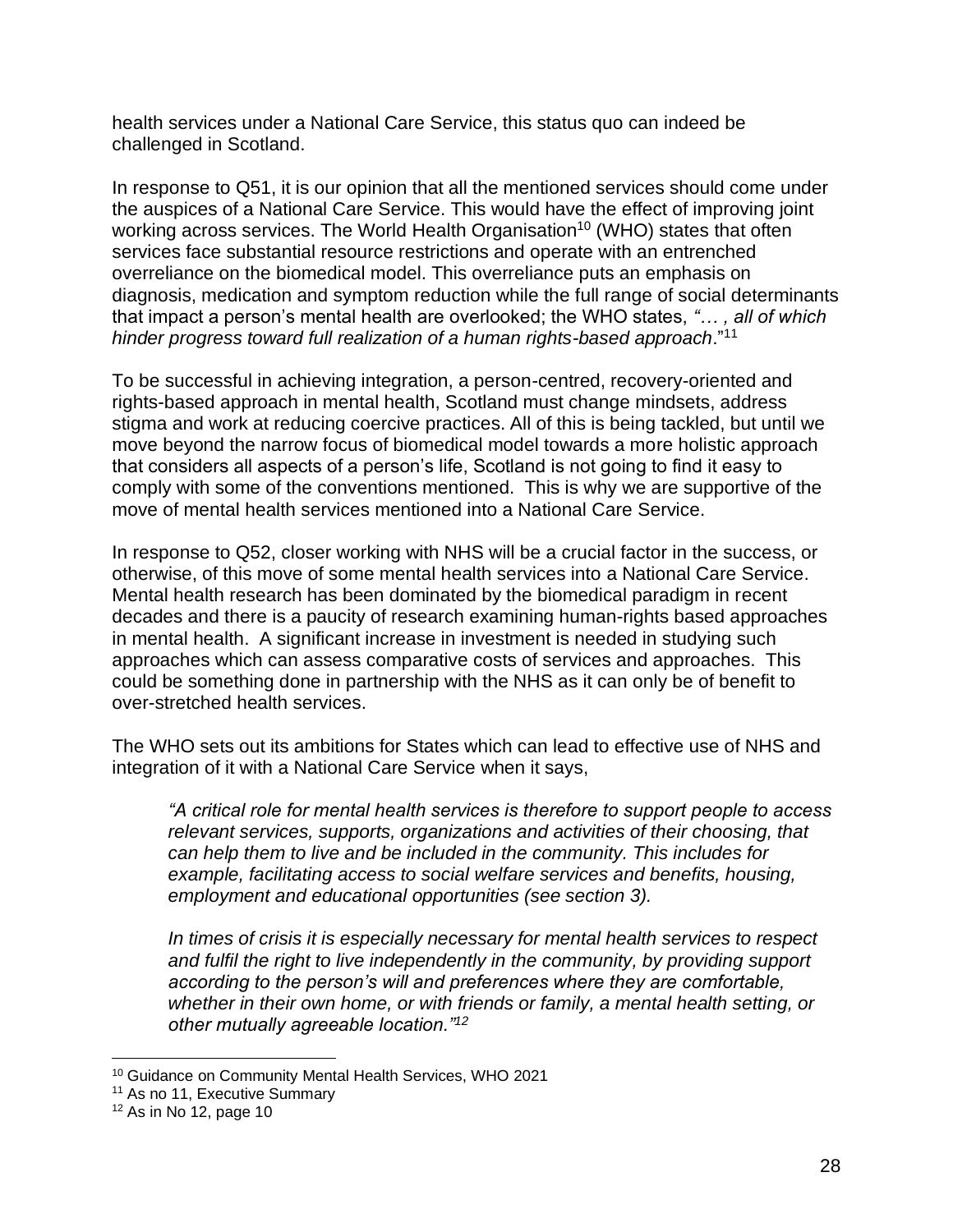health services under a National Care Service, this status quo can indeed be challenged in Scotland.

In response to Q51, it is our opinion that all the mentioned services should come under the auspices of a National Care Service. This would have the effect of improving joint working across services. The World Health Organisation[10] (WHO) states that often services face substantial resource restrictions and operate with an entrenched overreliance on the biomedical model. This overreliance puts an emphasis on diagnosis, medication and symptom reduction while the full range of social determinants that impact a person's mental health are overlooked; the WHO states, *"… , all of which hinder progress toward full realization of a human rights-based approach*."[11]

To be successful in achieving integration, a person-centred, recovery-oriented and rights-based approach in mental health, Scotland must change mindsets, address stigma and work at reducing coercive practices. All of this is being tackled, but until we move beyond the narrow focus of biomedical model towards a more holistic approach that considers all aspects of a person's life, Scotland is not going to find it easy to comply with some of the conventions mentioned. This is why we are supportive of the move of mental health services mentioned into a National Care Service.

In response to Q52, closer working with NHS will be a crucial factor in the success, or otherwise, of this move of some mental health services into a National Care Service. Mental health research has been dominated by the biomedical paradigm in recent decades and there is a paucity of research examining human-rights based approaches in mental health. A significant increase in investment is needed in studying such approaches which can assess comparative costs of services and approaches. This could be something done in partnership with the NHS as it can only be of benefit to over-stretched health services.

The WHO sets out its ambitions for States which can lead to effective use of NHS and integration of it with a National Care Service when it says,

> *"A critical role for mental health services is therefore to support people to access relevant services, supports, organizations and activities of their choosing, that can help them to live and be included in the community. This includes for example, facilitating access to social welfare services and benefits, housing, employment and educational opportunities (see section 3).*
>
> *In times of crisis it is especially necessary for mental health services to respect and fulfil the right to live independently in the community, by providing support according to the person's will and preferences where they are comfortable, whether in their own home, or with friends or family, a mental health setting, or other mutually agreeable location."*[12]

---

[10] Guidance on Community Mental Health Services, WHO 2021

[11] As no 11, Executive Summary

[12] As in No 12, page 10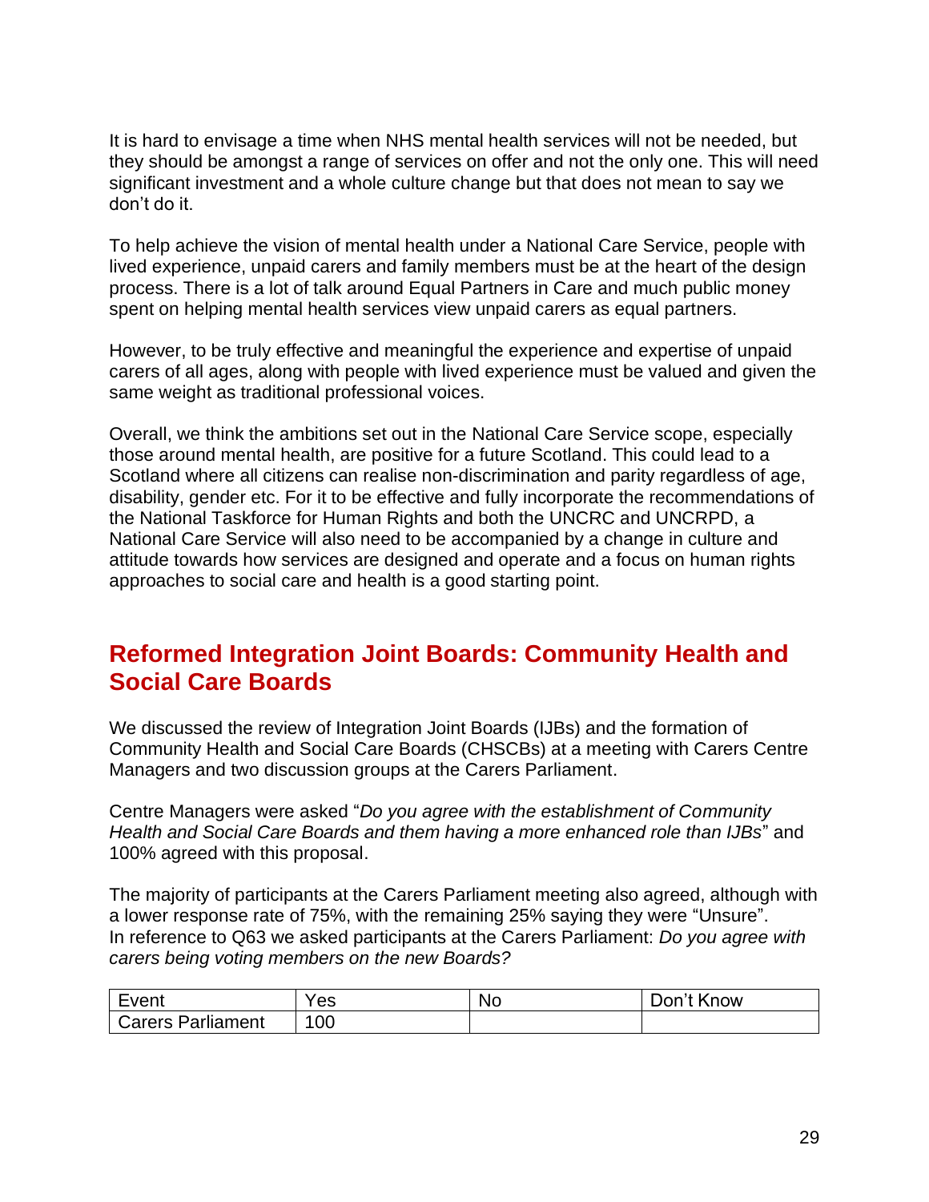It is hard to envisage a time when NHS mental health services will not be needed, but they should be amongst a range of services on offer and not the only one. This will need significant investment and a whole culture change but that does not mean to say we don't do it.

To help achieve the vision of mental health under a National Care Service, people with lived experience, unpaid carers and family members must be at the heart of the design process. There is a lot of talk around Equal Partners in Care and much public money spent on helping mental health services view unpaid carers as equal partners.

However, to be truly effective and meaningful the experience and expertise of unpaid carers of all ages, along with people with lived experience must be valued and given the same weight as traditional professional voices.

Overall, we think the ambitions set out in the National Care Service scope, especially those around mental health, are positive for a future Scotland. This could lead to a Scotland where all citizens can realise non-discrimination and parity regardless of age, disability, gender etc. For it to be effective and fully incorporate the recommendations of the National Taskforce for Human Rights and both the UNCRC and UNCRPD, a National Care Service will also need to be accompanied by a change in culture and attitude towards how services are designed and operate and a focus on human rights approaches to social care and health is a good starting point.

## Reformed Integration Joint Boards: Community Health and Social Care Boards

We discussed the review of Integration Joint Boards (IJBs) and the formation of Community Health and Social Care Boards (CHSCBs) at a meeting with Carers Centre Managers and two discussion groups at the Carers Parliament.

Centre Managers were asked "*Do you agree with the establishment of Community Health and Social Care Boards and them having a more enhanced role than IJBs*" and 100% agreed with this proposal.

The majority of participants at the Carers Parliament meeting also agreed, although with a lower response rate of 75%, with the remaining 25% saying they were "Unsure".
In reference to Q63 we asked participants at the Carers Parliament: *Do you agree with carers being voting members on the new Boards?*

| Event | Yes | No | Don't Know |
|---|---|---|---|
| Carers Parliament | 100 | | |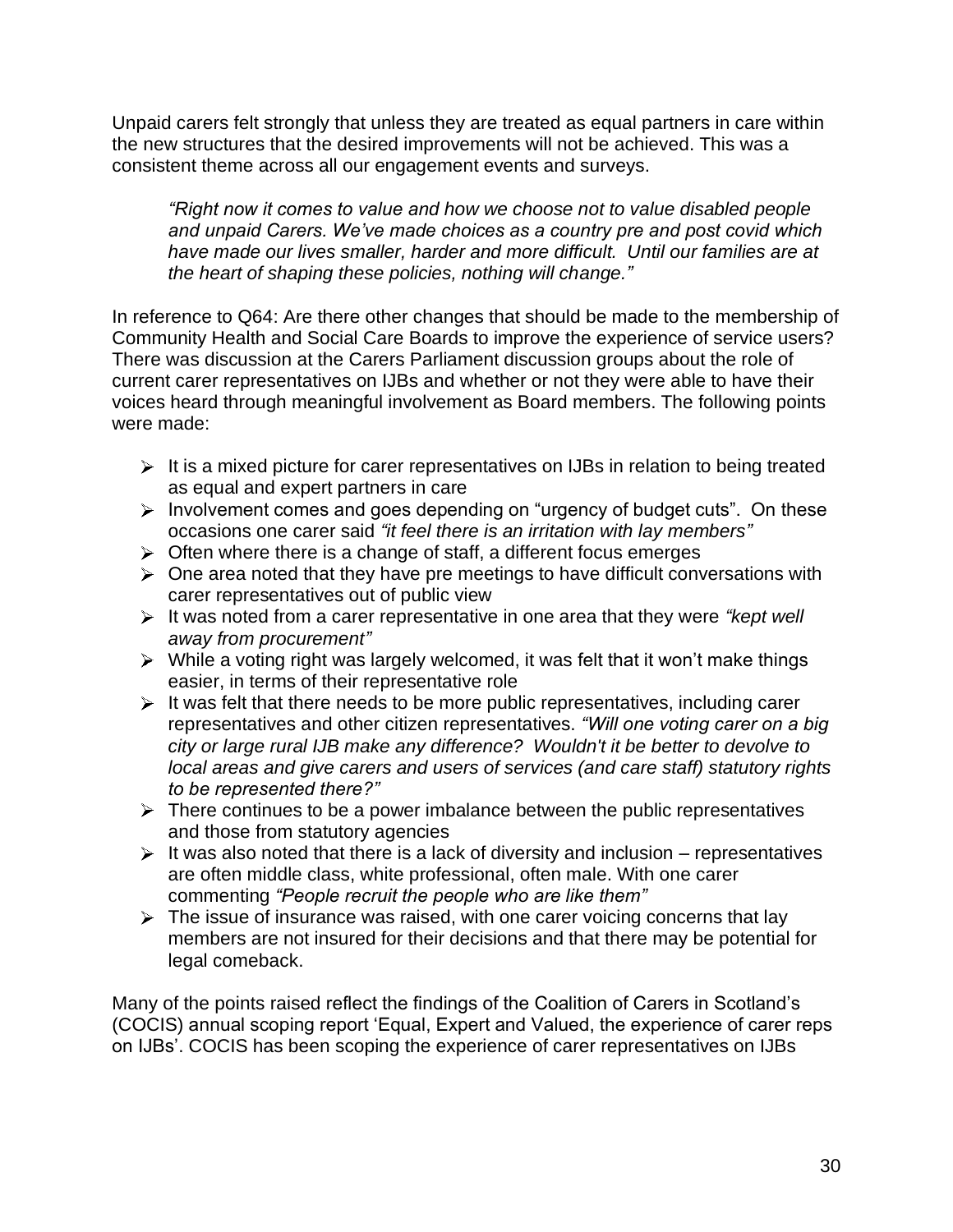Unpaid carers felt strongly that unless they are treated as equal partners in care within the new structures that the desired improvements will not be achieved. This was a consistent theme across all our engagement events and surveys.

> *"Right now it comes to value and how we choose not to value disabled people and unpaid Carers. We've made choices as a country pre and post covid which have made our lives smaller, harder and more difficult. Until our families are at the heart of shaping these policies, nothing will change."*

In reference to Q64: Are there other changes that should be made to the membership of Community Health and Social Care Boards to improve the experience of service users? There was discussion at the Carers Parliament discussion groups about the role of current carer representatives on IJBs and whether or not they were able to have their voices heard through meaningful involvement as Board members. The following points were made:

- It is a mixed picture for carer representatives on IJBs in relation to being treated as equal and expert partners in care
- Involvement comes and goes depending on "urgency of budget cuts". On these occasions one carer said *"it feel there is an irritation with lay members"*
- Often where there is a change of staff, a different focus emerges
- One area noted that they have pre meetings to have difficult conversations with carer representatives out of public view
- It was noted from a carer representative in one area that they were *"kept well away from procurement"*
- While a voting right was largely welcomed, it was felt that it won't make things easier, in terms of their representative role
- It was felt that there needs to be more public representatives, including carer representatives and other citizen representatives. *"Will one voting carer on a big city or large rural IJB make any difference? Wouldn't it be better to devolve to local areas and give carers and users of services (and care staff) statutory rights to be represented there?"*
- There continues to be a power imbalance between the public representatives and those from statutory agencies
- It was also noted that there is a lack of diversity and inclusion – representatives are often middle class, white professional, often male. With one carer commenting *"People recruit the people who are like them"*
- The issue of insurance was raised, with one carer voicing concerns that lay members are not insured for their decisions and that there may be potential for legal comeback.

Many of the points raised reflect the findings of the Coalition of Carers in Scotland's (COCIS) annual scoping report 'Equal, Expert and Valued, the experience of carer reps on IJBs'. COCIS has been scoping the experience of carer representatives on IJBs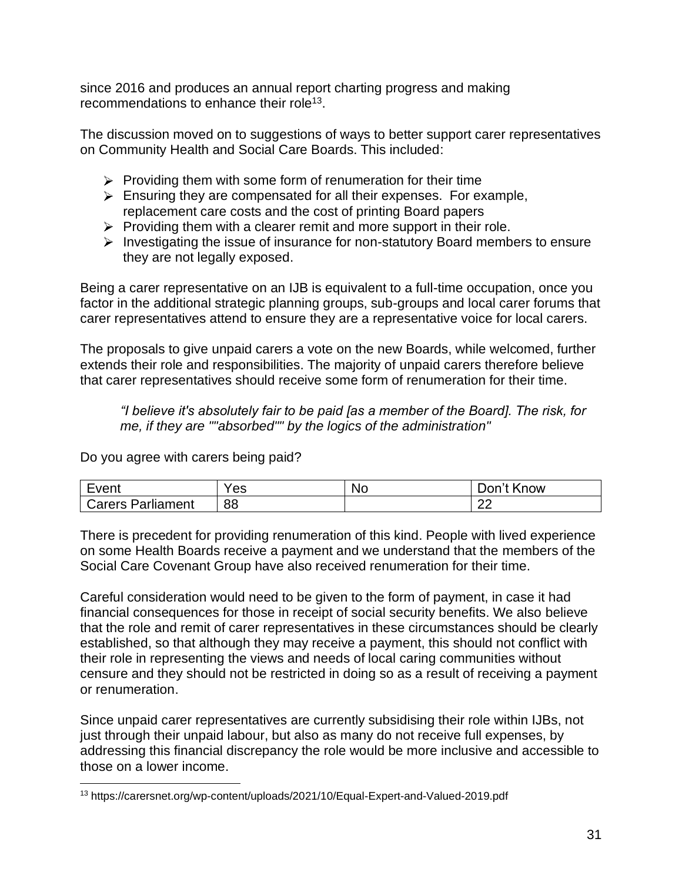since 2016 and produces an annual report charting progress and making recommendations to enhance their role[13].

The discussion moved on to suggestions of ways to better support carer representatives on Community Health and Social Care Boards. This included:

- Providing them with some form of renumeration for their time
- Ensuring they are compensated for all their expenses. For example, replacement care costs and the cost of printing Board papers
- Providing them with a clearer remit and more support in their role.
- Investigating the issue of insurance for non-statutory Board members to ensure they are not legally exposed.

Being a carer representative on an IJB is equivalent to a full-time occupation, once you factor in the additional strategic planning groups, sub-groups and local carer forums that carer representatives attend to ensure they are a representative voice for local carers.

The proposals to give unpaid carers a vote on the new Boards, while welcomed, further extends their role and responsibilities. The majority of unpaid carers therefore believe that carer representatives should receive some form of renumeration for their time.

> *"I believe it's absolutely fair to be paid [as a member of the Board]. The risk, for me, if they are ""absorbed"" by the logics of the administration"*

Do you agree with carers being paid?

| Event | Yes | No | Don't Know |
|---|---|---|---|
| Carers Parliament | 88 | | 22 |

There is precedent for providing renumeration of this kind. People with lived experience on some Health Boards receive a payment and we understand that the members of the Social Care Covenant Group have also received renumeration for their time.

Careful consideration would need to be given to the form of payment, in case it had financial consequences for those in receipt of social security benefits. We also believe that the role and remit of carer representatives in these circumstances should be clearly established, so that although they may receive a payment, this should not conflict with their role in representing the views and needs of local caring communities without censure and they should not be restricted in doing so as a result of receiving a payment or renumeration.

Since unpaid carer representatives are currently subsidising their role within IJBs, not just through their unpaid labour, but also as many do not receive full expenses, by addressing this financial discrepancy the role would be more inclusive and accessible to those on a lower income.

[13] https://carersnet.org/wp-content/uploads/2021/10/Equal-Expert-and-Valued-2019.pdf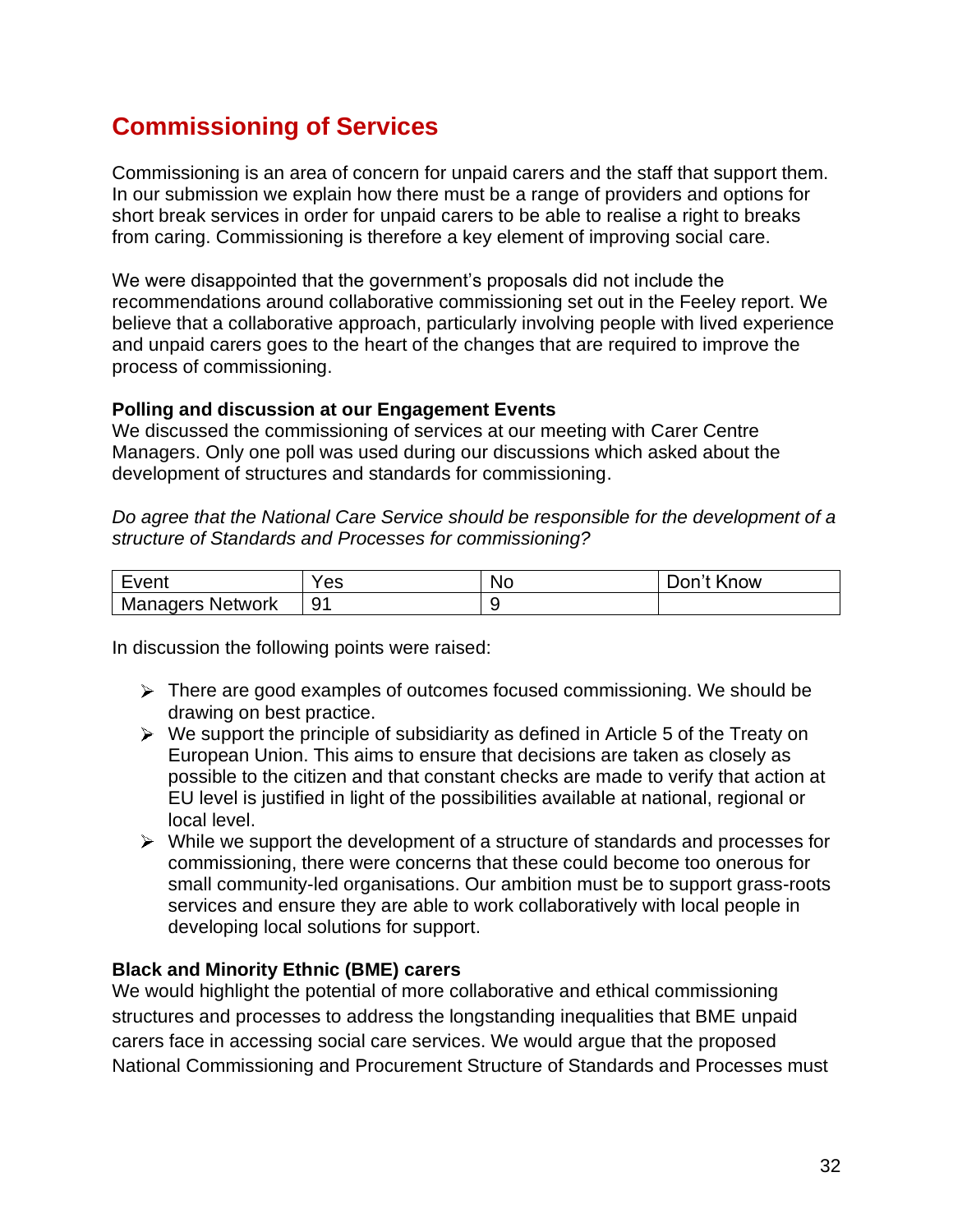## Commissioning of Services

Commissioning is an area of concern for unpaid carers and the staff that support them. In our submission we explain how there must be a range of providers and options for short break services in order for unpaid carers to be able to realise a right to breaks from caring. Commissioning is therefore a key element of improving social care.

We were disappointed that the government's proposals did not include the recommendations around collaborative commissioning set out in the Feeley report. We believe that a collaborative approach, particularly involving people with lived experience and unpaid carers goes to the heart of the changes that are required to improve the process of commissioning.

**Polling and discussion at our Engagement Events**

We discussed the commissioning of services at our meeting with Carer Centre Managers. Only one poll was used during our discussions which asked about the development of structures and standards for commissioning.

*Do agree that the National Care Service should be responsible for the development of a structure of Standards and Processes for commissioning?*

| Event | Yes | No | Don't Know |
|---|---|---|---|
| Managers Network | 91 | 9 | |

In discussion the following points were raised:

- There are good examples of outcomes focused commissioning. We should be drawing on best practice.
- We support the principle of subsidiarity as defined in Article 5 of the Treaty on European Union. This aims to ensure that decisions are taken as closely as possible to the citizen and that constant checks are made to verify that action at EU level is justified in light of the possibilities available at national, regional or local level.
- While we support the development of a structure of standards and processes for commissioning, there were concerns that these could become too onerous for small community-led organisations. Our ambition must be to support grass-roots services and ensure they are able to work collaboratively with local people in developing local solutions for support.

**Black and Minority Ethnic (BME) carers**

We would highlight the potential of more collaborative and ethical commissioning structures and processes to address the longstanding inequalities that BME unpaid carers face in accessing social care services. We would argue that the proposed National Commissioning and Procurement Structure of Standards and Processes must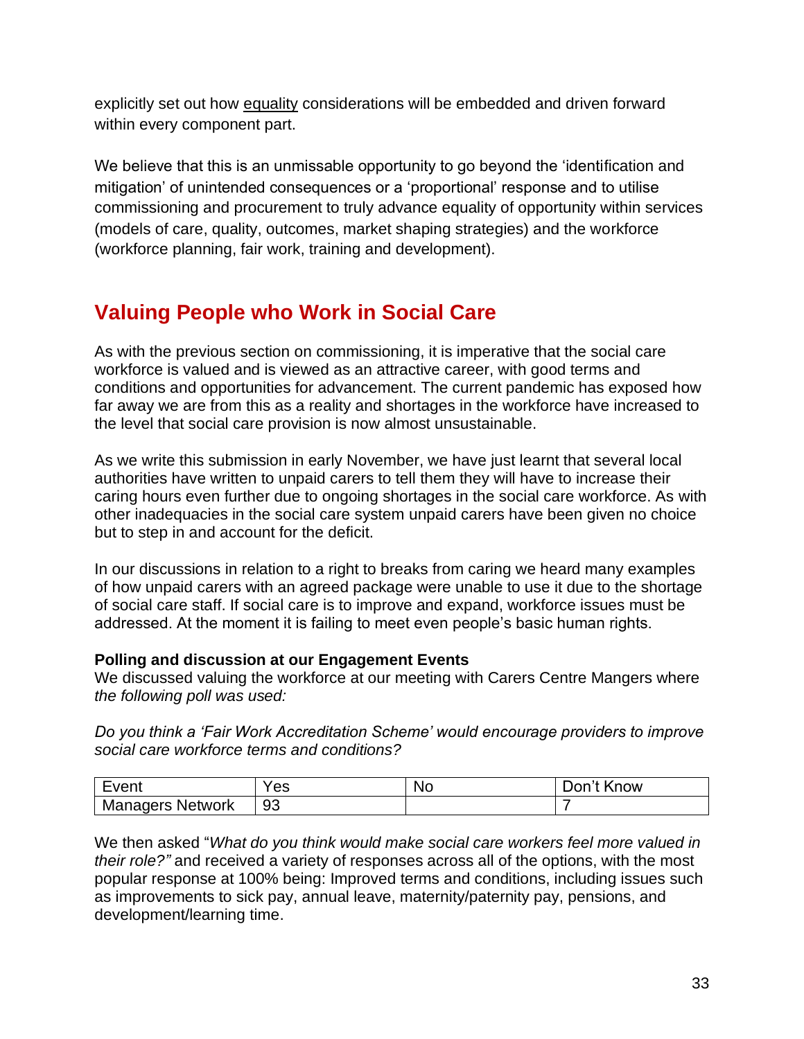explicitly set out how equality considerations will be embedded and driven forward within every component part.

We believe that this is an unmissable opportunity to go beyond the 'identification and mitigation' of unintended consequences or a 'proportional' response and to utilise commissioning and procurement to truly advance equality of opportunity within services (models of care, quality, outcomes, market shaping strategies) and the workforce (workforce planning, fair work, training and development).

## Valuing People who Work in Social Care

As with the previous section on commissioning, it is imperative that the social care workforce is valued and is viewed as an attractive career, with good terms and conditions and opportunities for advancement. The current pandemic has exposed how far away we are from this as a reality and shortages in the workforce have increased to the level that social care provision is now almost unsustainable.

As we write this submission in early November, we have just learnt that several local authorities have written to unpaid carers to tell them they will have to increase their caring hours even further due to ongoing shortages in the social care workforce. As with other inadequacies in the social care system unpaid carers have been given no choice but to step in and account for the deficit.

In our discussions in relation to a right to breaks from caring we heard many examples of how unpaid carers with an agreed package were unable to use it due to the shortage of social care staff. If social care is to improve and expand, workforce issues must be addressed. At the moment it is failing to meet even people's basic human rights.

**Polling and discussion at our Engagement Events**
We discussed valuing the workforce at our meeting with Carers Centre Mangers where *the following poll was used:*

*Do you think a 'Fair Work Accreditation Scheme' would encourage providers to improve social care workforce terms and conditions?*

| Event | Yes | No | Don't Know |
|---|---|---|---|
| Managers Network | 93 | | 7 |

We then asked "*What do you think would make social care workers feel more valued in their role?"* and received a variety of responses across all of the options, with the most popular response at 100% being: Improved terms and conditions, including issues such as improvements to sick pay, annual leave, maternity/paternity pay, pensions, and development/learning time.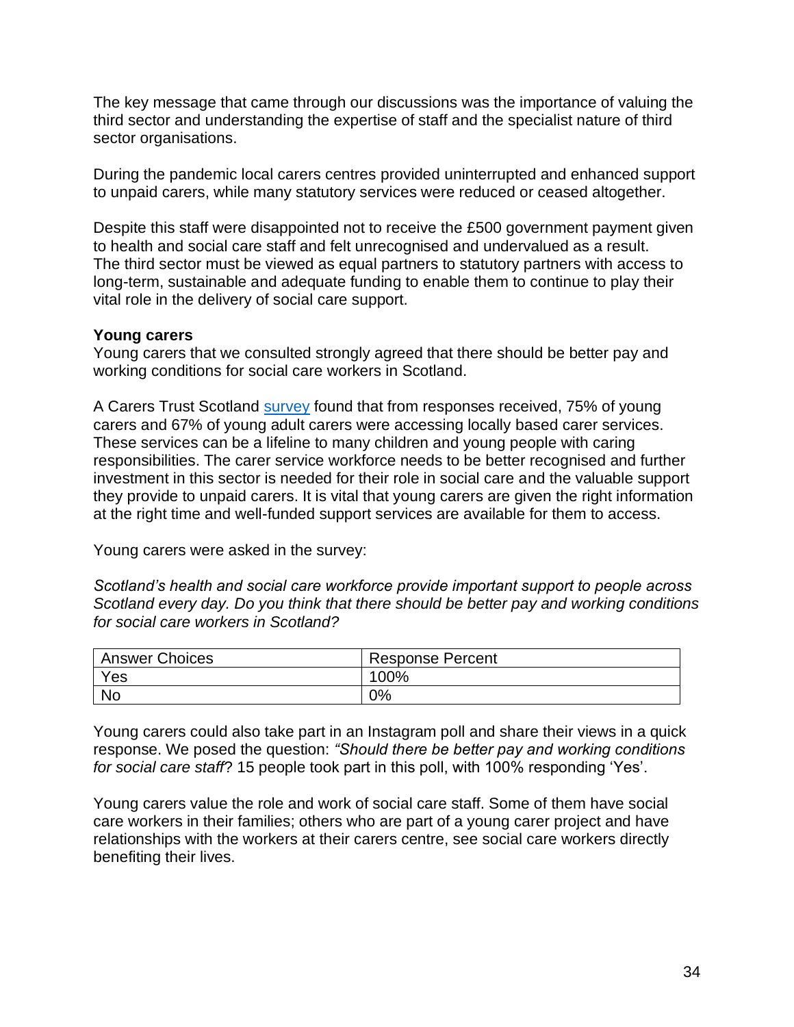The key message that came through our discussions was the importance of valuing the third sector and understanding the expertise of staff and the specialist nature of third sector organisations.

During the pandemic local carers centres provided uninterrupted and enhanced support to unpaid carers, while many statutory services were reduced or ceased altogether.

Despite this staff were disappointed not to receive the £500 government payment given to health and social care staff and felt unrecognised and undervalued as a result. The third sector must be viewed as equal partners to statutory partners with access to long-term, sustainable and adequate funding to enable them to continue to play their vital role in the delivery of social care support.

**Young carers**

Young carers that we consulted strongly agreed that there should be better pay and working conditions for social care workers in Scotland.

A Carers Trust Scotland survey found that from responses received, 75% of young carers and 67% of young adult carers were accessing locally based carer services. These services can be a lifeline to many children and young people with caring responsibilities. The carer service workforce needs to be better recognised and further investment in this sector is needed for their role in social care and the valuable support they provide to unpaid carers. It is vital that young carers are given the right information at the right time and well-funded support services are available for them to access.

Young carers were asked in the survey:

*Scotland's health and social care workforce provide important support to people across Scotland every day. Do you think that there should be better pay and working conditions for social care workers in Scotland?*

| Answer Choices | Response Percent |
| --- | --- |
| Yes | 100% |
| No | 0% |

Young carers could also take part in an Instagram poll and share their views in a quick response. We posed the question: *"Should there be better pay and working conditions for social care staff*? 15 people took part in this poll, with 100% responding 'Yes'.

Young carers value the role and work of social care staff. Some of them have social care workers in their families; others who are part of a young carer project and have relationships with the workers at their carers centre, see social care workers directly benefiting their lives.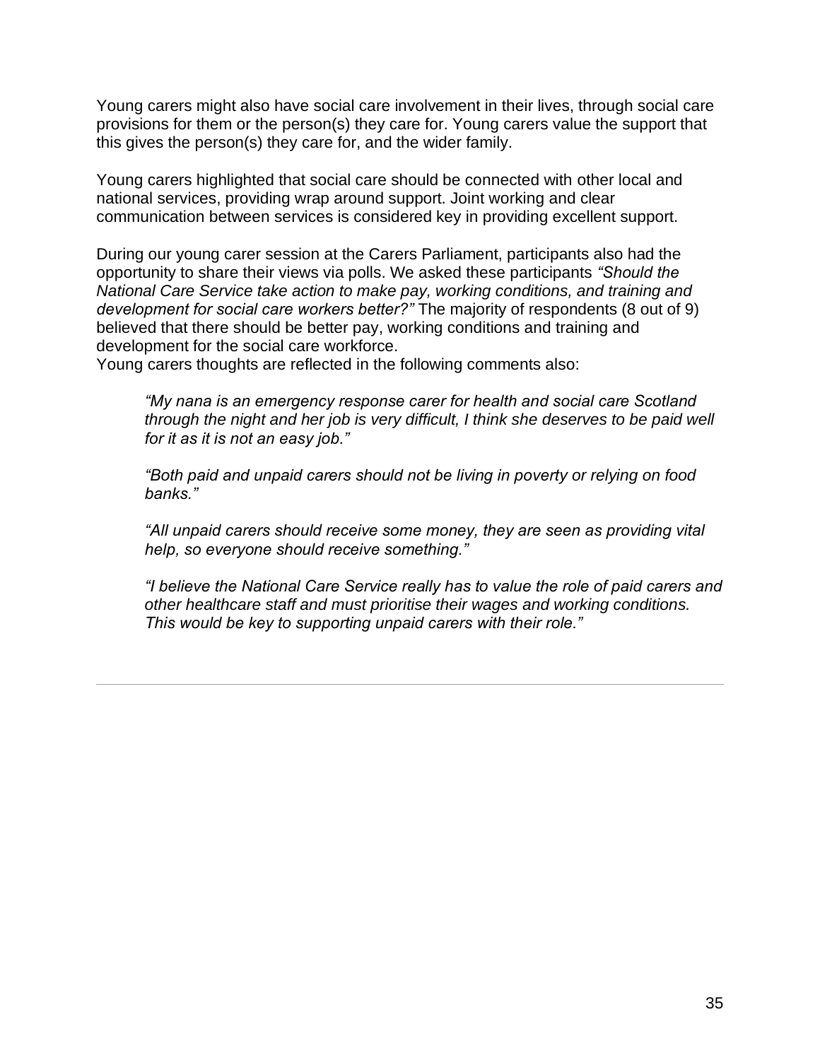Young carers might also have social care involvement in their lives, through social care provisions for them or the person(s) they care for. Young carers value the support that this gives the person(s) they care for, and the wider family.

Young carers highlighted that social care should be connected with other local and national services, providing wrap around support. Joint working and clear communication between services is considered key in providing excellent support.

During our young carer session at the Carers Parliament, participants also had the opportunity to share their views via polls. We asked these participants *"Should the National Care Service take action to make pay, working conditions, and training and development for social care workers better?"* The majority of respondents (8 out of 9) believed that there should be better pay, working conditions and training and development for the social care workforce.
Young carers thoughts are reflected in the following comments also:

> *"My nana is an emergency response carer for health and social care Scotland through the night and her job is very difficult, I think she deserves to be paid well for it as it is not an easy job."*
>
> *"Both paid and unpaid carers should not be living in poverty or relying on food banks."*
>
> *"All unpaid carers should receive some money, they are seen as providing vital help, so everyone should receive something."*
>
> *"I believe the National Care Service really has to value the role of paid carers and other healthcare staff and must prioritise their wages and working conditions. This would be key to supporting unpaid carers with their role."*

---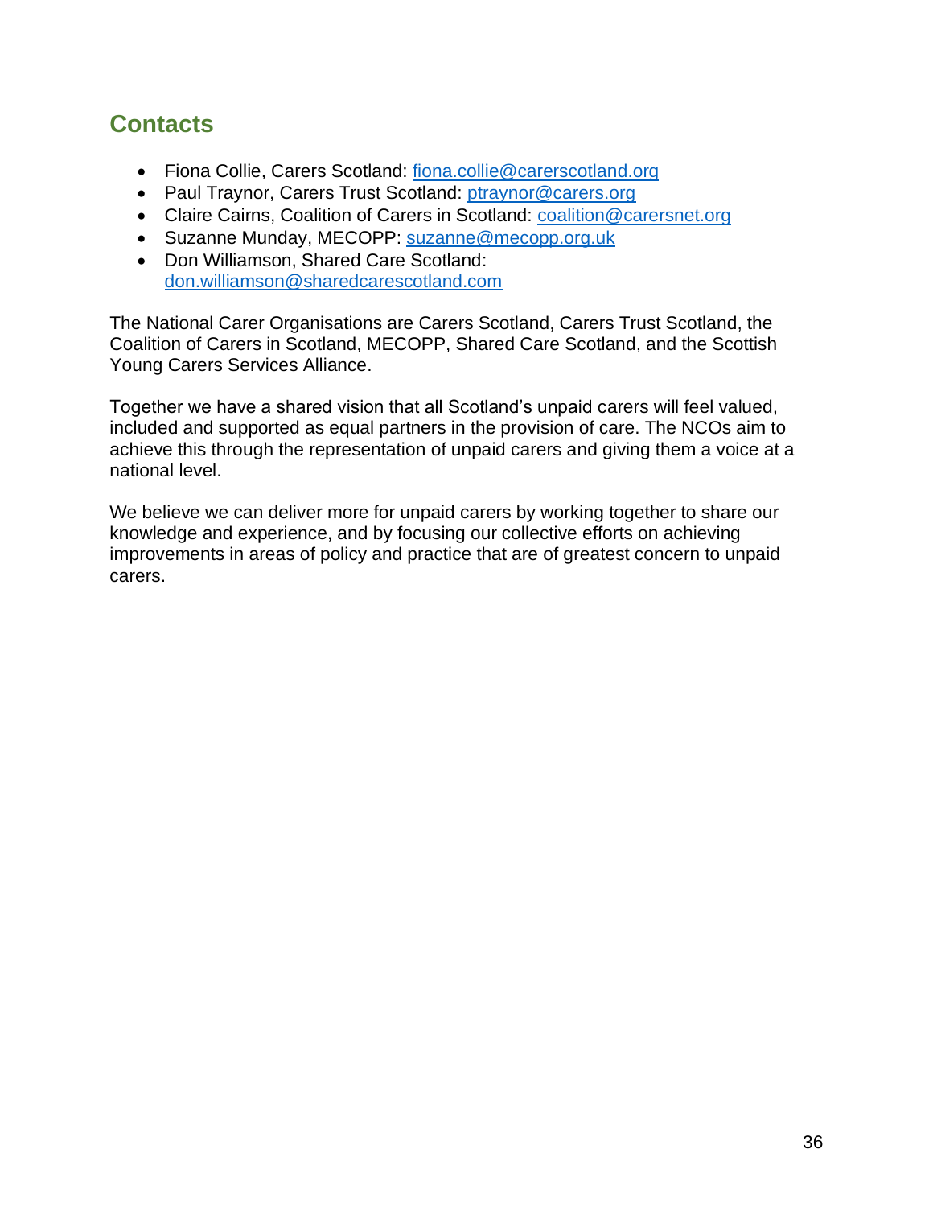## Contacts

- Fiona Collie, Carers Scotland: [fiona.collie@carerscotland.org](mailto:fiona.collie@carerscotland.org)
- Paul Traynor, Carers Trust Scotland: [ptraynor@carers.org](mailto:ptraynor@carers.org)
- Claire Cairns, Coalition of Carers in Scotland: [coalition@carersnet.org](mailto:coalition@carersnet.org)
- Suzanne Munday, MECOPP: [suzanne@mecopp.org.uk](mailto:suzanne@mecopp.org.uk)
- Don Williamson, Shared Care Scotland: [don.williamson@sharedcarescotland.com](mailto:don.williamson@sharedcarescotland.com)

The National Carer Organisations are Carers Scotland, Carers Trust Scotland, the Coalition of Carers in Scotland, MECOPP, Shared Care Scotland, and the Scottish Young Carers Services Alliance.

Together we have a shared vision that all Scotland's unpaid carers will feel valued, included and supported as equal partners in the provision of care. The NCOs aim to achieve this through the representation of unpaid carers and giving them a voice at a national level.

We believe we can deliver more for unpaid carers by working together to share our knowledge and experience, and by focusing our collective efforts on achieving improvements in areas of policy and practice that are of greatest concern to unpaid carers.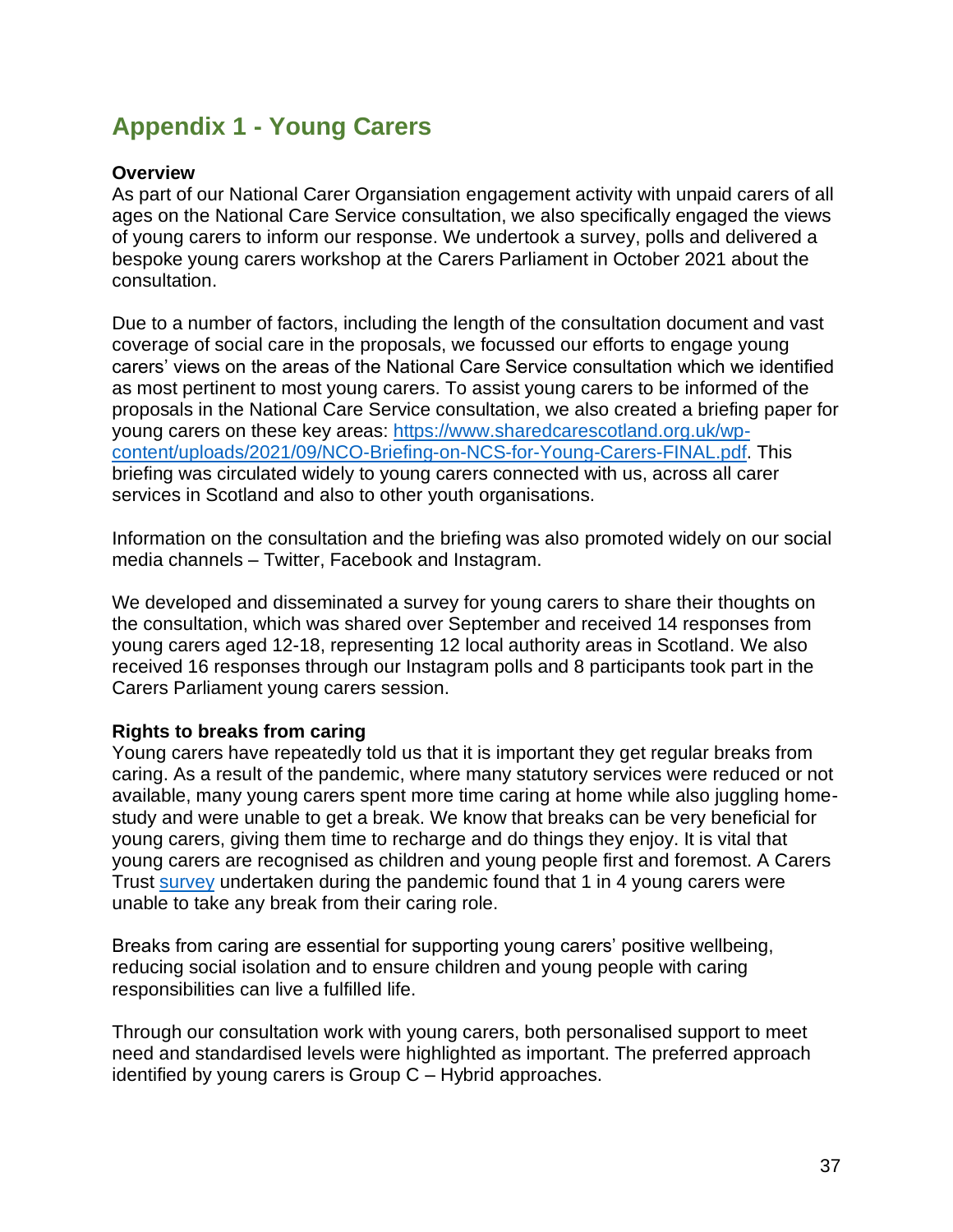# Appendix 1 - Young Carers

**Overview**

As part of our National Carer Organsiation engagement activity with unpaid carers of all ages on the National Care Service consultation, we also specifically engaged the views of young carers to inform our response. We undertook a survey, polls and delivered a bespoke young carers workshop at the Carers Parliament in October 2021 about the consultation.

Due to a number of factors, including the length of the consultation document and vast coverage of social care in the proposals, we focussed our efforts to engage young carers' views on the areas of the National Care Service consultation which we identified as most pertinent to most young carers. To assist young carers to be informed of the proposals in the National Care Service consultation, we also created a briefing paper for young carers on these key areas: [https://www.sharedcarescotland.org.uk/wp-content/uploads/2021/09/NCO-Briefing-on-NCS-for-Young-Carers-FINAL.pdf](https://www.sharedcarescotland.org.uk/wp-content/uploads/2021/09/NCO-Briefing-on-NCS-for-Young-Carers-FINAL.pdf). This briefing was circulated widely to young carers connected with us, across all carer services in Scotland and also to other youth organisations.

Information on the consultation and the briefing was also promoted widely on our social media channels – Twitter, Facebook and Instagram.

We developed and disseminated a survey for young carers to share their thoughts on the consultation, which was shared over September and received 14 responses from young carers aged 12-18, representing 12 local authority areas in Scotland. We also received 16 responses through our Instagram polls and 8 participants took part in the Carers Parliament young carers session.

**Rights to breaks from caring**

Young carers have repeatedly told us that it is important they get regular breaks from caring. As a result of the pandemic, where many statutory services were reduced or not available, many young carers spent more time caring at home while also juggling home-study and were unable to get a break. We know that breaks can be very beneficial for young carers, giving them time to recharge and do things they enjoy. It is vital that young carers are recognised as children and young people first and foremost. A Carers Trust survey undertaken during the pandemic found that 1 in 4 young carers were unable to take any break from their caring role.

Breaks from caring are essential for supporting young carers' positive wellbeing, reducing social isolation and to ensure children and young people with caring responsibilities can live a fulfilled life.

Through our consultation work with young carers, both personalised support to meet need and standardised levels were highlighted as important. The preferred approach identified by young carers is Group C – Hybrid approaches.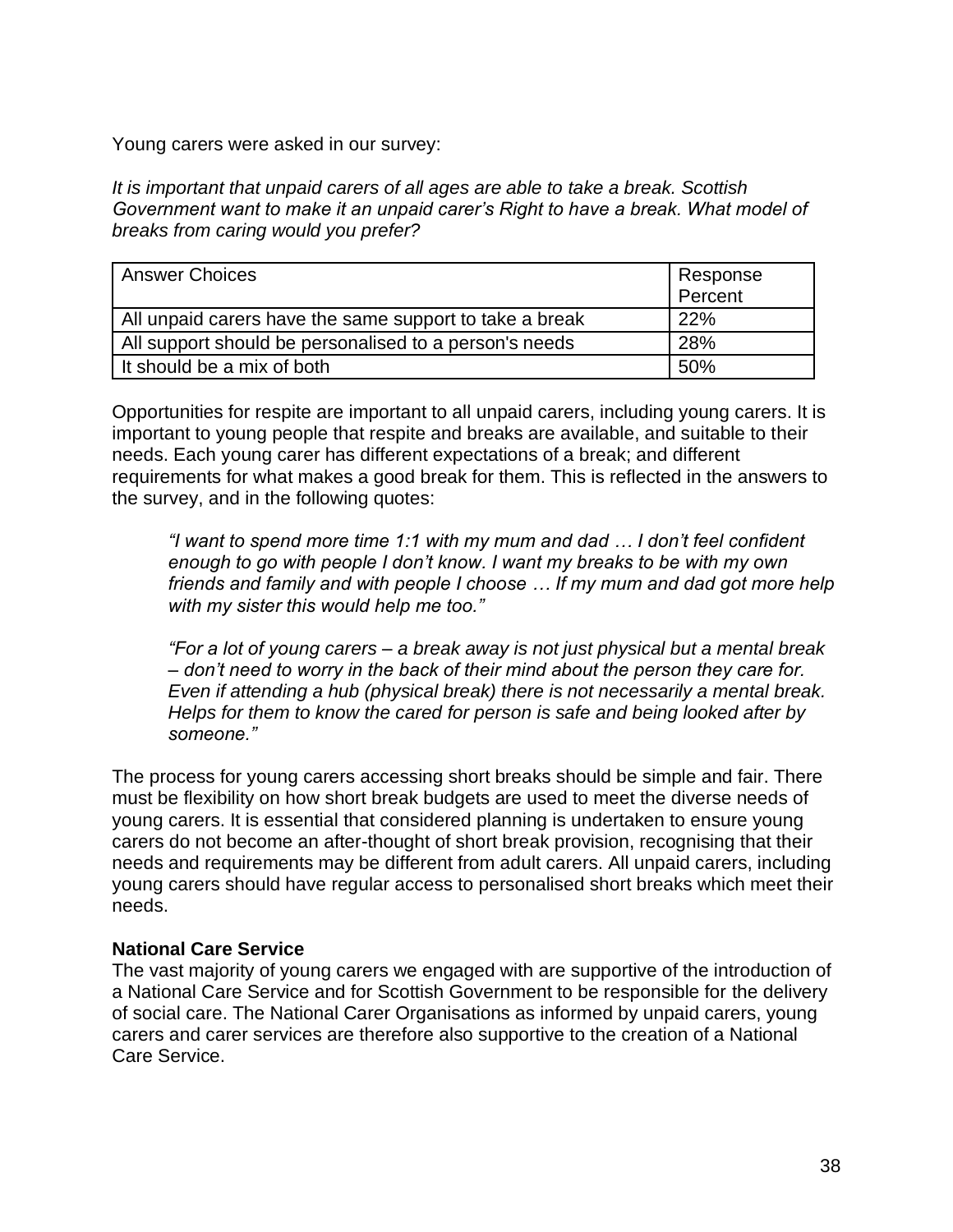Young carers were asked in our survey:

*It is important that unpaid carers of all ages are able to take a break. Scottish Government want to make it an unpaid carer's Right to have a break. What model of breaks from caring would you prefer?*

| Answer Choices | Response Percent |
| --- | --- |
| All unpaid carers have the same support to take a break | 22% |
| All support should be personalised to a person's needs | 28% |
| It should be a mix of both | 50% |

Opportunities for respite are important to all unpaid carers, including young carers. It is important to young people that respite and breaks are available, and suitable to their needs. Each young carer has different expectations of a break; and different requirements for what makes a good break for them. This is reflected in the answers to the survey, and in the following quotes:

> *"I want to spend more time 1:1 with my mum and dad … I don't feel confident enough to go with people I don't know. I want my breaks to be with my own friends and family and with people I choose … If my mum and dad got more help with my sister this would help me too."*

> *"For a lot of young carers – a break away is not just physical but a mental break – don't need to worry in the back of their mind about the person they care for. Even if attending a hub (physical break) there is not necessarily a mental break. Helps for them to know the cared for person is safe and being looked after by someone."*

The process for young carers accessing short breaks should be simple and fair. There must be flexibility on how short break budgets are used to meet the diverse needs of young carers. It is essential that considered planning is undertaken to ensure young carers do not become an after-thought of short break provision, recognising that their needs and requirements may be different from adult carers. All unpaid carers, including young carers should have regular access to personalised short breaks which meet their needs.

**National Care Service**

The vast majority of young carers we engaged with are supportive of the introduction of a National Care Service and for Scottish Government to be responsible for the delivery of social care. The National Carer Organisations as informed by unpaid carers, young carers and carer services are therefore also supportive to the creation of a National Care Service.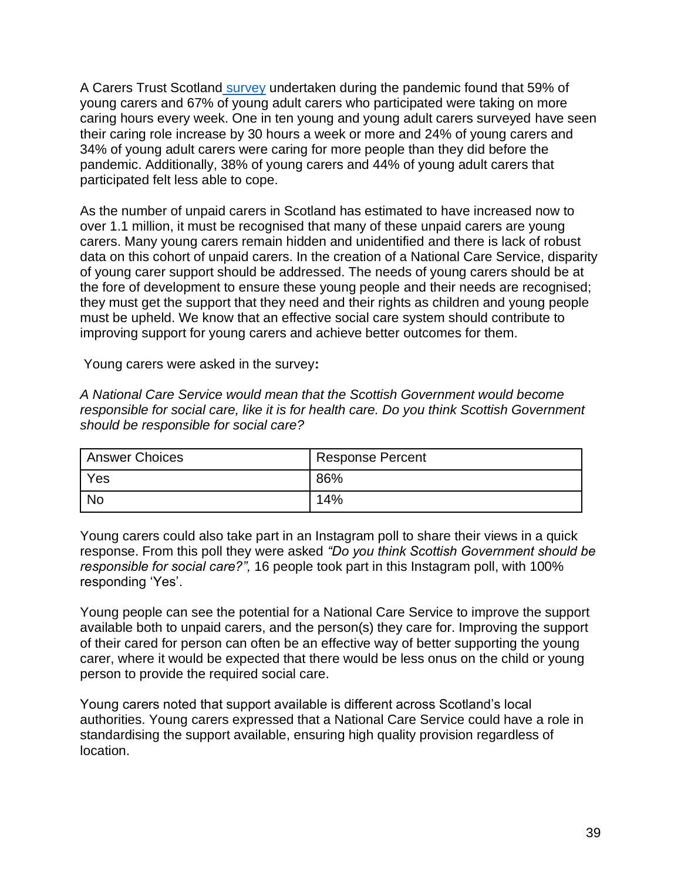A Carers Trust Scotland survey undertaken during the pandemic found that 59% of young carers and 67% of young adult carers who participated were taking on more caring hours every week. One in ten young and young adult carers surveyed have seen their caring role increase by 30 hours a week or more and 24% of young carers and 34% of young adult carers were caring for more people than they did before the pandemic. Additionally, 38% of young carers and 44% of young adult carers that participated felt less able to cope.

As the number of unpaid carers in Scotland has estimated to have increased now to over 1.1 million, it must be recognised that many of these unpaid carers are young carers. Many young carers remain hidden and unidentified and there is lack of robust data on this cohort of unpaid carers. In the creation of a National Care Service, disparity of young carer support should be addressed. The needs of young carers should be at the fore of development to ensure these young people and their needs are recognised; they must get the support that they need and their rights as children and young people must be upheld. We know that an effective social care system should contribute to improving support for young carers and achieve better outcomes for them.

Young carers were asked in the survey**:**

*A National Care Service would mean that the Scottish Government would become responsible for social care, like it is for health care. Do you think Scottish Government should be responsible for social care?*

| Answer Choices | Response Percent |
| --- | --- |
| Yes | 86% |
| No | 14% |

Young carers could also take part in an Instagram poll to share their views in a quick response. From this poll they were asked *"Do you think Scottish Government should be responsible for social care?",* 16 people took part in this Instagram poll, with 100% responding 'Yes'.

Young people can see the potential for a National Care Service to improve the support available both to unpaid carers, and the person(s) they care for. Improving the support of their cared for person can often be an effective way of better supporting the young carer, where it would be expected that there would be less onus on the child or young person to provide the required social care.

Young carers noted that support available is different across Scotland's local authorities. Young carers expressed that a National Care Service could have a role in standardising the support available, ensuring high quality provision regardless of location.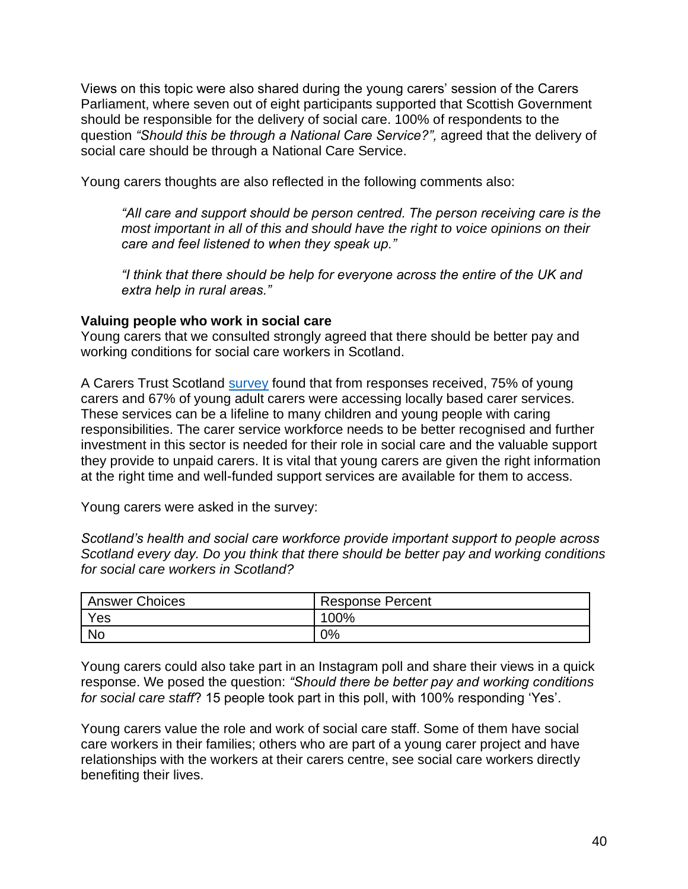Views on this topic were also shared during the young carers' session of the Carers Parliament, where seven out of eight participants supported that Scottish Government should be responsible for the delivery of social care. 100% of respondents to the question *"Should this be through a National Care Service?",* agreed that the delivery of social care should be through a National Care Service.

Young carers thoughts are also reflected in the following comments also:

> *"All care and support should be person centred. The person receiving care is the most important in all of this and should have the right to voice opinions on their care and feel listened to when they speak up."*
>
> *"I think that there should be help for everyone across the entire of the UK and extra help in rural areas."*

**Valuing people who work in social care**

Young carers that we consulted strongly agreed that there should be better pay and working conditions for social care workers in Scotland.

A Carers Trust Scotland survey found that from responses received, 75% of young carers and 67% of young adult carers were accessing locally based carer services. These services can be a lifeline to many children and young people with caring responsibilities. The carer service workforce needs to be better recognised and further investment in this sector is needed for their role in social care and the valuable support they provide to unpaid carers. It is vital that young carers are given the right information at the right time and well-funded support services are available for them to access.

Young carers were asked in the survey:

*Scotland's health and social care workforce provide important support to people across Scotland every day. Do you think that there should be better pay and working conditions for social care workers in Scotland?*

| Answer Choices | Response Percent |
| --- | --- |
| Yes | 100% |
| No | 0% |

Young carers could also take part in an Instagram poll and share their views in a quick response. We posed the question: *"Should there be better pay and working conditions for social care staff*? 15 people took part in this poll, with 100% responding 'Yes'.

Young carers value the role and work of social care staff. Some of them have social care workers in their families; others who are part of a young carer project and have relationships with the workers at their carers centre, see social care workers directly benefiting their lives.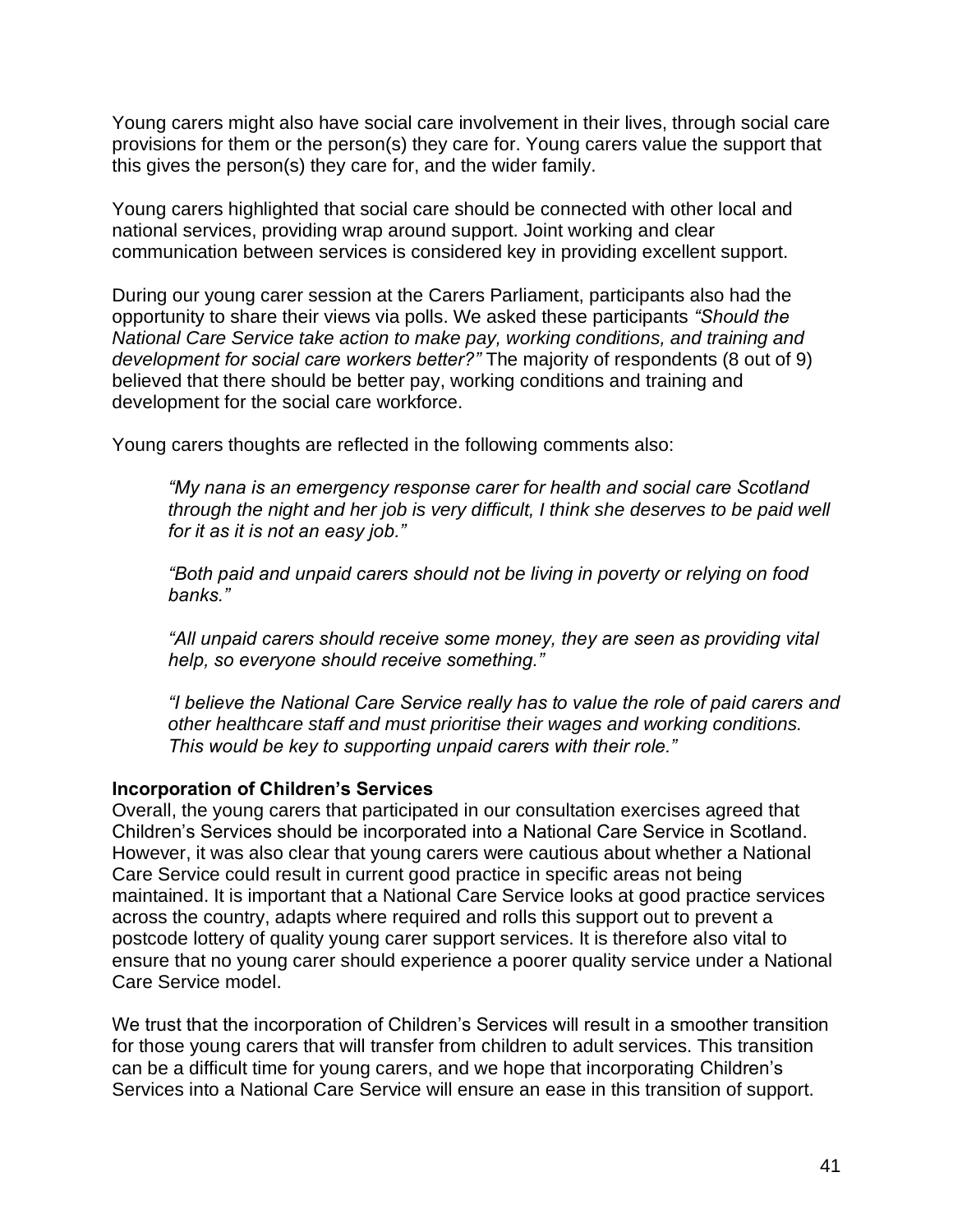Young carers might also have social care involvement in their lives, through social care provisions for them or the person(s) they care for. Young carers value the support that this gives the person(s) they care for, and the wider family.

Young carers highlighted that social care should be connected with other local and national services, providing wrap around support. Joint working and clear communication between services is considered key in providing excellent support.

During our young carer session at the Carers Parliament, participants also had the opportunity to share their views via polls. We asked these participants *"Should the National Care Service take action to make pay, working conditions, and training and development for social care workers better?"* The majority of respondents (8 out of 9) believed that there should be better pay, working conditions and training and development for the social care workforce.

Young carers thoughts are reflected in the following comments also:

> *"My nana is an emergency response carer for health and social care Scotland through the night and her job is very difficult, I think she deserves to be paid well for it as it is not an easy job."*
>
> *"Both paid and unpaid carers should not be living in poverty or relying on food banks."*
>
> *"All unpaid carers should receive some money, they are seen as providing vital help, so everyone should receive something."*
>
> *"I believe the National Care Service really has to value the role of paid carers and other healthcare staff and must prioritise their wages and working conditions. This would be key to supporting unpaid carers with their role."*

**Incorporation of Children's Services**

Overall, the young carers that participated in our consultation exercises agreed that Children's Services should be incorporated into a National Care Service in Scotland. However, it was also clear that young carers were cautious about whether a National Care Service could result in current good practice in specific areas not being maintained. It is important that a National Care Service looks at good practice services across the country, adapts where required and rolls this support out to prevent a postcode lottery of quality young carer support services. It is therefore also vital to ensure that no young carer should experience a poorer quality service under a National Care Service model.

We trust that the incorporation of Children's Services will result in a smoother transition for those young carers that will transfer from children to adult services. This transition can be a difficult time for young carers, and we hope that incorporating Children's Services into a National Care Service will ensure an ease in this transition of support.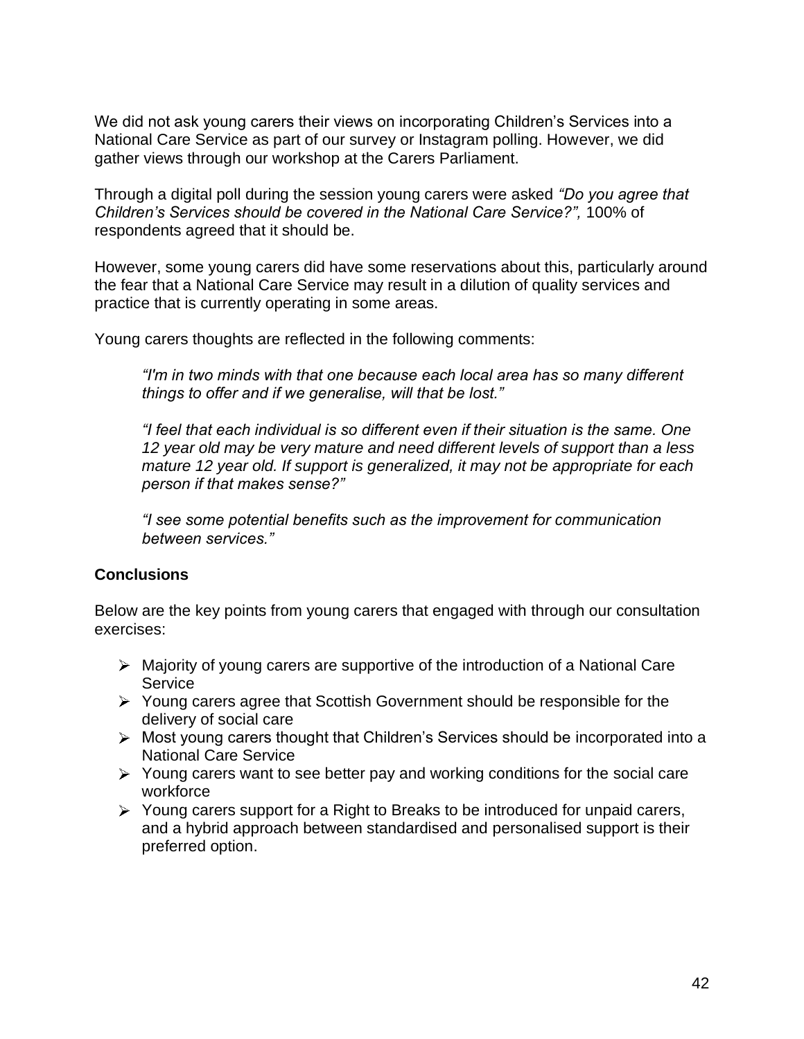We did not ask young carers their views on incorporating Children's Services into a National Care Service as part of our survey or Instagram polling. However, we did gather views through our workshop at the Carers Parliament.

Through a digital poll during the session young carers were asked *"Do you agree that Children's Services should be covered in the National Care Service?",* 100% of respondents agreed that it should be.

However, some young carers did have some reservations about this, particularly around the fear that a National Care Service may result in a dilution of quality services and practice that is currently operating in some areas.

Young carers thoughts are reflected in the following comments:

> *"I'm in two minds with that one because each local area has so many different things to offer and if we generalise, will that be lost."*
>
> *"I feel that each individual is so different even if their situation is the same. One 12 year old may be very mature and need different levels of support than a less mature 12 year old. If support is generalized, it may not be appropriate for each person if that makes sense?"*
>
> *"I see some potential benefits such as the improvement for communication between services."*

**Conclusions**

Below are the key points from young carers that engaged with through our consultation exercises:

- Majority of young carers are supportive of the introduction of a National Care Service
- Young carers agree that Scottish Government should be responsible for the delivery of social care
- Most young carers thought that Children's Services should be incorporated into a National Care Service
- Young carers want to see better pay and working conditions for the social care workforce
- Young carers support for a Right to Breaks to be introduced for unpaid carers, and a hybrid approach between standardised and personalised support is their preferred option.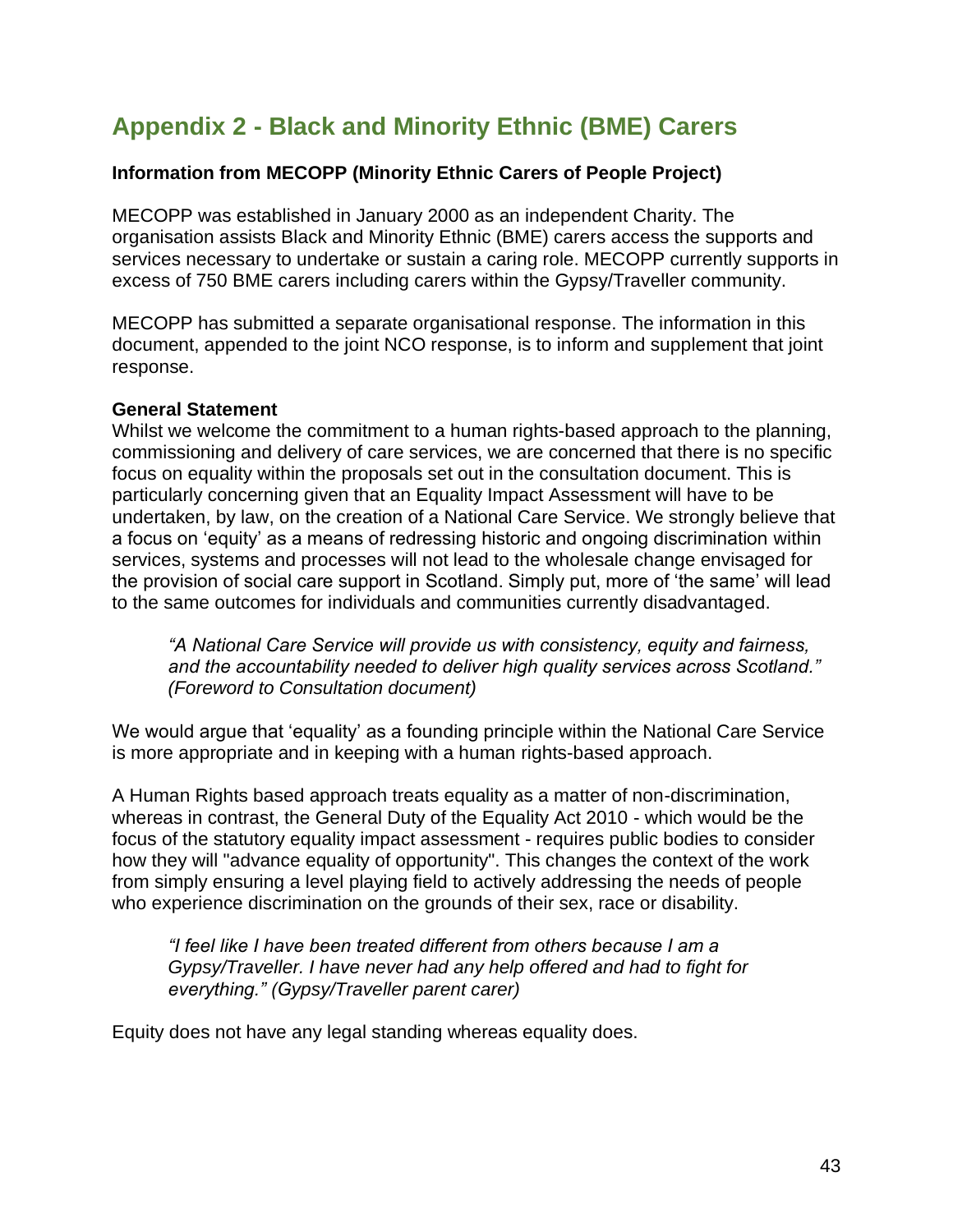## Appendix 2 - Black and Minority Ethnic (BME) Carers

**Information from MECOPP (Minority Ethnic Carers of People Project)**

MECOPP was established in January 2000 as an independent Charity. The organisation assists Black and Minority Ethnic (BME) carers access the supports and services necessary to undertake or sustain a caring role. MECOPP currently supports in excess of 750 BME carers including carers within the Gypsy/Traveller community.

MECOPP has submitted a separate organisational response. The information in this document, appended to the joint NCO response, is to inform and supplement that joint response.

**General Statement**

Whilst we welcome the commitment to a human rights-based approach to the planning, commissioning and delivery of care services, we are concerned that there is no specific focus on equality within the proposals set out in the consultation document. This is particularly concerning given that an Equality Impact Assessment will have to be undertaken, by law, on the creation of a National Care Service. We strongly believe that a focus on 'equity' as a means of redressing historic and ongoing discrimination within services, systems and processes will not lead to the wholesale change envisaged for the provision of social care support in Scotland. Simply put, more of 'the same' will lead to the same outcomes for individuals and communities currently disadvantaged.

> *"A National Care Service will provide us with consistency, equity and fairness, and the accountability needed to deliver high quality services across Scotland." (Foreword to Consultation document)*

We would argue that 'equality' as a founding principle within the National Care Service is more appropriate and in keeping with a human rights-based approach.

A Human Rights based approach treats equality as a matter of non-discrimination, whereas in contrast, the General Duty of the Equality Act 2010 - which would be the focus of the statutory equality impact assessment - requires public bodies to consider how they will "advance equality of opportunity". This changes the context of the work from simply ensuring a level playing field to actively addressing the needs of people who experience discrimination on the grounds of their sex, race or disability.

> *"I feel like I have been treated different from others because I am a Gypsy/Traveller. I have never had any help offered and had to fight for everything." (Gypsy/Traveller parent carer)*

Equity does not have any legal standing whereas equality does.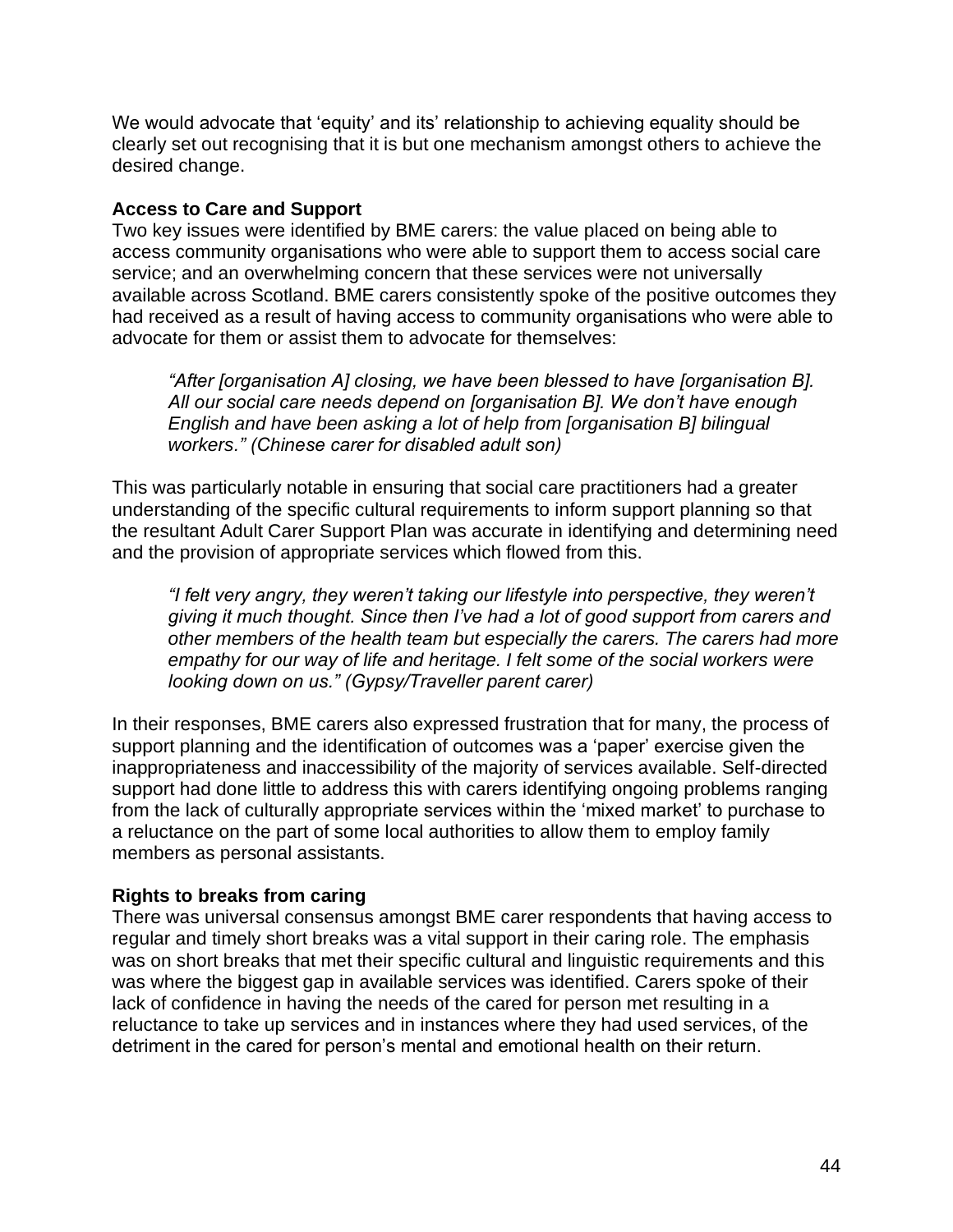We would advocate that 'equity' and its' relationship to achieving equality should be clearly set out recognising that it is but one mechanism amongst others to achieve the desired change.

**Access to Care and Support**

Two key issues were identified by BME carers: the value placed on being able to access community organisations who were able to support them to access social care service; and an overwhelming concern that these services were not universally available across Scotland. BME carers consistently spoke of the positive outcomes they had received as a result of having access to community organisations who were able to advocate for them or assist them to advocate for themselves:

> *"After [organisation A] closing, we have been blessed to have [organisation B]. All our social care needs depend on [organisation B]. We don't have enough English and have been asking a lot of help from [organisation B] bilingual workers." (Chinese carer for disabled adult son)*

This was particularly notable in ensuring that social care practitioners had a greater understanding of the specific cultural requirements to inform support planning so that the resultant Adult Carer Support Plan was accurate in identifying and determining need and the provision of appropriate services which flowed from this.

> *"I felt very angry, they weren't taking our lifestyle into perspective, they weren't giving it much thought. Since then I've had a lot of good support from carers and other members of the health team but especially the carers. The carers had more empathy for our way of life and heritage. I felt some of the social workers were looking down on us." (Gypsy/Traveller parent carer)*

In their responses, BME carers also expressed frustration that for many, the process of support planning and the identification of outcomes was a 'paper' exercise given the inappropriateness and inaccessibility of the majority of services available. Self-directed support had done little to address this with carers identifying ongoing problems ranging from the lack of culturally appropriate services within the 'mixed market' to purchase to a reluctance on the part of some local authorities to allow them to employ family members as personal assistants.

**Rights to breaks from caring**

There was universal consensus amongst BME carer respondents that having access to regular and timely short breaks was a vital support in their caring role. The emphasis was on short breaks that met their specific cultural and linguistic requirements and this was where the biggest gap in available services was identified. Carers spoke of their lack of confidence in having the needs of the cared for person met resulting in a reluctance to take up services and in instances where they had used services, of the detriment in the cared for person's mental and emotional health on their return.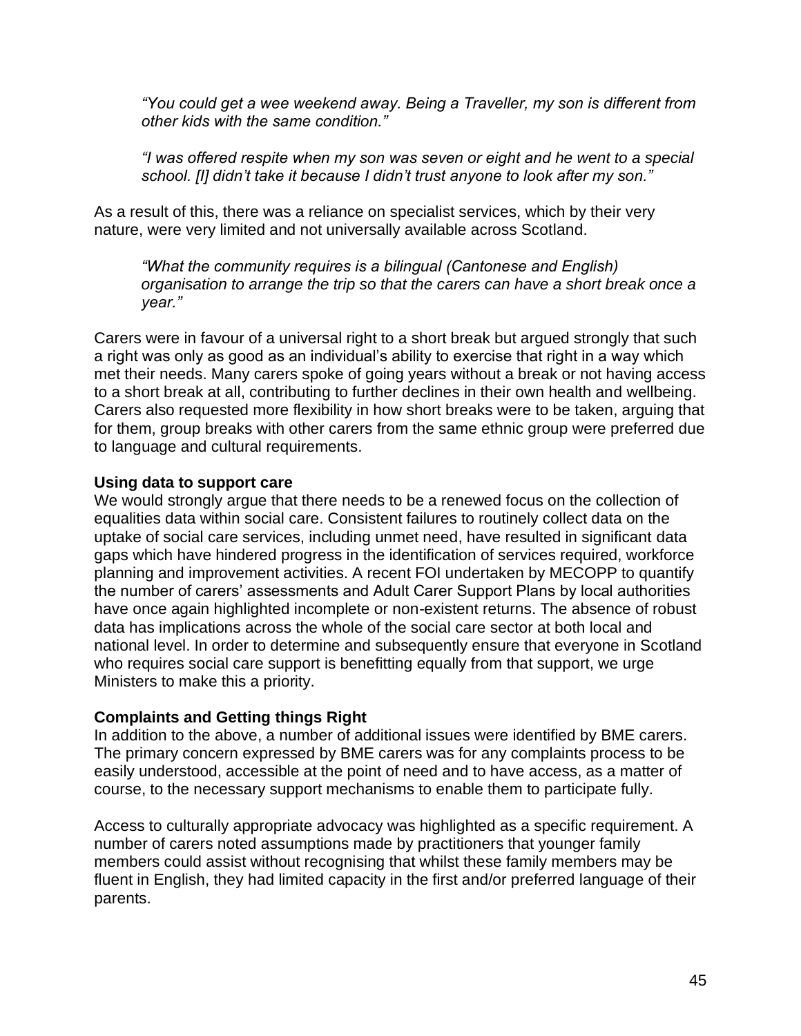> *"You could get a wee weekend away. Being a Traveller, my son is different from other kids with the same condition."*

> *"I was offered respite when my son was seven or eight and he went to a special school. [I] didn't take it because I didn't trust anyone to look after my son."*

As a result of this, there was a reliance on specialist services, which by their very nature, were very limited and not universally available across Scotland.

> *"What the community requires is a bilingual (Cantonese and English) organisation to arrange the trip so that the carers can have a short break once a year."*

Carers were in favour of a universal right to a short break but argued strongly that such a right was only as good as an individual's ability to exercise that right in a way which met their needs. Many carers spoke of going years without a break or not having access to a short break at all, contributing to further declines in their own health and wellbeing. Carers also requested more flexibility in how short breaks were to be taken, arguing that for them, group breaks with other carers from the same ethnic group were preferred due to language and cultural requirements.

**Using data to support care**

We would strongly argue that there needs to be a renewed focus on the collection of equalities data within social care. Consistent failures to routinely collect data on the uptake of social care services, including unmet need, have resulted in significant data gaps which have hindered progress in the identification of services required, workforce planning and improvement activities. A recent FOI undertaken by MECOPP to quantify the number of carers' assessments and Adult Carer Support Plans by local authorities have once again highlighted incomplete or non-existent returns. The absence of robust data has implications across the whole of the social care sector at both local and national level. In order to determine and subsequently ensure that everyone in Scotland who requires social care support is benefitting equally from that support, we urge Ministers to make this a priority.

**Complaints and Getting things Right**

In addition to the above, a number of additional issues were identified by BME carers. The primary concern expressed by BME carers was for any complaints process to be easily understood, accessible at the point of need and to have access, as a matter of course, to the necessary support mechanisms to enable them to participate fully.

Access to culturally appropriate advocacy was highlighted as a specific requirement. A number of carers noted assumptions made by practitioners that younger family members could assist without recognising that whilst these family members may be fluent in English, they had limited capacity in the first and/or preferred language of their parents.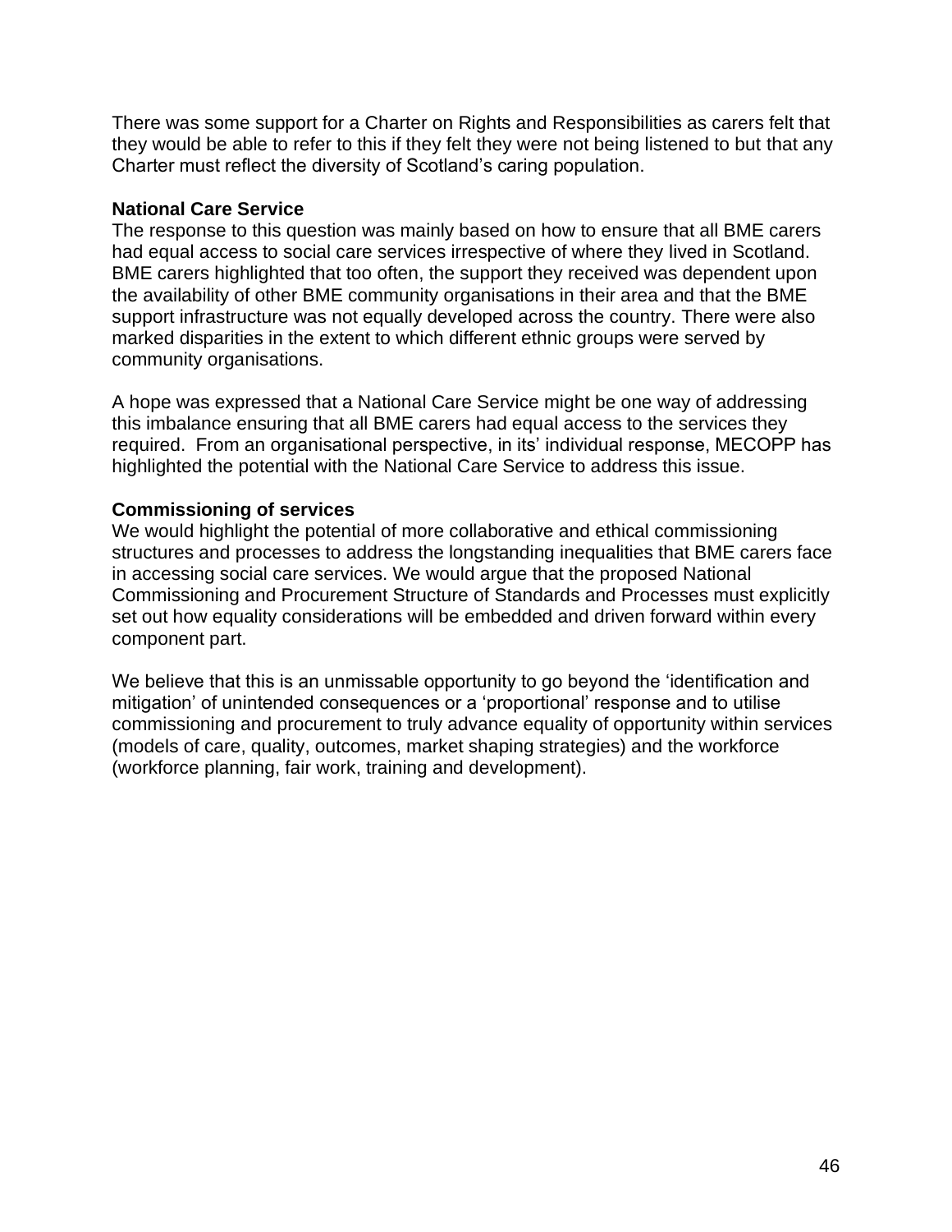There was some support for a Charter on Rights and Responsibilities as carers felt that they would be able to refer to this if they felt they were not being listened to but that any Charter must reflect the diversity of Scotland's caring population.

**National Care Service**

The response to this question was mainly based on how to ensure that all BME carers had equal access to social care services irrespective of where they lived in Scotland. BME carers highlighted that too often, the support they received was dependent upon the availability of other BME community organisations in their area and that the BME support infrastructure was not equally developed across the country. There were also marked disparities in the extent to which different ethnic groups were served by community organisations.

A hope was expressed that a National Care Service might be one way of addressing this imbalance ensuring that all BME carers had equal access to the services they required. From an organisational perspective, in its' individual response, MECOPP has highlighted the potential with the National Care Service to address this issue.

**Commissioning of services**

We would highlight the potential of more collaborative and ethical commissioning structures and processes to address the longstanding inequalities that BME carers face in accessing social care services. We would argue that the proposed National Commissioning and Procurement Structure of Standards and Processes must explicitly set out how equality considerations will be embedded and driven forward within every component part.

We believe that this is an unmissable opportunity to go beyond the 'identification and mitigation' of unintended consequences or a 'proportional' response and to utilise commissioning and procurement to truly advance equality of opportunity within services (models of care, quality, outcomes, market shaping strategies) and the workforce (workforce planning, fair work, training and development).